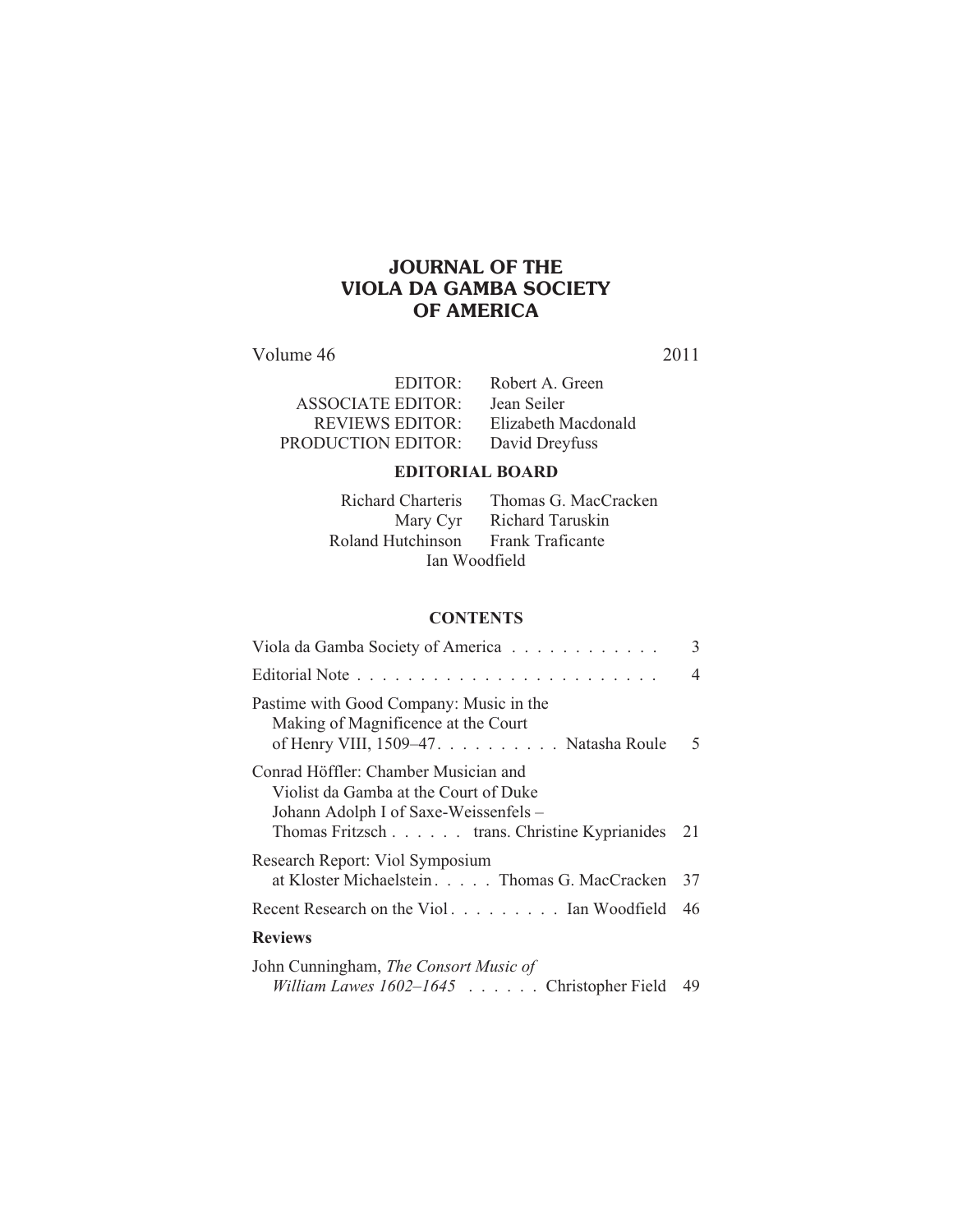# JOURNAL OF THE VIOLA DA GAMBA SOCIETY OF AMERICA

Volume 46 2011

| | |
|---|---|
| EDITOR: | Robert A. Green |
| ASSOCIATE EDITOR: | Jean Seiler |
| REVIEWS EDITOR: | Elizabeth Macdonald |
| PRODUCTION EDITOR: | David Dreyfuss |

## EDITORIAL BOARD

| | |
|---|---|
| Richard Charteris | Thomas G. MacCracken |
| Mary Cyr | Richard Taruskin |
| Roland Hutchinson | Frank Traficante |

Ian Woodfield

## CONTENTS

| | |
|---|---|
| Viola da Gamba Society of America | 3 |
| Editorial Note | 4 |
| Pastime with Good Company: Music in the Making of Magnificence at the Court of Henry VIII, 1509–47. . . . . . . . . . Natasha Roule | 5 |
| Conrad Höffler: Chamber Musician and Violist da Gamba at the Court of Duke Johann Adolph I of Saxe-Weissenfels – Thomas Fritzsch . . . . . . trans. Christine Kyprianides | 21 |
| Research Report: Viol Symposium at Kloster Michaelstein . . . . . Thomas G. MacCracken | 37 |
| Recent Research on the Viol . . . . . . . . . Ian Woodfield | 46 |

**Reviews**

| | |
|---|---|
| John Cunningham, *The Consort Music of William Lawes 1602–1645* . . . . . . Christopher Field | 49 |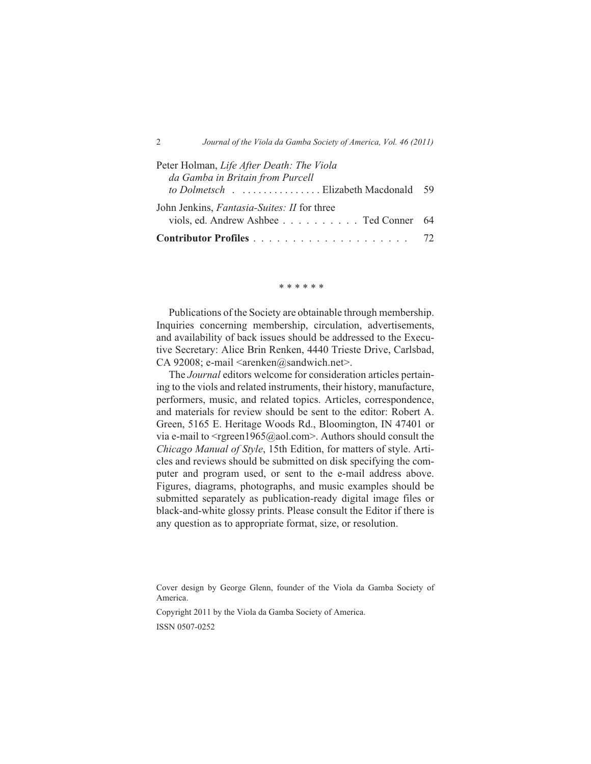Peter Holman, *Life After Death: The Viola da Gamba in Britain from Purcell to Dolmetsch* . . . . . . . . . . . . . . . . Elizabeth Macdonald 59

John Jenkins, *Fantasia-Suites: II* for three viols, ed. Andrew Ashbee . . . . . . . . . . . Ted Conner 64

**Contributor Profiles** . . . . . . . . . . . . . . . . . . . . 72

\* \* \* \* \* \*

Publications of the Society are obtainable through membership. Inquiries concerning membership, circulation, advertisements, and availability of back issues should be addressed to the Executive Secretary: Alice Brin Renken, 4440 Trieste Drive, Carlsbad, CA 92008; e-mail <arenken@sandwich.net>.

The *Journal* editors welcome for consideration articles pertaining to the viols and related instruments, their history, manufacture, performers, music, and related topics. Articles, correspondence, and materials for review should be sent to the editor: Robert A. Green, 5165 E. Heritage Woods Rd., Bloomington, IN 47401 or via e-mail to <rgreen1965@aol.com>. Authors should consult the *Chicago Manual of Style*, 15th Edition, for matters of style. Articles and reviews should be submitted on disk specifying the computer and program used, or sent to the e-mail address above. Figures, diagrams, photographs, and music examples should be submitted separately as publication-ready digital image files or black-and-white glossy prints. Please consult the Editor if there is any question as to appropriate format, size, or resolution.

Cover design by George Glenn, founder of the Viola da Gamba Society of America.

Copyright 2011 by the Viola da Gamba Society of America.

ISSN 0507-0252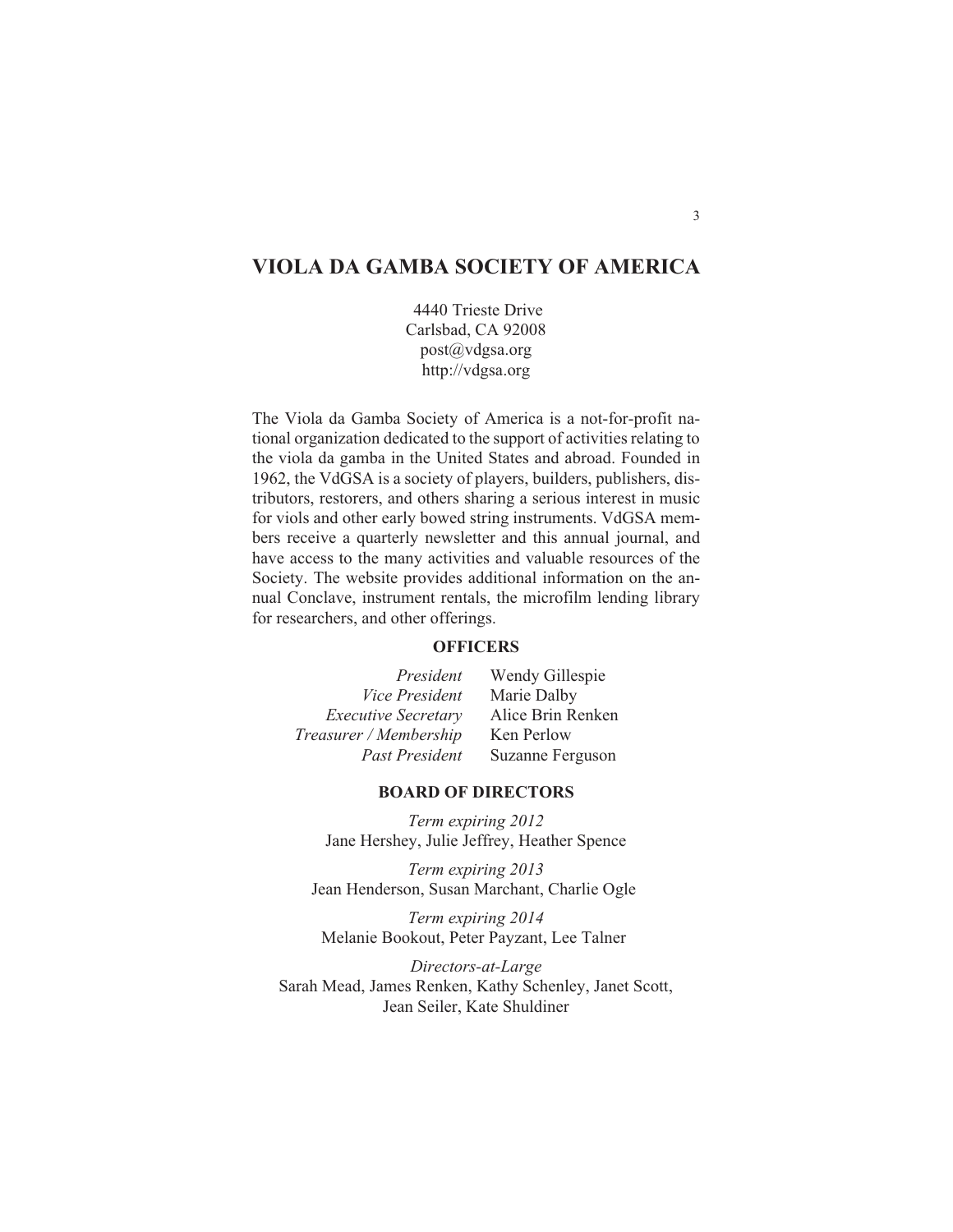# VIOLA DA GAMBA SOCIETY OF AMERICA

4440 Trieste Drive
Carlsbad, CA 92008
post@vdgsa.org
http://vdgsa.org

The Viola da Gamba Society of America is a not-for-profit national organization dedicated to the support of activities relating to the viola da gamba in the United States and abroad. Founded in 1962, the VdGSA is a society of players, builders, publishers, distributors, restorers, and others sharing a serious interest in music for viols and other early bowed string instruments. VdGSA members receive a quarterly newsletter and this annual journal, and have access to the many activities and valuable resources of the Society. The website provides additional information on the annual Conclave, instrument rentals, the microfilm lending library for researchers, and other offerings.

## OFFICERS

| | |
|---|---|
| *President* | Wendy Gillespie |
| *Vice President* | Marie Dalby |
| *Executive Secretary* | Alice Brin Renken |
| *Treasurer / Membership* | Ken Perlow |
| *Past President* | Suzanne Ferguson |

## BOARD OF DIRECTORS

*Term expiring 2012*
Jane Hershey, Julie Jeffrey, Heather Spence

*Term expiring 2013*
Jean Henderson, Susan Marchant, Charlie Ogle

*Term expiring 2014*
Melanie Bookout, Peter Payzant, Lee Talner

*Directors-at-Large*
Sarah Mead, James Renken, Kathy Schenley, Janet Scott, Jean Seiler, Kate Shuldiner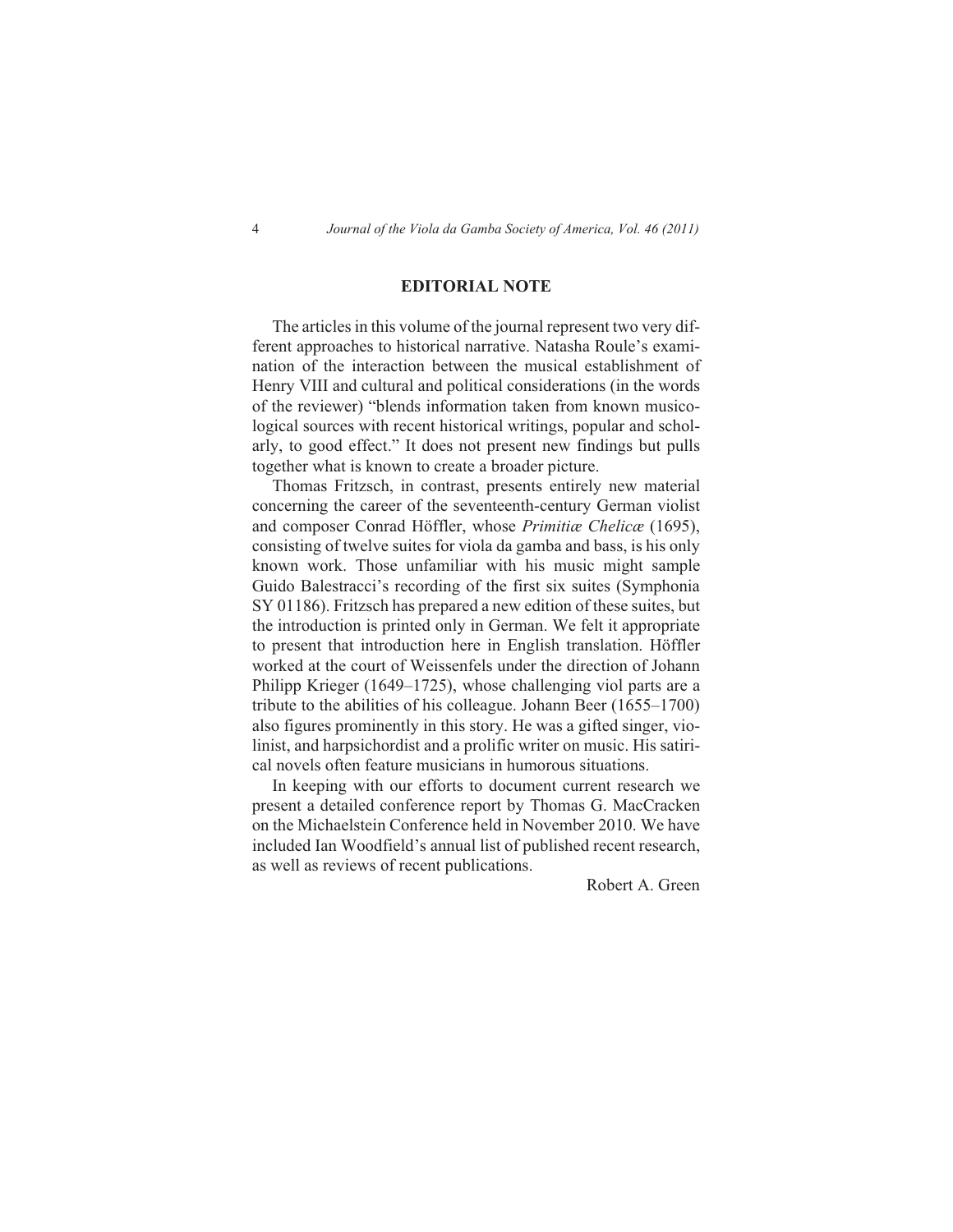## EDITORIAL NOTE

The articles in this volume of the journal represent two very different approaches to historical narrative. Natasha Roule's examination of the interaction between the musical establishment of Henry VIII and cultural and political considerations (in the words of the reviewer) "blends information taken from known musicological sources with recent historical writings, popular and scholarly, to good effect." It does not present new findings but pulls together what is known to create a broader picture.

Thomas Fritzsch, in contrast, presents entirely new material concerning the career of the seventeenth-century German violist and composer Conrad Höffler, whose *Primitiæ Chelicæ* (1695), consisting of twelve suites for viola da gamba and bass, is his only known work. Those unfamiliar with his music might sample Guido Balestracci's recording of the first six suites (Symphonia SY 01186). Fritzsch has prepared a new edition of these suites, but the introduction is printed only in German. We felt it appropriate to present that introduction here in English translation. Höffler worked at the court of Weissenfels under the direction of Johann Philipp Krieger (1649–1725), whose challenging viol parts are a tribute to the abilities of his colleague. Johann Beer (1655–1700) also figures prominently in this story. He was a gifted singer, violinist, and harpsichordist and a prolific writer on music. His satirical novels often feature musicians in humorous situations.

In keeping with our efforts to document current research we present a detailed conference report by Thomas G. MacCracken on the Michaelstein Conference held in November 2010. We have included Ian Woodfield's annual list of published recent research, as well as reviews of recent publications.

Robert A. Green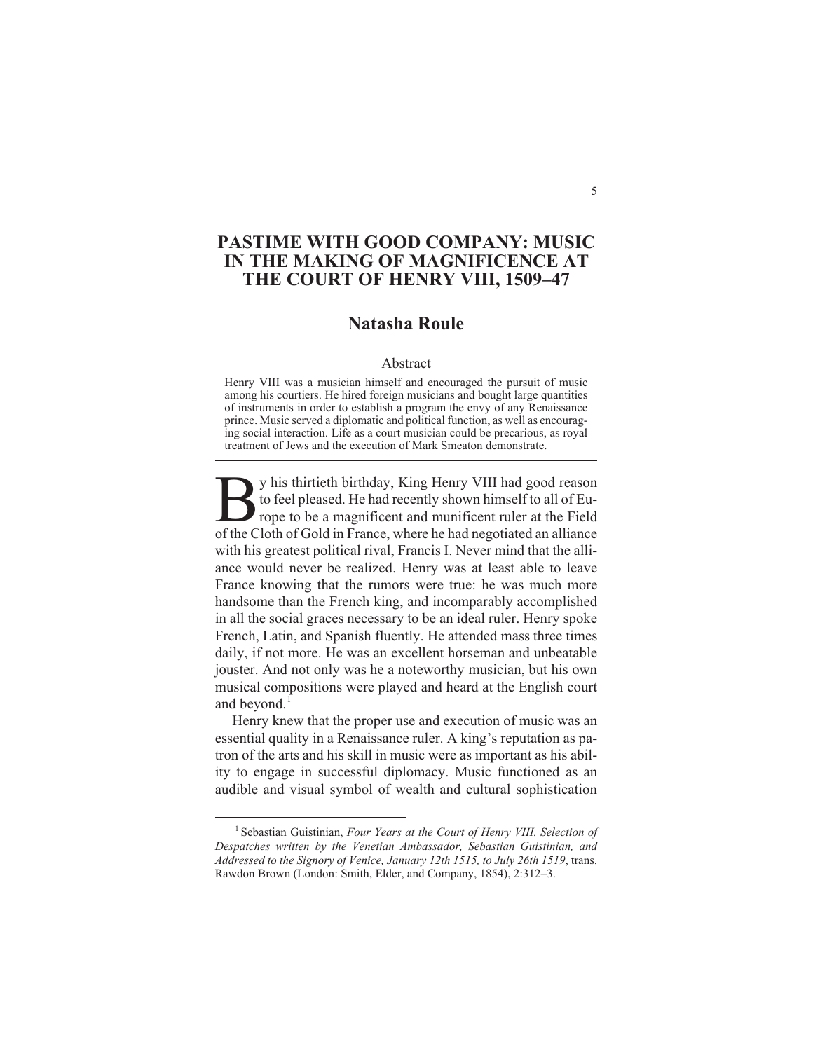# PASTIME WITH GOOD COMPANY: MUSIC IN THE MAKING OF MAGNIFICENCE AT THE COURT OF HENRY VIII, 1509–47

## Natasha Roule

### Abstract

Henry VIII was a musician himself and encouraged the pursuit of music among his courtiers. He hired foreign musicians and bought large quantities of instruments in order to establish a program the envy of any Renaissance prince. Music served a diplomatic and political function, as well as encouraging social interaction. Life as a court musician could be precarious, as royal treatment of Jews and the execution of Mark Smeaton demonstrate.

By his thirtieth birthday, King Henry VIII had good reason to feel pleased. He had recently shown himself to all of Europe to be a magnificent and munificent ruler at the Field of the Cloth of Gold in France, where he had negotiated an alliance with his greatest political rival, Francis I. Never mind that the alliance would never be realized. Henry was at least able to leave France knowing that the rumors were true: he was much more handsome than the French king, and incomparably accomplished in all the social graces necessary to be an ideal ruler. Henry spoke French, Latin, and Spanish fluently. He attended mass three times daily, if not more. He was an excellent horseman and unbeatable jouster. And not only was he a noteworthy musician, but his own musical compositions were played and heard at the English court and beyond.[1]

Henry knew that the proper use and execution of music was an essential quality in a Renaissance ruler. A king's reputation as patron of the arts and his skill in music were as important as his ability to engage in successful diplomacy. Music functioned as an audible and visual symbol of wealth and cultural sophistication

[1] Sebastian Guistinian, *Four Years at the Court of Henry VIII. Selection of Despatches written by the Venetian Ambassador, Sebastian Guistinian, and Addressed to the Signory of Venice, January 12th 1515, to July 26th 1519*, trans. Rawdon Brown (London: Smith, Elder, and Company, 1854), 2:312–3.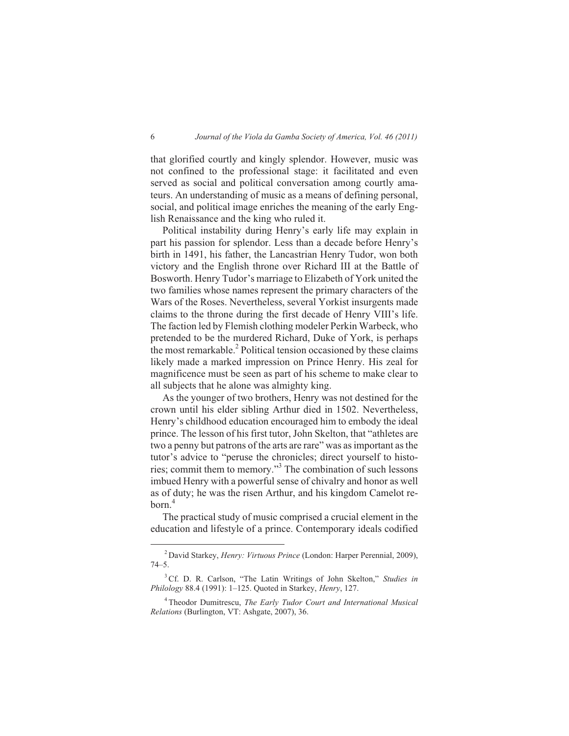that glorified courtly and kingly splendor. However, music was not confined to the professional stage: it facilitated and even served as social and political conversation among courtly amateurs. An understanding of music as a means of defining personal, social, and political image enriches the meaning of the early English Renaissance and the king who ruled it.

Political instability during Henry's early life may explain in part his passion for splendor. Less than a decade before Henry's birth in 1491, his father, the Lancastrian Henry Tudor, won both victory and the English throne over Richard III at the Battle of Bosworth. Henry Tudor's marriage to Elizabeth of York united the two families whose names represent the primary characters of the Wars of the Roses. Nevertheless, several Yorkist insurgents made claims to the throne during the first decade of Henry VIII's life. The faction led by Flemish clothing modeler Perkin Warbeck, who pretended to be the murdered Richard, Duke of York, is perhaps the most remarkable.[2] Political tension occasioned by these claims likely made a marked impression on Prince Henry. His zeal for magnificence must be seen as part of his scheme to make clear to all subjects that he alone was almighty king.

As the younger of two brothers, Henry was not destined for the crown until his elder sibling Arthur died in 1502. Nevertheless, Henry's childhood education encouraged him to embody the ideal prince. The lesson of his first tutor, John Skelton, that "athletes are two a penny but patrons of the arts are rare" was as important as the tutor's advice to "peruse the chronicles; direct yourself to histories; commit them to memory."[3] The combination of such lessons imbued Henry with a powerful sense of chivalry and honor as well as of duty; he was the risen Arthur, and his kingdom Camelot reborn.[4]

The practical study of music comprised a crucial element in the education and lifestyle of a prince. Contemporary ideals codified

---

[2] David Starkey, *Henry: Virtuous Prince* (London: Harper Perennial, 2009), 74–5.

[3] Cf. D. R. Carlson, "The Latin Writings of John Skelton," *Studies in Philology* 88.4 (1991): 1–125. Quoted in Starkey, *Henry*, 127.

[4] Theodor Dumitrescu, *The Early Tudor Court and International Musical Relations* (Burlington, VT: Ashgate, 2007), 36.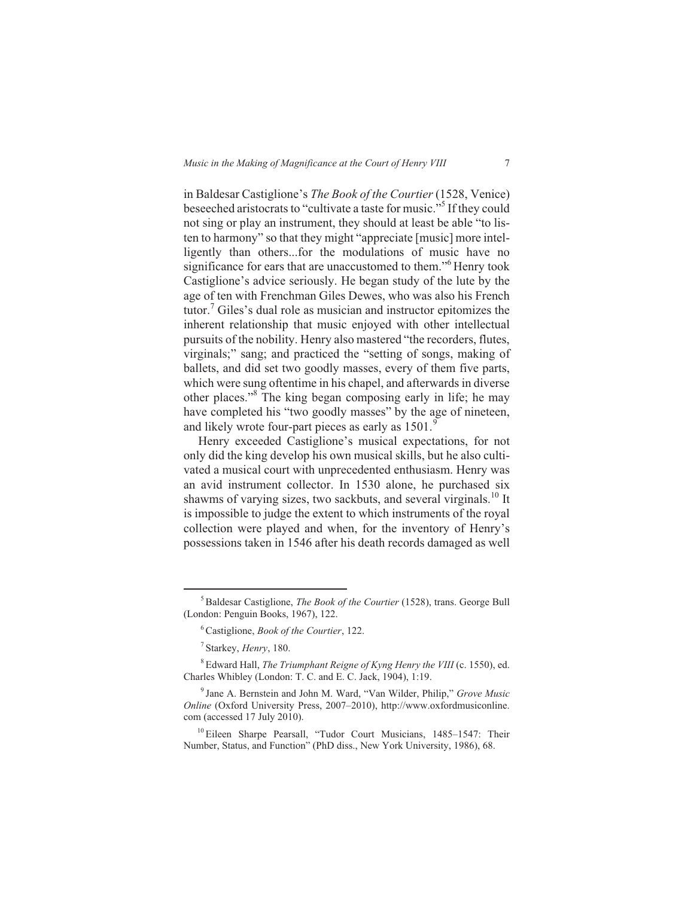in Baldesar Castiglione's *The Book of the Courtier* (1528, Venice) beseeched aristocrats to "cultivate a taste for music."[5] If they could not sing or play an instrument, they should at least be able "to listen to harmony" so that they might "appreciate [music] more intelligently than others...for the modulations of music have no significance for ears that are unaccustomed to them."[6] Henry took Castiglione's advice seriously. He began study of the lute by the age of ten with Frenchman Giles Dewes, who was also his French tutor.[7] Giles's dual role as musician and instructor epitomizes the inherent relationship that music enjoyed with other intellectual pursuits of the nobility. Henry also mastered "the recorders, flutes, virginals;" sang; and practiced the "setting of songs, making of ballets, and did set two goodly masses, every of them five parts, which were sung oftentime in his chapel, and afterwards in diverse other places."[8] The king began composing early in life; he may have completed his "two goodly masses" by the age of nineteen, and likely wrote four-part pieces as early as 1501.[9]

Henry exceeded Castiglione's musical expectations, for not only did the king develop his own musical skills, but he also cultivated a musical court with unprecedented enthusiasm. Henry was an avid instrument collector. In 1530 alone, he purchased six shawms of varying sizes, two sackbuts, and several virginals.[10] It is impossible to judge the extent to which instruments of the royal collection were played and when, for the inventory of Henry's possessions taken in 1546 after his death records damaged as well

---

[5] Baldesar Castiglione, *The Book of the Courtier* (1528), trans. George Bull (London: Penguin Books, 1967), 122.

[6] Castiglione, *Book of the Courtier*, 122.

[7] Starkey, *Henry*, 180.

[8] Edward Hall, *The Triumphant Reigne of Kyng Henry the VIII* (c. 1550), ed. Charles Whibley (London: T. C. and E. C. Jack, 1904), 1:19.

[9] Jane A. Bernstein and John M. Ward, "Van Wilder, Philip," *Grove Music Online* (Oxford University Press, 2007–2010), http://www.oxfordmusiconline.com (accessed 17 July 2010).

[10] Eileen Sharpe Pearsall, "Tudor Court Musicians, 1485–1547: Their Number, Status, and Function" (PhD diss., New York University, 1986), 68.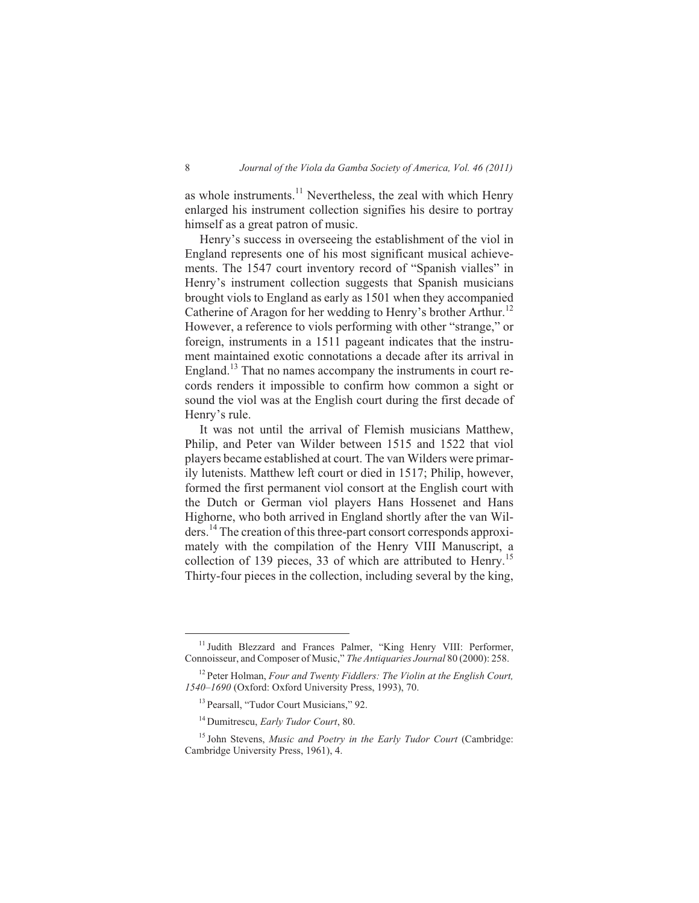as whole instruments.[11] Nevertheless, the zeal with which Henry enlarged his instrument collection signifies his desire to portray himself as a great patron of music.

Henry's success in overseeing the establishment of the viol in England represents one of his most significant musical achievements. The 1547 court inventory record of "Spanish vialles" in Henry's instrument collection suggests that Spanish musicians brought viols to England as early as 1501 when they accompanied Catherine of Aragon for her wedding to Henry's brother Arthur.[12] However, a reference to viols performing with other "strange," or foreign, instruments in a 1511 pageant indicates that the instrument maintained exotic connotations a decade after its arrival in England.[13] That no names accompany the instruments in court records renders it impossible to confirm how common a sight or sound the viol was at the English court during the first decade of Henry's rule.

It was not until the arrival of Flemish musicians Matthew, Philip, and Peter van Wilder between 1515 and 1522 that viol players became established at court. The van Wilders were primarily lutenists. Matthew left court or died in 1517; Philip, however, formed the first permanent viol consort at the English court with the Dutch or German viol players Hans Hossenet and Hans Highorne, who both arrived in England shortly after the van Wilders.[14] The creation of this three-part consort corresponds approximately with the compilation of the Henry VIII Manuscript, a collection of 139 pieces, 33 of which are attributed to Henry.[15] Thirty-four pieces in the collection, including several by the king,

---

[11] Judith Blezzard and Frances Palmer, "King Henry VIII: Performer, Connoisseur, and Composer of Music," *The Antiquaries Journal* 80 (2000): 258.

[12] Peter Holman, *Four and Twenty Fiddlers: The Violin at the English Court, 1540–1690* (Oxford: Oxford University Press, 1993), 70.

[13] Pearsall, "Tudor Court Musicians," 92.

[14] Dumitrescu, *Early Tudor Court*, 80.

[15] John Stevens, *Music and Poetry in the Early Tudor Court* (Cambridge: Cambridge University Press, 1961), 4.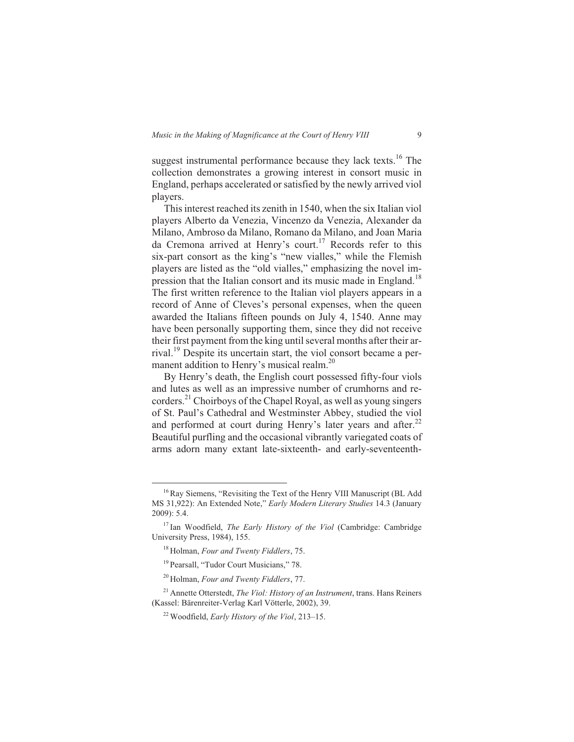suggest instrumental performance because they lack texts.[16] The collection demonstrates a growing interest in consort music in England, perhaps accelerated or satisfied by the newly arrived viol players.

This interest reached its zenith in 1540, when the six Italian viol players Alberto da Venezia, Vincenzo da Venezia, Alexander da Milano, Ambroso da Milano, Romano da Milano, and Joan Maria da Cremona arrived at Henry's court.[17] Records refer to this six-part consort as the king's "new vialles," while the Flemish players are listed as the "old vialles," emphasizing the novel impression that the Italian consort and its music made in England.[18] The first written reference to the Italian viol players appears in a record of Anne of Cleves's personal expenses, when the queen awarded the Italians fifteen pounds on July 4, 1540. Anne may have been personally supporting them, since they did not receive their first payment from the king until several months after their arrival.[19] Despite its uncertain start, the viol consort became a permanent addition to Henry's musical realm.[20]

By Henry's death, the English court possessed fifty-four viols and lutes as well as an impressive number of crumhorns and recorders.[21] Choirboys of the Chapel Royal, as well as young singers of St. Paul's Cathedral and Westminster Abbey, studied the viol and performed at court during Henry's later years and after.[22] Beautiful purfling and the occasional vibrantly variegated coats of arms adorn many extant late-sixteenth- and early-seventeenth-

---

[16] Ray Siemens, "Revisiting the Text of the Henry VIII Manuscript (BL Add MS 31,922): An Extended Note," *Early Modern Literary Studies* 14.3 (January 2009): 5.4.

[17] Ian Woodfield, *The Early History of the Viol* (Cambridge: Cambridge University Press, 1984), 155.

[18] Holman, *Four and Twenty Fiddlers*, 75.

[19] Pearsall, "Tudor Court Musicians," 78.

[20] Holman, *Four and Twenty Fiddlers*, 77.

[21] Annette Otterstedt, *The Viol: History of an Instrument*, trans. Hans Reiners (Kassel: Bärenreiter-Verlag Karl Vötterle, 2002), 39.

[22] Woodfield, *Early History of the Viol*, 213–15.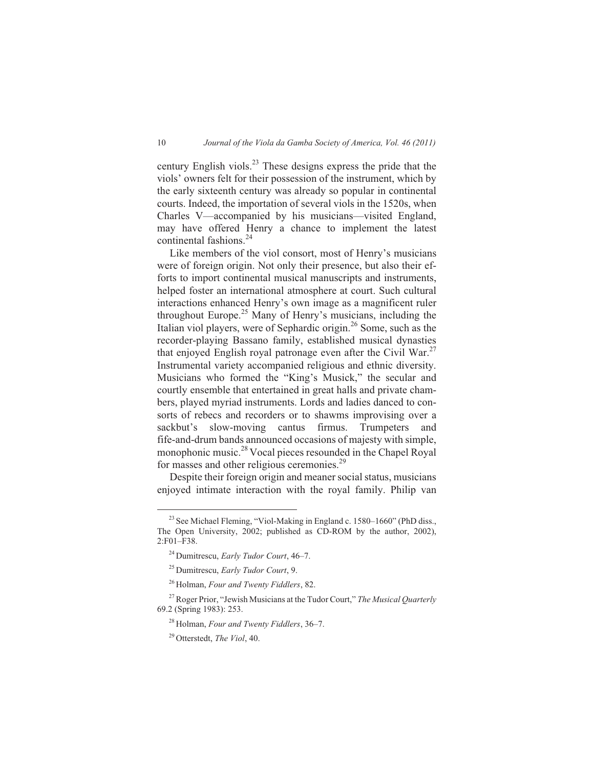century English viols.[23] These designs express the pride that the viols' owners felt for their possession of the instrument, which by the early sixteenth century was already so popular in continental courts. Indeed, the importation of several viols in the 1520s, when Charles V—accompanied by his musicians—visited England, may have offered Henry a chance to implement the latest continental fashions.[24]

Like members of the viol consort, most of Henry's musicians were of foreign origin. Not only their presence, but also their efforts to import continental musical manuscripts and instruments, helped foster an international atmosphere at court. Such cultural interactions enhanced Henry's own image as a magnificent ruler throughout Europe.[25] Many of Henry's musicians, including the Italian viol players, were of Sephardic origin.[26] Some, such as the recorder-playing Bassano family, established musical dynasties that enjoyed English royal patronage even after the Civil War.[27] Instrumental variety accompanied religious and ethnic diversity. Musicians who formed the "King's Musick," the secular and courtly ensemble that entertained in great halls and private chambers, played myriad instruments. Lords and ladies danced to consorts of rebecs and recorders or to shawms improvising over a sackbut's slow-moving cantus firmus. Trumpeters and fife-and-drum bands announced occasions of majesty with simple, monophonic music.[28] Vocal pieces resounded in the Chapel Royal for masses and other religious ceremonies.[29]

Despite their foreign origin and meaner social status, musicians enjoyed intimate interaction with the royal family. Philip van

---

[23] See Michael Fleming, "Viol-Making in England c. 1580–1660" (PhD diss., The Open University, 2002; published as CD-ROM by the author, 2002), 2:F01–F38.

[24] Dumitrescu, *Early Tudor Court*, 46–7.

[25] Dumitrescu, *Early Tudor Court*, 9.

[26] Holman, *Four and Twenty Fiddlers*, 82.

[27] Roger Prior, "Jewish Musicians at the Tudor Court," *The Musical Quarterly* 69.2 (Spring 1983): 253.

[28] Holman, *Four and Twenty Fiddlers*, 36–7.

[29] Otterstedt, *The Viol*, 40.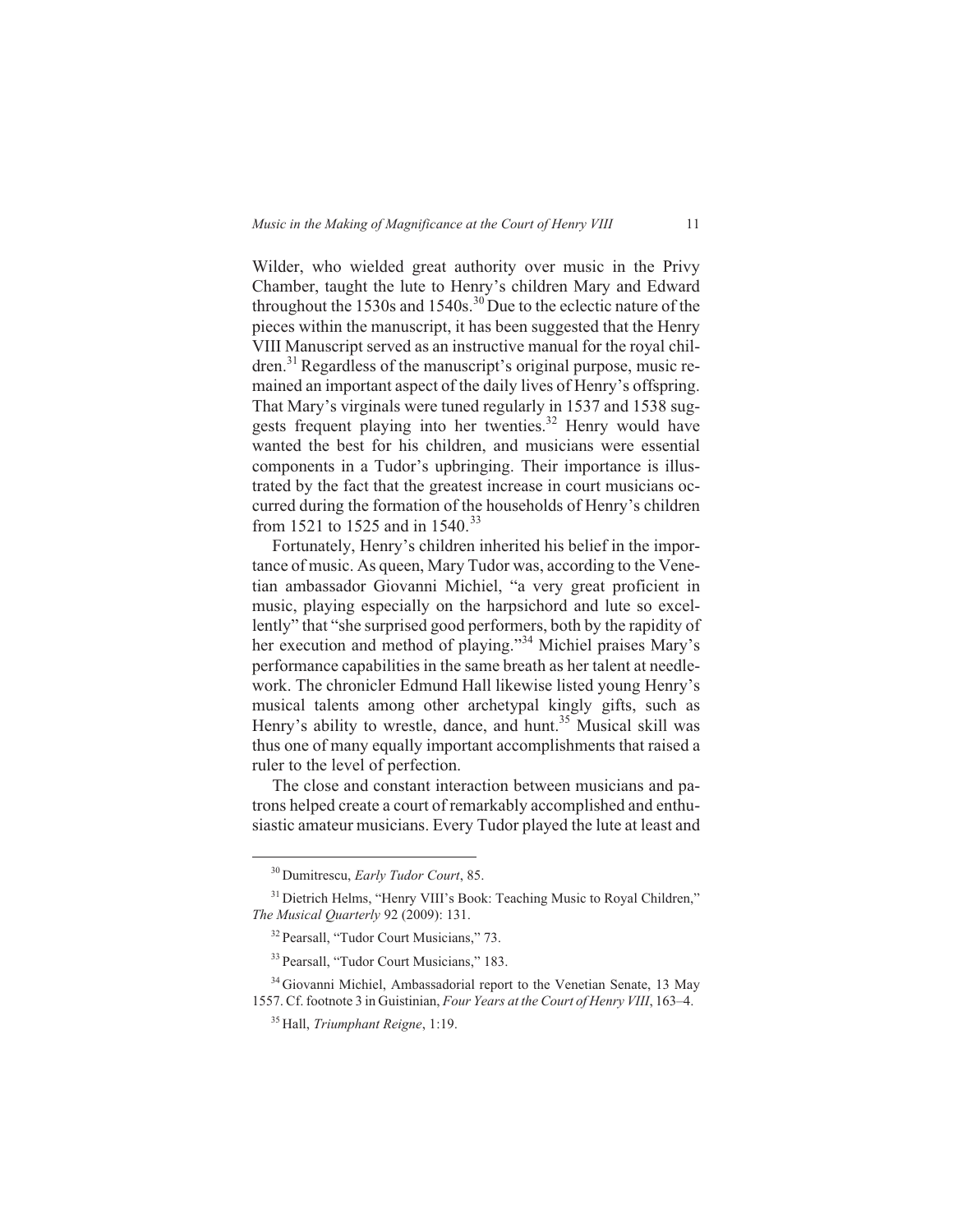Wilder, who wielded great authority over music in the Privy Chamber, taught the lute to Henry's children Mary and Edward throughout the 1530s and 1540s.[30] Due to the eclectic nature of the pieces within the manuscript, it has been suggested that the Henry VIII Manuscript served as an instructive manual for the royal children.[31] Regardless of the manuscript's original purpose, music remained an important aspect of the daily lives of Henry's offspring. That Mary's virginals were tuned regularly in 1537 and 1538 suggests frequent playing into her twenties.[32] Henry would have wanted the best for his children, and musicians were essential components in a Tudor's upbringing. Their importance is illustrated by the fact that the greatest increase in court musicians occurred during the formation of the households of Henry's children from 1521 to 1525 and in 1540.[33]

Fortunately, Henry's children inherited his belief in the importance of music. As queen, Mary Tudor was, according to the Venetian ambassador Giovanni Michiel, "a very great proficient in music, playing especially on the harpsichord and lute so excellently" that "she surprised good performers, both by the rapidity of her execution and method of playing."[34] Michiel praises Mary's performance capabilities in the same breath as her talent at needlework. The chronicler Edmund Hall likewise listed young Henry's musical talents among other archetypal kingly gifts, such as Henry's ability to wrestle, dance, and hunt.[35] Musical skill was thus one of many equally important accomplishments that raised a ruler to the level of perfection.

The close and constant interaction between musicians and patrons helped create a court of remarkably accomplished and enthusiastic amateur musicians. Every Tudor played the lute at least and

---

[30] Dumitrescu, *Early Tudor Court*, 85.

[31] Dietrich Helms, "Henry VIII's Book: Teaching Music to Royal Children," *The Musical Quarterly* 92 (2009): 131.

[32] Pearsall, "Tudor Court Musicians," 73.

[33] Pearsall, "Tudor Court Musicians," 183.

[34] Giovanni Michiel, Ambassadorial report to the Venetian Senate, 13 May 1557. Cf. footnote 3 in Guistinian, *Four Years at the Court of Henry VIII*, 163–4.

[35] Hall, *Triumphant Reigne*, 1:19.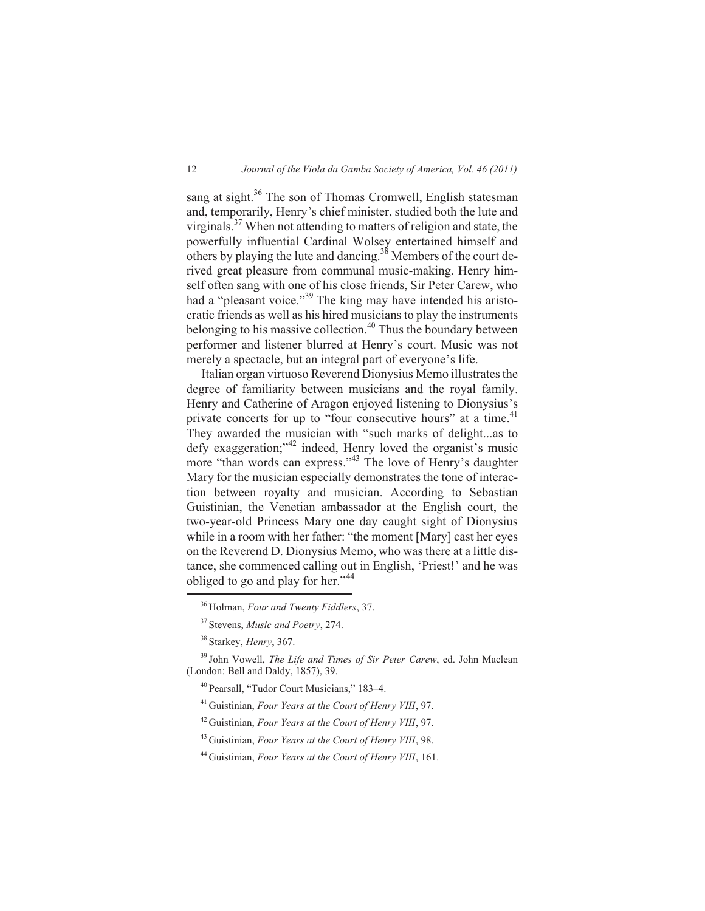sang at sight.[36] The son of Thomas Cromwell, English statesman and, temporarily, Henry's chief minister, studied both the lute and virginals.[37] When not attending to matters of religion and state, the powerfully influential Cardinal Wolsey entertained himself and others by playing the lute and dancing.[38] Members of the court derived great pleasure from communal music-making. Henry himself often sang with one of his close friends, Sir Peter Carew, who had a "pleasant voice."[39] The king may have intended his aristocratic friends as well as his hired musicians to play the instruments belonging to his massive collection.[40] Thus the boundary between performer and listener blurred at Henry's court. Music was not merely a spectacle, but an integral part of everyone's life.

Italian organ virtuoso Reverend Dionysius Memo illustrates the degree of familiarity between musicians and the royal family. Henry and Catherine of Aragon enjoyed listening to Dionysius's private concerts for up to "four consecutive hours" at a time.[41] They awarded the musician with "such marks of delight...as to defy exaggeration;"[42] indeed, Henry loved the organist's music more "than words can express."[43] The love of Henry's daughter Mary for the musician especially demonstrates the tone of interaction between royalty and musician. According to Sebastian Guistinian, the Venetian ambassador at the English court, the two-year-old Princess Mary one day caught sight of Dionysius while in a room with her father: "the moment [Mary] cast her eyes on the Reverend D. Dionysius Memo, who was there at a little distance, she commenced calling out in English, 'Priest!' and he was obliged to go and play for her."[44]

---

[36] Holman, *Four and Twenty Fiddlers*, 37.

[37] Stevens, *Music and Poetry*, 274.

[38] Starkey, *Henry*, 367.

[39] John Vowell, *The Life and Times of Sir Peter Carew*, ed. John Maclean (London: Bell and Daldy, 1857), 39.

[40] Pearsall, "Tudor Court Musicians," 183–4.

[41] Guistinian, *Four Years at the Court of Henry VIII*, 97.

[42] Guistinian, *Four Years at the Court of Henry VIII*, 97.

[43] Guistinian, *Four Years at the Court of Henry VIII*, 98.

[44] Guistinian, *Four Years at the Court of Henry VIII*, 161.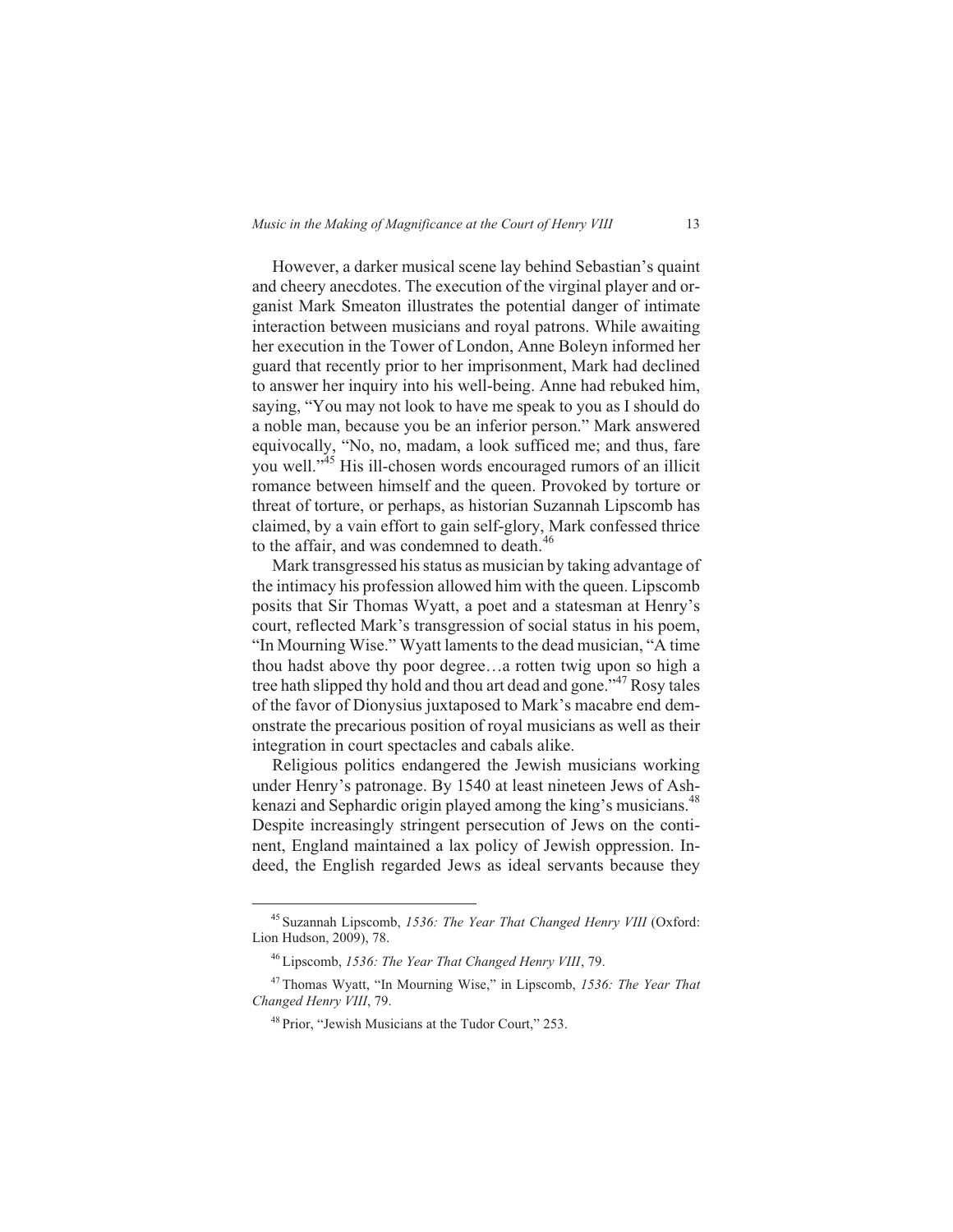However, a darker musical scene lay behind Sebastian's quaint and cheery anecdotes. The execution of the virginal player and organist Mark Smeaton illustrates the potential danger of intimate interaction between musicians and royal patrons. While awaiting her execution in the Tower of London, Anne Boleyn informed her guard that recently prior to her imprisonment, Mark had declined to answer her inquiry into his well-being. Anne had rebuked him, saying, "You may not look to have me speak to you as I should do a noble man, because you be an inferior person." Mark answered equivocally, "No, no, madam, a look sufficed me; and thus, fare you well."[45] His ill-chosen words encouraged rumors of an illicit romance between himself and the queen. Provoked by torture or threat of torture, or perhaps, as historian Suzannah Lipscomb has claimed, by a vain effort to gain self-glory, Mark confessed thrice to the affair, and was condemned to death.[46]

Mark transgressed his status as musician by taking advantage of the intimacy his profession allowed him with the queen. Lipscomb posits that Sir Thomas Wyatt, a poet and a statesman at Henry's court, reflected Mark's transgression of social status in his poem, "In Mourning Wise." Wyatt laments to the dead musician, "A time thou hadst above thy poor degree…a rotten twig upon so high a tree hath slipped thy hold and thou art dead and gone."[47] Rosy tales of the favor of Dionysius juxtaposed to Mark's macabre end demonstrate the precarious position of royal musicians as well as their integration in court spectacles and cabals alike.

Religious politics endangered the Jewish musicians working under Henry's patronage. By 1540 at least nineteen Jews of Ashkenazi and Sephardic origin played among the king's musicians.[48] Despite increasingly stringent persecution of Jews on the continent, England maintained a lax policy of Jewish oppression. Indeed, the English regarded Jews as ideal servants because they

---

[45] Suzannah Lipscomb, *1536: The Year That Changed Henry VIII* (Oxford: Lion Hudson, 2009), 78.

[46] Lipscomb, *1536: The Year That Changed Henry VIII*, 79.

[47] Thomas Wyatt, "In Mourning Wise," in Lipscomb, *1536: The Year That Changed Henry VIII*, 79.

[48] Prior, "Jewish Musicians at the Tudor Court," 253.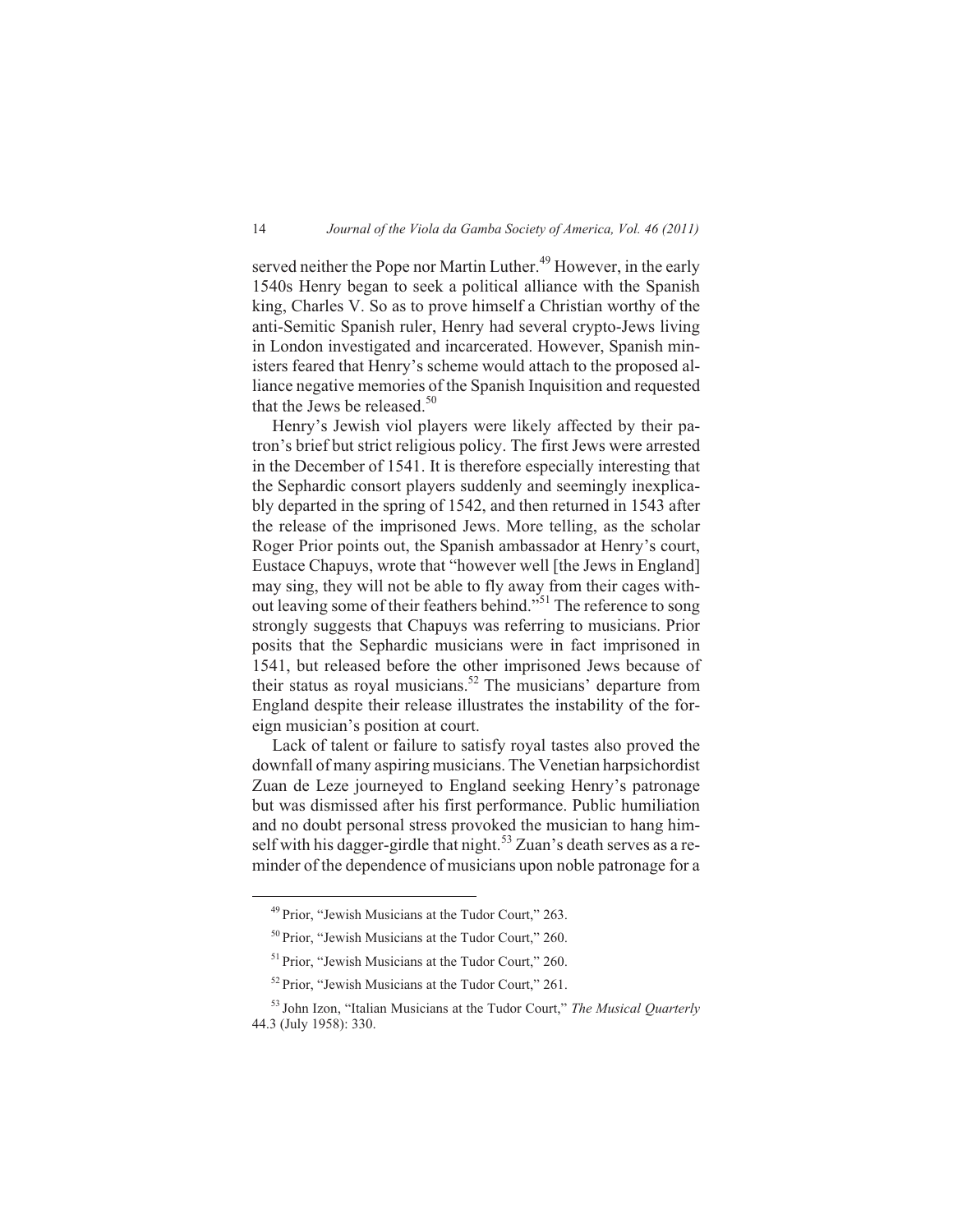served neither the Pope nor Martin Luther.[49] However, in the early 1540s Henry began to seek a political alliance with the Spanish king, Charles V. So as to prove himself a Christian worthy of the anti-Semitic Spanish ruler, Henry had several crypto-Jews living in London investigated and incarcerated. However, Spanish ministers feared that Henry's scheme would attach to the proposed alliance negative memories of the Spanish Inquisition and requested that the Jews be released.[50]

Henry's Jewish viol players were likely affected by their patron's brief but strict religious policy. The first Jews were arrested in the December of 1541. It is therefore especially interesting that the Sephardic consort players suddenly and seemingly inexplicably departed in the spring of 1542, and then returned in 1543 after the release of the imprisoned Jews. More telling, as the scholar Roger Prior points out, the Spanish ambassador at Henry's court, Eustace Chapuys, wrote that "however well [the Jews in England] may sing, they will not be able to fly away from their cages without leaving some of their feathers behind."[51] The reference to song strongly suggests that Chapuys was referring to musicians. Prior posits that the Sephardic musicians were in fact imprisoned in 1541, but released before the other imprisoned Jews because of their status as royal musicians.[52] The musicians' departure from England despite their release illustrates the instability of the foreign musician's position at court.

Lack of talent or failure to satisfy royal tastes also proved the downfall of many aspiring musicians. The Venetian harpsichordist Zuan de Leze journeyed to England seeking Henry's patronage but was dismissed after his first performance. Public humiliation and no doubt personal stress provoked the musician to hang himself with his dagger-girdle that night.[53] Zuan's death serves as a reminder of the dependence of musicians upon noble patronage for a

---

[49] Prior, "Jewish Musicians at the Tudor Court," 263.

[50] Prior, "Jewish Musicians at the Tudor Court," 260.

[51] Prior, "Jewish Musicians at the Tudor Court," 260.

[52] Prior, "Jewish Musicians at the Tudor Court," 261.

[53] John Izon, "Italian Musicians at the Tudor Court," *The Musical Quarterly* 44.3 (July 1958): 330.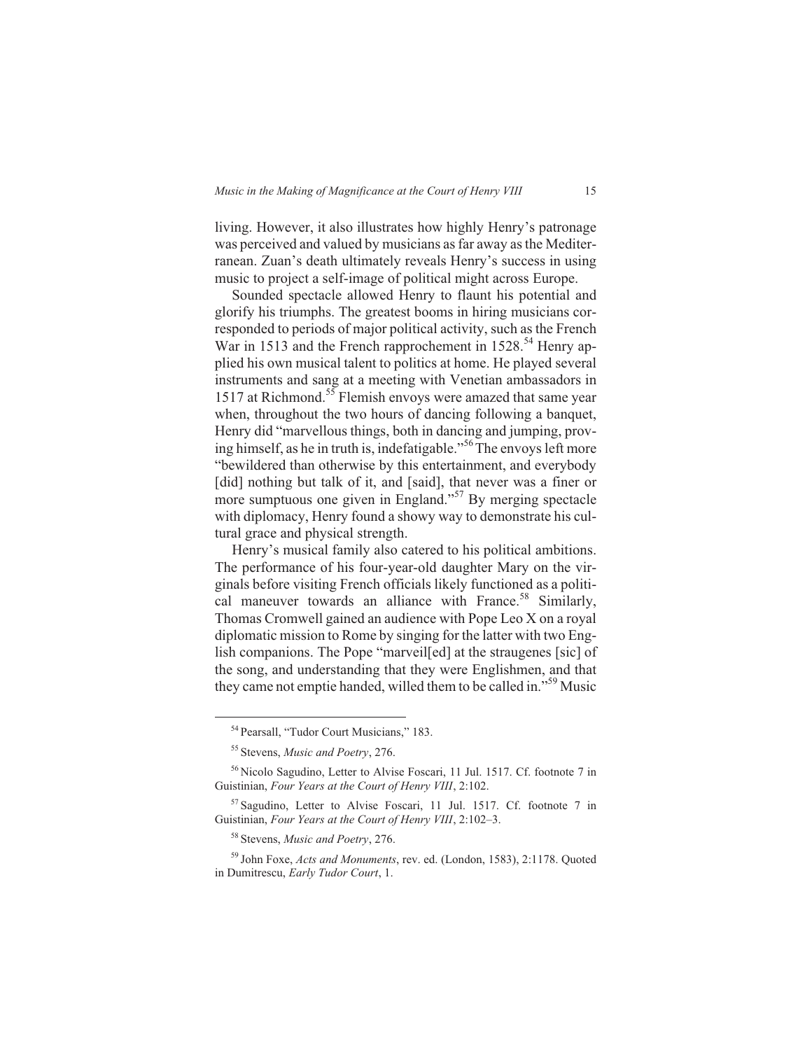living. However, it also illustrates how highly Henry's patronage was perceived and valued by musicians as far away as the Mediterranean. Zuan's death ultimately reveals Henry's success in using music to project a self-image of political might across Europe.

Sounded spectacle allowed Henry to flaunt his potential and glorify his triumphs. The greatest booms in hiring musicians corresponded to periods of major political activity, such as the French War in 1513 and the French rapprochement in 1528.[54] Henry applied his own musical talent to politics at home. He played several instruments and sang at a meeting with Venetian ambassadors in 1517 at Richmond.[55] Flemish envoys were amazed that same year when, throughout the two hours of dancing following a banquet, Henry did "marvellous things, both in dancing and jumping, proving himself, as he in truth is, indefatigable."[56] The envoys left more "bewildered than otherwise by this entertainment, and everybody [did] nothing but talk of it, and [said], that never was a finer or more sumptuous one given in England."[57] By merging spectacle with diplomacy, Henry found a showy way to demonstrate his cultural grace and physical strength.

Henry's musical family also catered to his political ambitions. The performance of his four-year-old daughter Mary on the virginals before visiting French officials likely functioned as a political maneuver towards an alliance with France.[58] Similarly, Thomas Cromwell gained an audience with Pope Leo X on a royal diplomatic mission to Rome by singing for the latter with two English companions. The Pope "marveil[ed] at the straugenes [sic] of the song, and understanding that they were Englishmen, and that they came not emptie handed, willed them to be called in."[59] Music

---

[54] Pearsall, "Tudor Court Musicians," 183.

[55] Stevens, *Music and Poetry*, 276.

[56] Nicolo Sagudino, Letter to Alvise Foscari, 11 Jul. 1517. Cf. footnote 7 in Guistinian, *Four Years at the Court of Henry VIII*, 2:102.

[57] Sagudino, Letter to Alvise Foscari, 11 Jul. 1517. Cf. footnote 7 in Guistinian, *Four Years at the Court of Henry VIII*, 2:102–3.

[58] Stevens, *Music and Poetry*, 276.

[59] John Foxe, *Acts and Monuments*, rev. ed. (London, 1583), 2:1178. Quoted in Dumitrescu, *Early Tudor Court*, 1.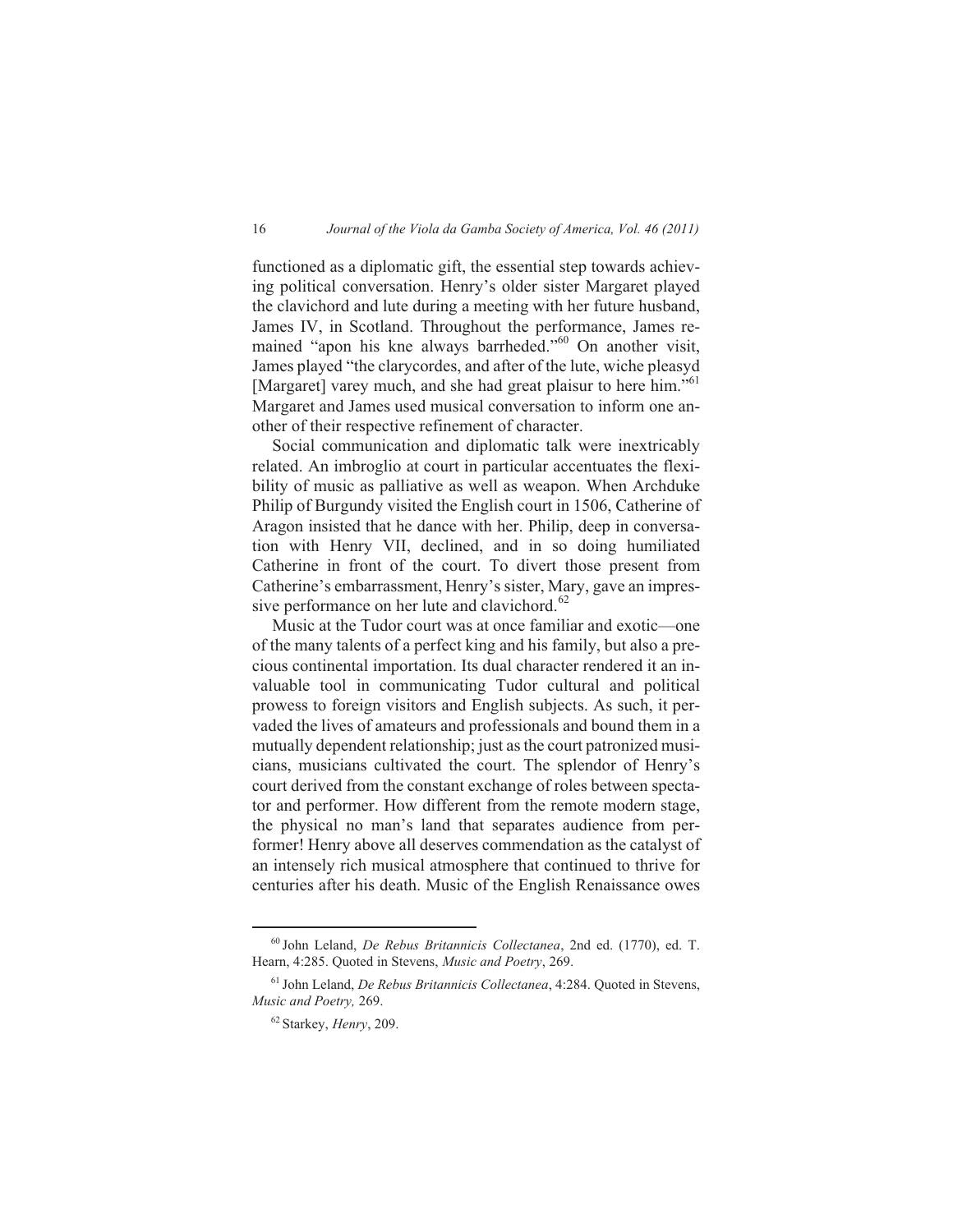functioned as a diplomatic gift, the essential step towards achieving political conversation. Henry's older sister Margaret played the clavichord and lute during a meeting with her future husband, James IV, in Scotland. Throughout the performance, James remained "apon his kne always barrheded."[60] On another visit, James played "the clarycordes, and after of the lute, wiche pleasyd [Margaret] varey much, and she had great plaisur to here him."[61] Margaret and James used musical conversation to inform one another of their respective refinement of character.

Social communication and diplomatic talk were inextricably related. An imbroglio at court in particular accentuates the flexibility of music as palliative as well as weapon. When Archduke Philip of Burgundy visited the English court in 1506, Catherine of Aragon insisted that he dance with her. Philip, deep in conversation with Henry VII, declined, and in so doing humiliated Catherine in front of the court. To divert those present from Catherine's embarrassment, Henry's sister, Mary, gave an impressive performance on her lute and clavichord.[62]

Music at the Tudor court was at once familiar and exotic—one of the many talents of a perfect king and his family, but also a precious continental importation. Its dual character rendered it an invaluable tool in communicating Tudor cultural and political prowess to foreign visitors and English subjects. As such, it pervaded the lives of amateurs and professionals and bound them in a mutually dependent relationship; just as the court patronized musicians, musicians cultivated the court. The splendor of Henry's court derived from the constant exchange of roles between spectator and performer. How different from the remote modern stage, the physical no man's land that separates audience from performer! Henry above all deserves commendation as the catalyst of an intensely rich musical atmosphere that continued to thrive for centuries after his death. Music of the English Renaissance owes

---

[60] John Leland, *De Rebus Britannicis Collectanea*, 2nd ed. (1770), ed. T. Hearn, 4:285. Quoted in Stevens, *Music and Poetry*, 269.

[61] John Leland, *De Rebus Britannicis Collectanea*, 4:284. Quoted in Stevens, *Music and Poetry,* 269.

[62] Starkey, *Henry*, 209.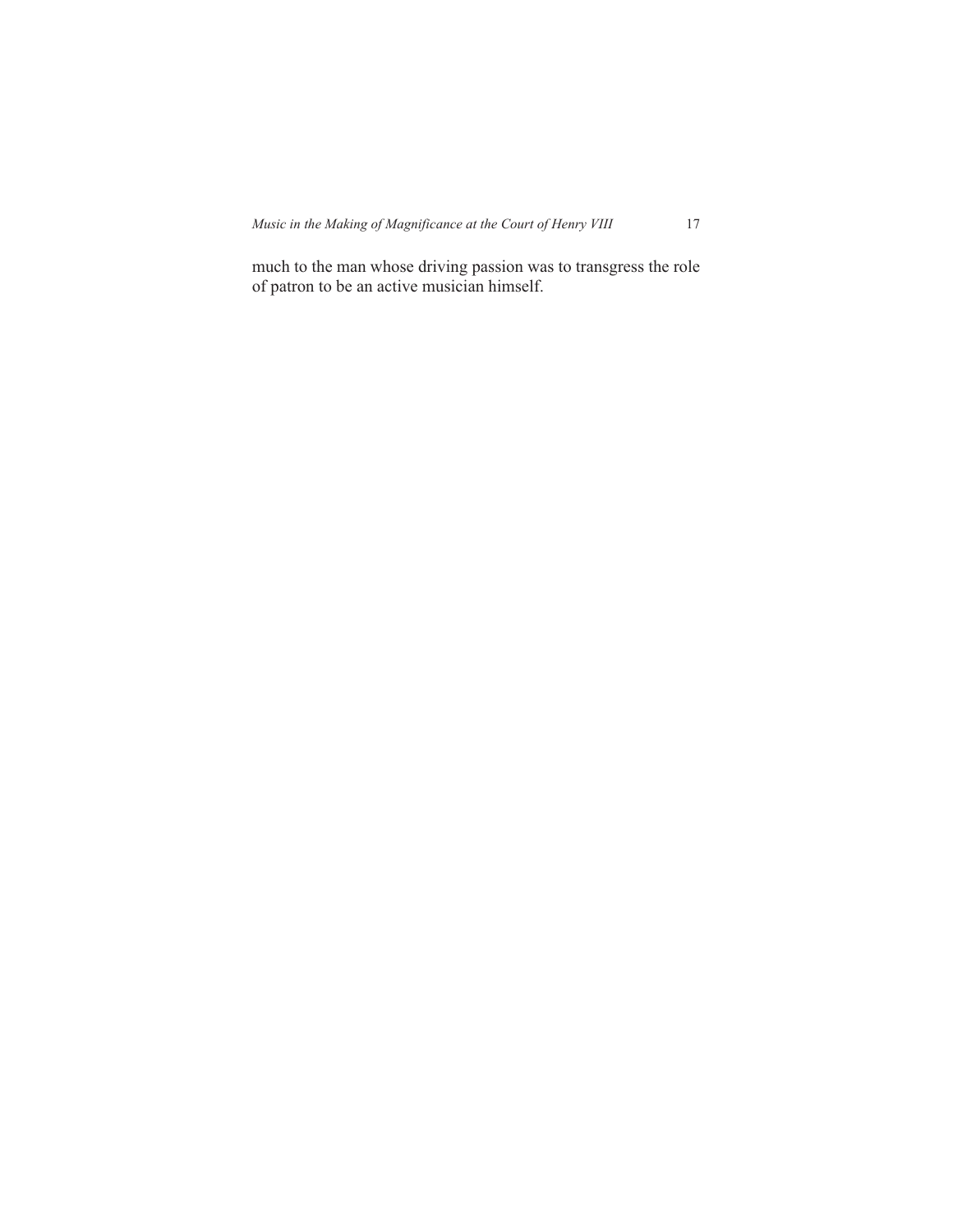much to the man whose driving passion was to transgress the role of patron to be an active musician himself.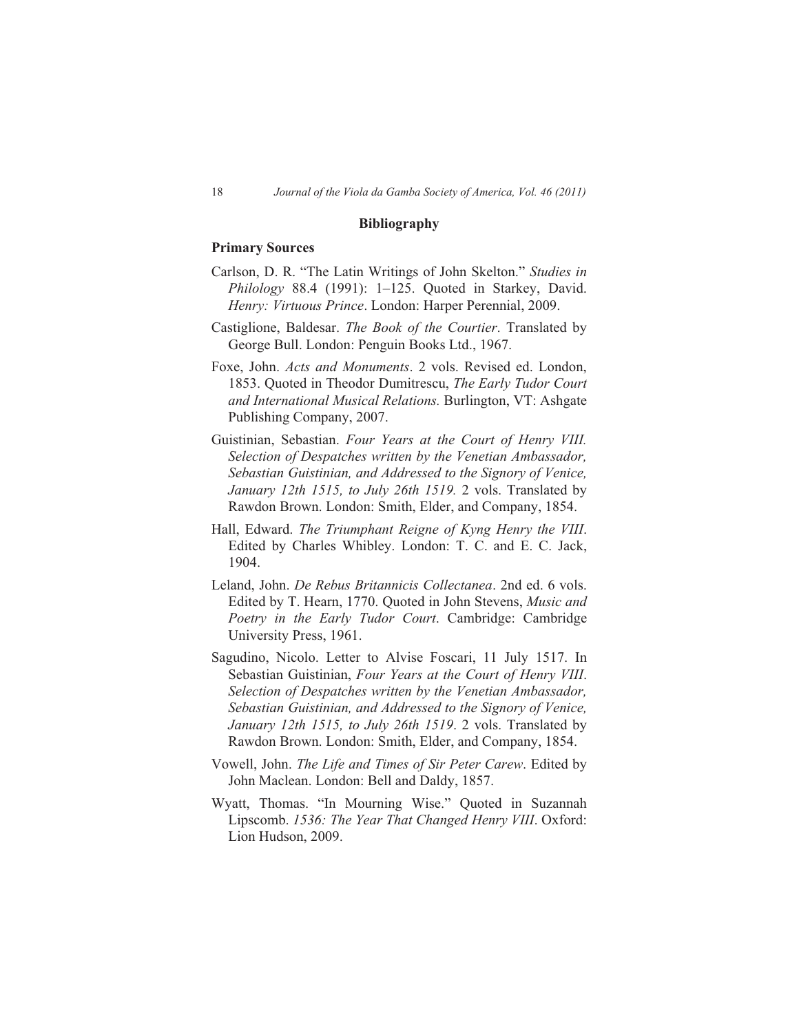## Bibliography

### Primary Sources

Carlson, D. R. "The Latin Writings of John Skelton." *Studies in Philology* 88.4 (1991): 1–125. Quoted in Starkey, David. *Henry: Virtuous Prince*. London: Harper Perennial, 2009.

Castiglione, Baldesar. *The Book of the Courtier*. Translated by George Bull. London: Penguin Books Ltd., 1967.

Foxe, John. *Acts and Monuments*. 2 vols. Revised ed. London, 1853. Quoted in Theodor Dumitrescu, *The Early Tudor Court and International Musical Relations.* Burlington, VT: Ashgate Publishing Company, 2007.

Guistinian, Sebastian. *Four Years at the Court of Henry VIII. Selection of Despatches written by the Venetian Ambassador, Sebastian Guistinian, and Addressed to the Signory of Venice, January 12th 1515, to July 26th 1519.* 2 vols. Translated by Rawdon Brown. London: Smith, Elder, and Company, 1854.

Hall, Edward. *The Triumphant Reigne of Kyng Henry the VIII*. Edited by Charles Whibley. London: T. C. and E. C. Jack, 1904.

Leland, John. *De Rebus Britannicis Collectanea*. 2nd ed. 6 vols. Edited by T. Hearn, 1770. Quoted in John Stevens, *Music and Poetry in the Early Tudor Court*. Cambridge: Cambridge University Press, 1961.

Sagudino, Nicolo. Letter to Alvise Foscari, 11 July 1517. In Sebastian Guistinian, *Four Years at the Court of Henry VIII*. *Selection of Despatches written by the Venetian Ambassador, Sebastian Guistinian, and Addressed to the Signory of Venice, January 12th 1515, to July 26th 1519*. 2 vols. Translated by Rawdon Brown. London: Smith, Elder, and Company, 1854.

Vowell, John. *The Life and Times of Sir Peter Carew*. Edited by John Maclean. London: Bell and Daldy, 1857.

Wyatt, Thomas. "In Mourning Wise." Quoted in Suzannah Lipscomb. *1536: The Year That Changed Henry VIII*. Oxford: Lion Hudson, 2009.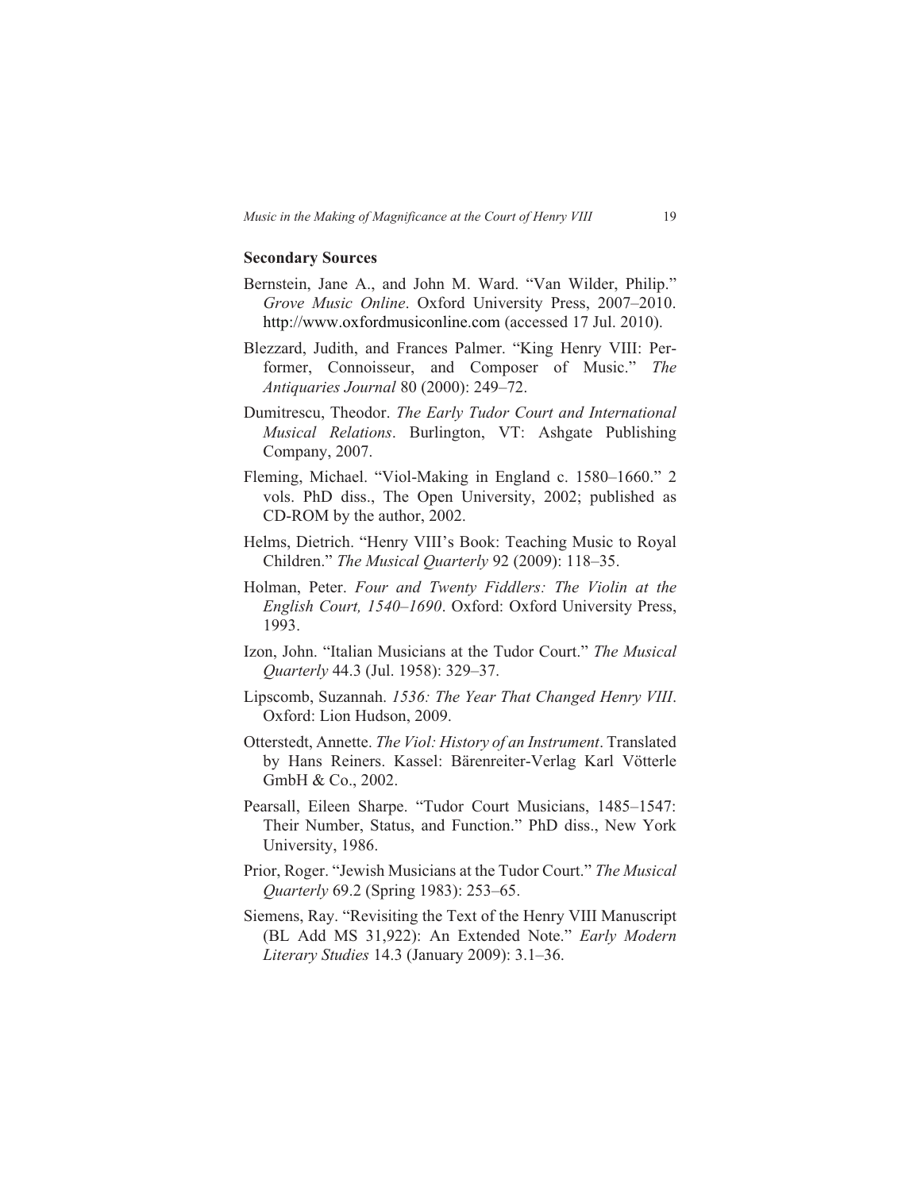## Secondary Sources

Bernstein, Jane A., and John M. Ward. "Van Wilder, Philip." *Grove Music Online*. Oxford University Press, 2007–2010. http://www.oxfordmusiconline.com (accessed 17 Jul. 2010).

Blezzard, Judith, and Frances Palmer. "King Henry VIII: Performer, Connoisseur, and Composer of Music." *The Antiquaries Journal* 80 (2000): 249–72.

Dumitrescu, Theodor. *The Early Tudor Court and International Musical Relations*. Burlington, VT: Ashgate Publishing Company, 2007.

Fleming, Michael. "Viol-Making in England c. 1580–1660." 2 vols. PhD diss., The Open University, 2002; published as CD-ROM by the author, 2002.

Helms, Dietrich. "Henry VIII's Book: Teaching Music to Royal Children." *The Musical Quarterly* 92 (2009): 118–35.

Holman, Peter. *Four and Twenty Fiddlers: The Violin at the English Court, 1540–1690*. Oxford: Oxford University Press, 1993.

Izon, John. "Italian Musicians at the Tudor Court." *The Musical Quarterly* 44.3 (Jul. 1958): 329–37.

Lipscomb, Suzannah. *1536: The Year That Changed Henry VIII*. Oxford: Lion Hudson, 2009.

Otterstedt, Annette. *The Viol: History of an Instrument*. Translated by Hans Reiners. Kassel: Bärenreiter-Verlag Karl Vötterle GmbH & Co., 2002.

Pearsall, Eileen Sharpe. "Tudor Court Musicians, 1485–1547: Their Number, Status, and Function." PhD diss., New York University, 1986.

Prior, Roger. "Jewish Musicians at the Tudor Court." *The Musical Quarterly* 69.2 (Spring 1983): 253–65.

Siemens, Ray. "Revisiting the Text of the Henry VIII Manuscript (BL Add MS 31,922): An Extended Note." *Early Modern Literary Studies* 14.3 (January 2009): 3.1–36.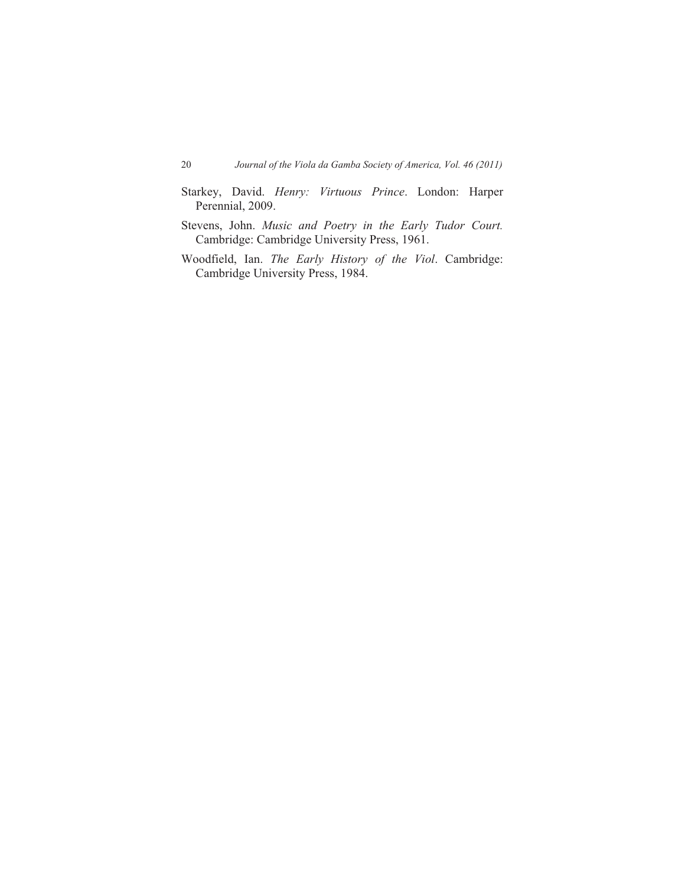Starkey, David. *Henry: Virtuous Prince*. London: Harper Perennial, 2009.

Stevens, John. *Music and Poetry in the Early Tudor Court.* Cambridge: Cambridge University Press, 1961.

Woodfield, Ian. *The Early History of the Viol*. Cambridge: Cambridge University Press, 1984.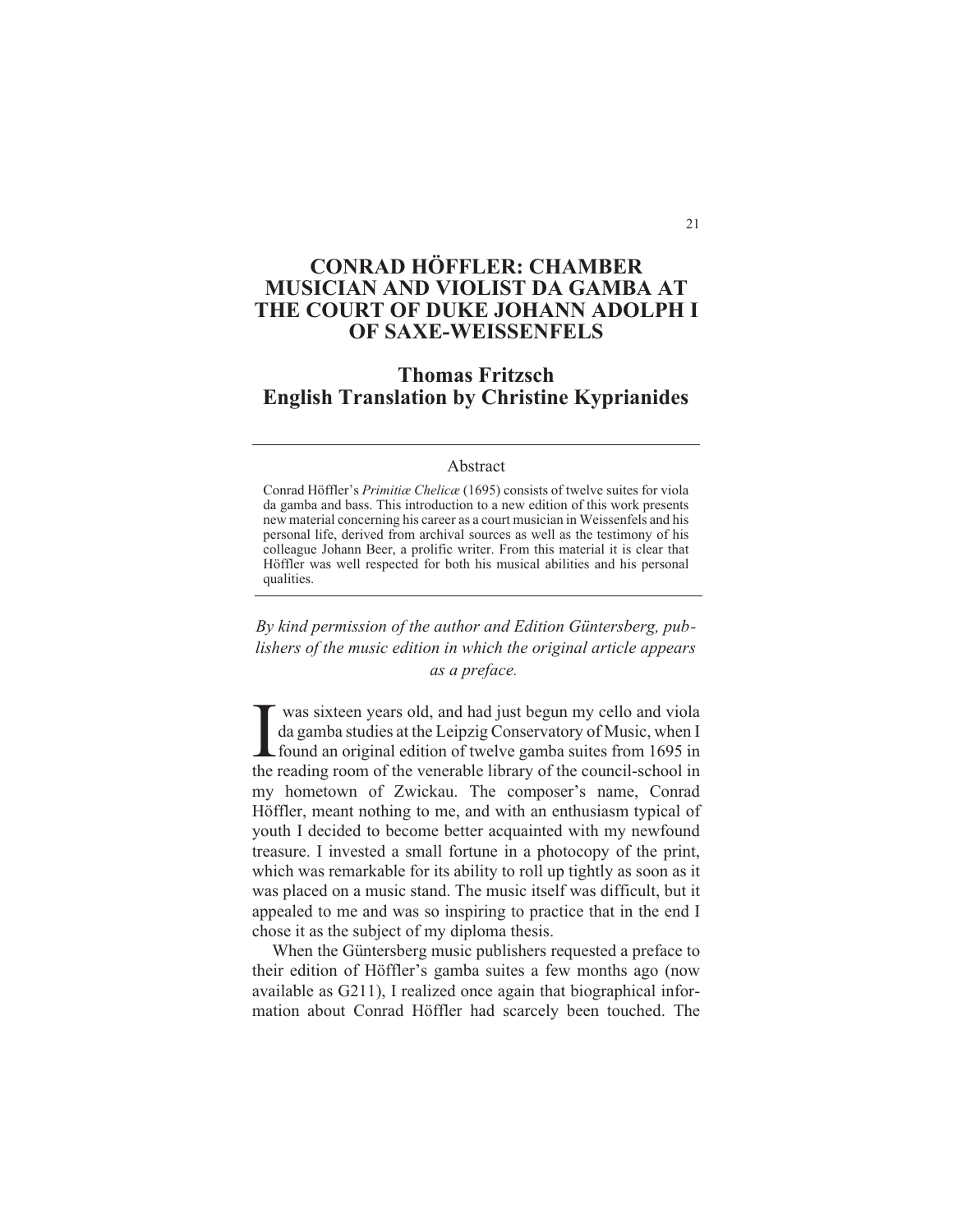# CONRAD HÖFFLER: CHAMBER MUSICIAN AND VIOLIST DA GAMBA AT THE COURT OF DUKE JOHANN ADOLPH I OF SAXE-WEISSENFELS

## Thomas Fritzsch
## English Translation by Christine Kyprianides

---

Abstract

Conrad Höffler's *Primitiæ Chelicæ* (1695) consists of twelve suites for viola da gamba and bass. This introduction to a new edition of this work presents new material concerning his career as a court musician in Weissenfels and his personal life, derived from archival sources as well as the testimony of his colleague Johann Beer, a prolific writer. From this material it is clear that Höffler was well respected for both his musical abilities and his personal qualities.

---

*By kind permission of the author and Edition Güntersberg, publishers of the music edition in which the original article appears as a preface.*

I was sixteen years old, and had just begun my cello and viola da gamba studies at the Leipzig Conservatory of Music, when I found an original edition of twelve gamba suites from 1695 in the reading room of the venerable library of the council-school in my hometown of Zwickau. The composer's name, Conrad Höffler, meant nothing to me, and with an enthusiasm typical of youth I decided to become better acquainted with my newfound treasure. I invested a small fortune in a photocopy of the print, which was remarkable for its ability to roll up tightly as soon as it was placed on a music stand. The music itself was difficult, but it appealed to me and was so inspiring to practice that in the end I chose it as the subject of my diploma thesis.

When the Güntersberg music publishers requested a preface to their edition of Höffler's gamba suites a few months ago (now available as G211), I realized once again that biographical information about Conrad Höffler had scarcely been touched. The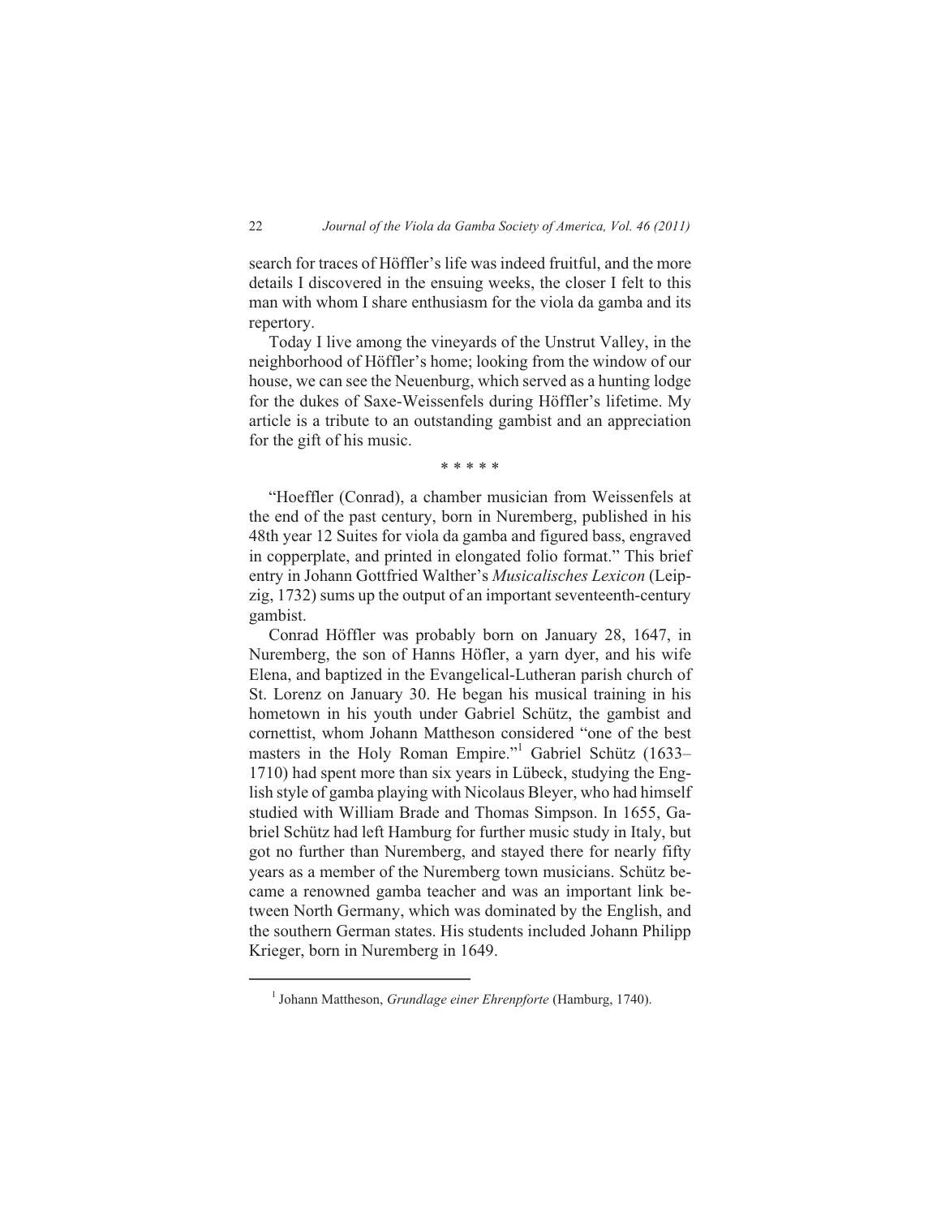search for traces of Höffler's life was indeed fruitful, and the more details I discovered in the ensuing weeks, the closer I felt to this man with whom I share enthusiasm for the viola da gamba and its repertory.

Today I live among the vineyards of the Unstrut Valley, in the neighborhood of Höffler's home; looking from the window of our house, we can see the Neuenburg, which served as a hunting lodge for the dukes of Saxe-Weissenfels during Höffler's lifetime. My article is a tribute to an outstanding gambist and an appreciation for the gift of his music.

\* \* \* \* \*

"Hoeffler (Conrad), a chamber musician from Weissenfels at the end of the past century, born in Nuremberg, published in his 48th year 12 Suites for viola da gamba and figured bass, engraved in copperplate, and printed in elongated folio format." This brief entry in Johann Gottfried Walther's *Musicalisches Lexicon* (Leipzig, 1732) sums up the output of an important seventeenth-century gambist.

Conrad Höffler was probably born on January 28, 1647, in Nuremberg, the son of Hanns Höfler, a yarn dyer, and his wife Elena, and baptized in the Evangelical-Lutheran parish church of St. Lorenz on January 30. He began his musical training in his hometown in his youth under Gabriel Schütz, the gambist and cornettist, whom Johann Mattheson considered "one of the best masters in the Holy Roman Empire."[1] Gabriel Schütz (1633–1710) had spent more than six years in Lübeck, studying the English style of gamba playing with Nicolaus Bleyer, who had himself studied with William Brade and Thomas Simpson. In 1655, Gabriel Schütz had left Hamburg for further music study in Italy, but got no further than Nuremberg, and stayed there for nearly fifty years as a member of the Nuremberg town musicians. Schütz became a renowned gamba teacher and was an important link between North Germany, which was dominated by the English, and the southern German states. His students included Johann Philipp Krieger, born in Nuremberg in 1649.

[1] Johann Mattheson, *Grundlage einer Ehrenpforte* (Hamburg, 1740).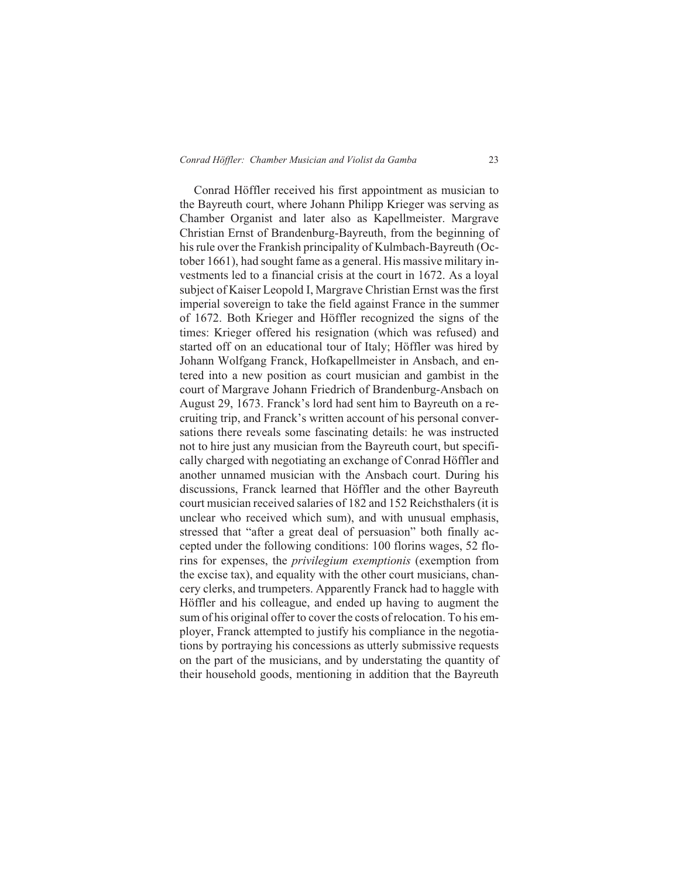Conrad Höffler received his first appointment as musician to the Bayreuth court, where Johann Philipp Krieger was serving as Chamber Organist and later also as Kapellmeister. Margrave Christian Ernst of Brandenburg-Bayreuth, from the beginning of his rule over the Frankish principality of Kulmbach-Bayreuth (October 1661), had sought fame as a general. His massive military investments led to a financial crisis at the court in 1672. As a loyal subject of Kaiser Leopold I, Margrave Christian Ernst was the first imperial sovereign to take the field against France in the summer of 1672. Both Krieger and Höffler recognized the signs of the times: Krieger offered his resignation (which was refused) and started off on an educational tour of Italy; Höffler was hired by Johann Wolfgang Franck, Hofkapellmeister in Ansbach, and entered into a new position as court musician and gambist in the court of Margrave Johann Friedrich of Brandenburg-Ansbach on August 29, 1673. Franck's lord had sent him to Bayreuth on a recruiting trip, and Franck's written account of his personal conversations there reveals some fascinating details: he was instructed not to hire just any musician from the Bayreuth court, but specifically charged with negotiating an exchange of Conrad Höffler and another unnamed musician with the Ansbach court. During his discussions, Franck learned that Höffler and the other Bayreuth court musician received salaries of 182 and 152 Reichsthalers (it is unclear who received which sum), and with unusual emphasis, stressed that "after a great deal of persuasion" both finally accepted under the following conditions: 100 florins wages, 52 florins for expenses, the *privilegium exemptionis* (exemption from the excise tax), and equality with the other court musicians, chancery clerks, and trumpeters. Apparently Franck had to haggle with Höffler and his colleague, and ended up having to augment the sum of his original offer to cover the costs of relocation. To his employer, Franck attempted to justify his compliance in the negotiations by portraying his concessions as utterly submissive requests on the part of the musicians, and by understating the quantity of their household goods, mentioning in addition that the Bayreuth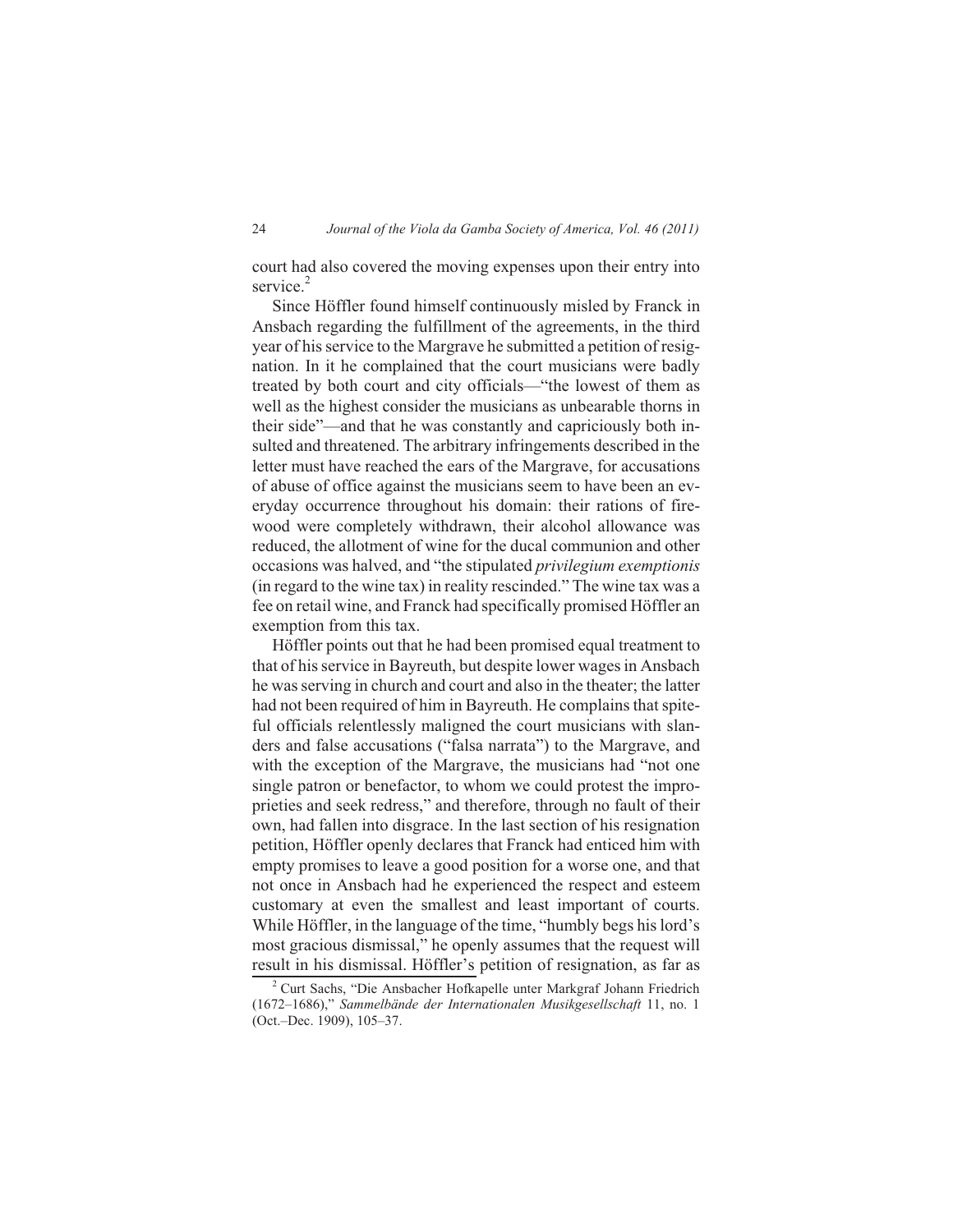court had also covered the moving expenses upon their entry into service.[2]

Since Höffler found himself continuously misled by Franck in Ansbach regarding the fulfillment of the agreements, in the third year of his service to the Margrave he submitted a petition of resignation. In it he complained that the court musicians were badly treated by both court and city officials—"the lowest of them as well as the highest consider the musicians as unbearable thorns in their side"—and that he was constantly and capriciously both insulted and threatened. The arbitrary infringements described in the letter must have reached the ears of the Margrave, for accusations of abuse of office against the musicians seem to have been an everyday occurrence throughout his domain: their rations of firewood were completely withdrawn, their alcohol allowance was reduced, the allotment of wine for the ducal communion and other occasions was halved, and "the stipulated *privilegium exemptionis* (in regard to the wine tax) in reality rescinded." The wine tax was a fee on retail wine, and Franck had specifically promised Höffler an exemption from this tax.

Höffler points out that he had been promised equal treatment to that of his service in Bayreuth, but despite lower wages in Ansbach he was serving in church and court and also in the theater; the latter had not been required of him in Bayreuth. He complains that spiteful officials relentlessly maligned the court musicians with slanders and false accusations ("falsa narrata") to the Margrave, and with the exception of the Margrave, the musicians had "not one single patron or benefactor, to whom we could protest the improprieties and seek redress," and therefore, through no fault of their own, had fallen into disgrace. In the last section of his resignation petition, Höffler openly declares that Franck had enticed him with empty promises to leave a good position for a worse one, and that not once in Ansbach had he experienced the respect and esteem customary at even the smallest and least important of courts. While Höffler, in the language of the time, "humbly begs his lord's most gracious dismissal," he openly assumes that the request will result in his dismissal. Höffler's petition of resignation, as far as

[2] Curt Sachs, "Die Ansbacher Hofkapelle unter Markgraf Johann Friedrich (1672–1686)," *Sammelbände der Internationalen Musikgesellschaft* 11, no. 1 (Oct.–Dec. 1909), 105–37.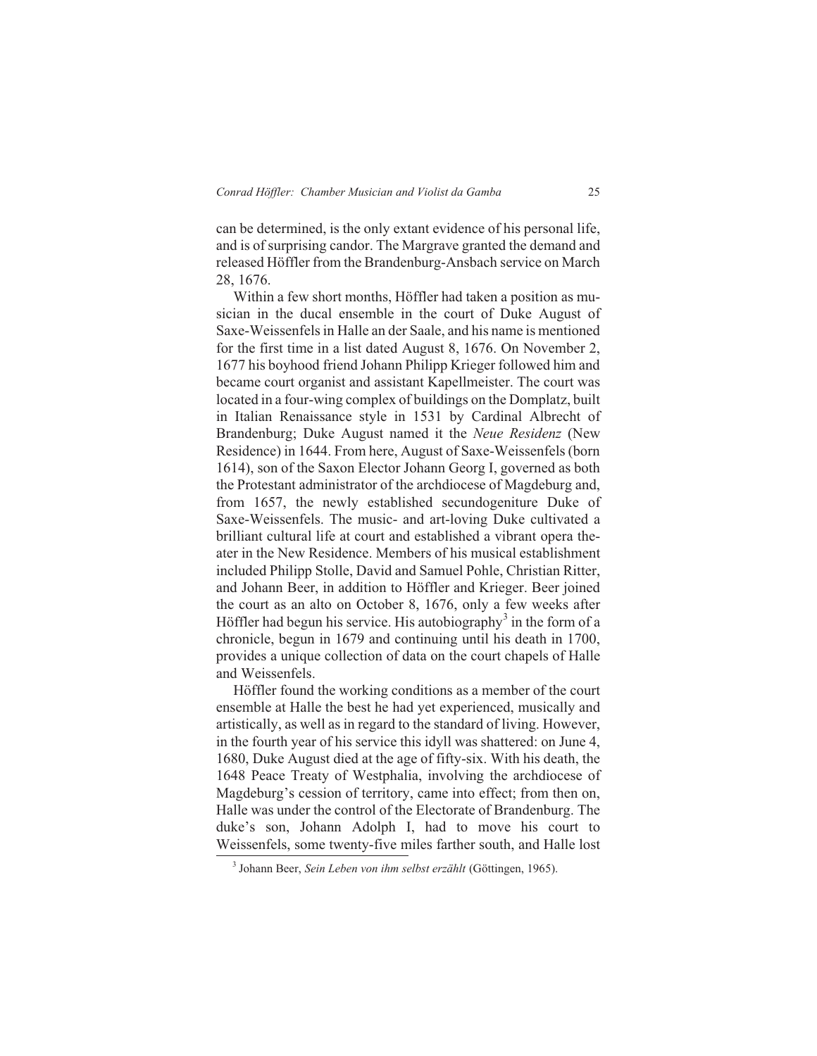can be determined, is the only extant evidence of his personal life, and is of surprising candor. The Margrave granted the demand and released Höffler from the Brandenburg-Ansbach service on March 28, 1676.

Within a few short months, Höffler had taken a position as musician in the ducal ensemble in the court of Duke August of Saxe-Weissenfels in Halle an der Saale, and his name is mentioned for the first time in a list dated August 8, 1676. On November 2, 1677 his boyhood friend Johann Philipp Krieger followed him and became court organist and assistant Kapellmeister. The court was located in a four-wing complex of buildings on the Domplatz, built in Italian Renaissance style in 1531 by Cardinal Albrecht of Brandenburg; Duke August named it the *Neue Residenz* (New Residence) in 1644. From here, August of Saxe-Weissenfels (born 1614), son of the Saxon Elector Johann Georg I, governed as both the Protestant administrator of the archdiocese of Magdeburg and, from 1657, the newly established secundogeniture Duke of Saxe-Weissenfels. The music- and art-loving Duke cultivated a brilliant cultural life at court and established a vibrant opera theater in the New Residence. Members of his musical establishment included Philipp Stolle, David and Samuel Pohle, Christian Ritter, and Johann Beer, in addition to Höffler and Krieger. Beer joined the court as an alto on October 8, 1676, only a few weeks after Höffler had begun his service. His autobiography[3] in the form of a chronicle, begun in 1679 and continuing until his death in 1700, provides a unique collection of data on the court chapels of Halle and Weissenfels.

Höffler found the working conditions as a member of the court ensemble at Halle the best he had yet experienced, musically and artistically, as well as in regard to the standard of living. However, in the fourth year of his service this idyll was shattered: on June 4, 1680, Duke August died at the age of fifty-six. With his death, the 1648 Peace Treaty of Westphalia, involving the archdiocese of Magdeburg's cession of territory, came into effect; from then on, Halle was under the control of the Electorate of Brandenburg. The duke's son, Johann Adolph I, had to move his court to Weissenfels, some twenty-five miles farther south, and Halle lost

[3] Johann Beer, *Sein Leben von ihm selbst erzählt* (Göttingen, 1965).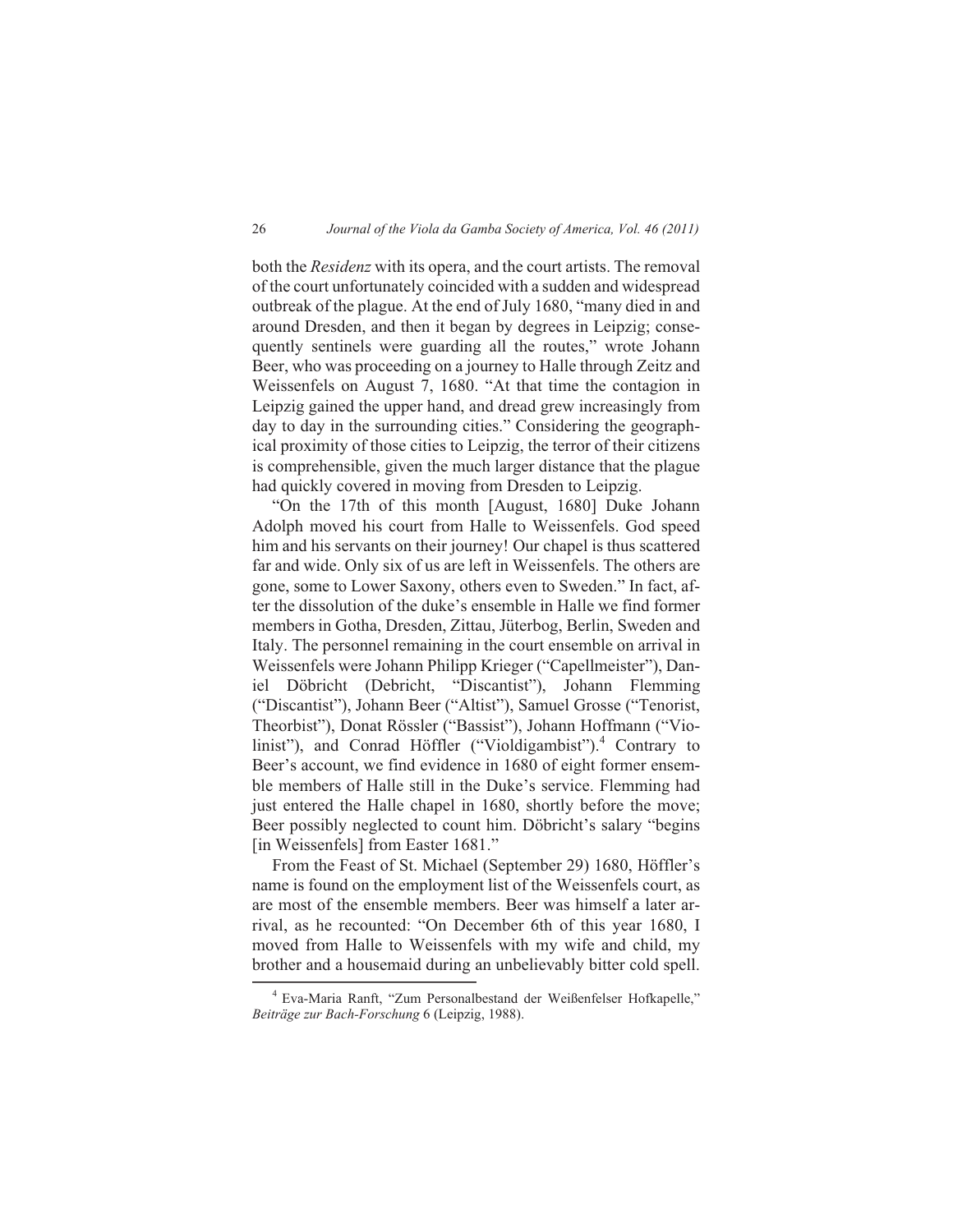both the *Residenz* with its opera, and the court artists. The removal of the court unfortunately coincided with a sudden and widespread outbreak of the plague. At the end of July 1680, "many died in and around Dresden, and then it began by degrees in Leipzig; consequently sentinels were guarding all the routes," wrote Johann Beer, who was proceeding on a journey to Halle through Zeitz and Weissenfels on August 7, 1680. "At that time the contagion in Leipzig gained the upper hand, and dread grew increasingly from day to day in the surrounding cities." Considering the geographical proximity of those cities to Leipzig, the terror of their citizens is comprehensible, given the much larger distance that the plague had quickly covered in moving from Dresden to Leipzig.

"On the 17th of this month [August, 1680] Duke Johann Adolph moved his court from Halle to Weissenfels. God speed him and his servants on their journey! Our chapel is thus scattered far and wide. Only six of us are left in Weissenfels. The others are gone, some to Lower Saxony, others even to Sweden." In fact, after the dissolution of the duke's ensemble in Halle we find former members in Gotha, Dresden, Zittau, Jüterbog, Berlin, Sweden and Italy. The personnel remaining in the court ensemble on arrival in Weissenfels were Johann Philipp Krieger ("Capellmeister"), Daniel Döbricht (Debricht, "Discantist"), Johann Flemming ("Discantist"), Johann Beer ("Altist"), Samuel Grosse ("Tenorist, Theorbist"), Donat Rössler ("Bassist"), Johann Hoffmann ("Violinist"), and Conrad Höffler ("Violdigambist").[4] Contrary to Beer's account, we find evidence in 1680 of eight former ensemble members of Halle still in the Duke's service. Flemming had just entered the Halle chapel in 1680, shortly before the move; Beer possibly neglected to count him. Döbricht's salary "begins [in Weissenfels] from Easter 1681."

From the Feast of St. Michael (September 29) 1680, Höffler's name is found on the employment list of the Weissenfels court, as are most of the ensemble members. Beer was himself a later arrival, as he recounted: "On December 6th of this year 1680, I moved from Halle to Weissenfels with my wife and child, my brother and a housemaid during an unbelievably bitter cold spell.

[4] Eva-Maria Ranft, "Zum Personalbestand der Weißenfelser Hofkapelle," *Beiträge zur Bach-Forschung* 6 (Leipzig, 1988).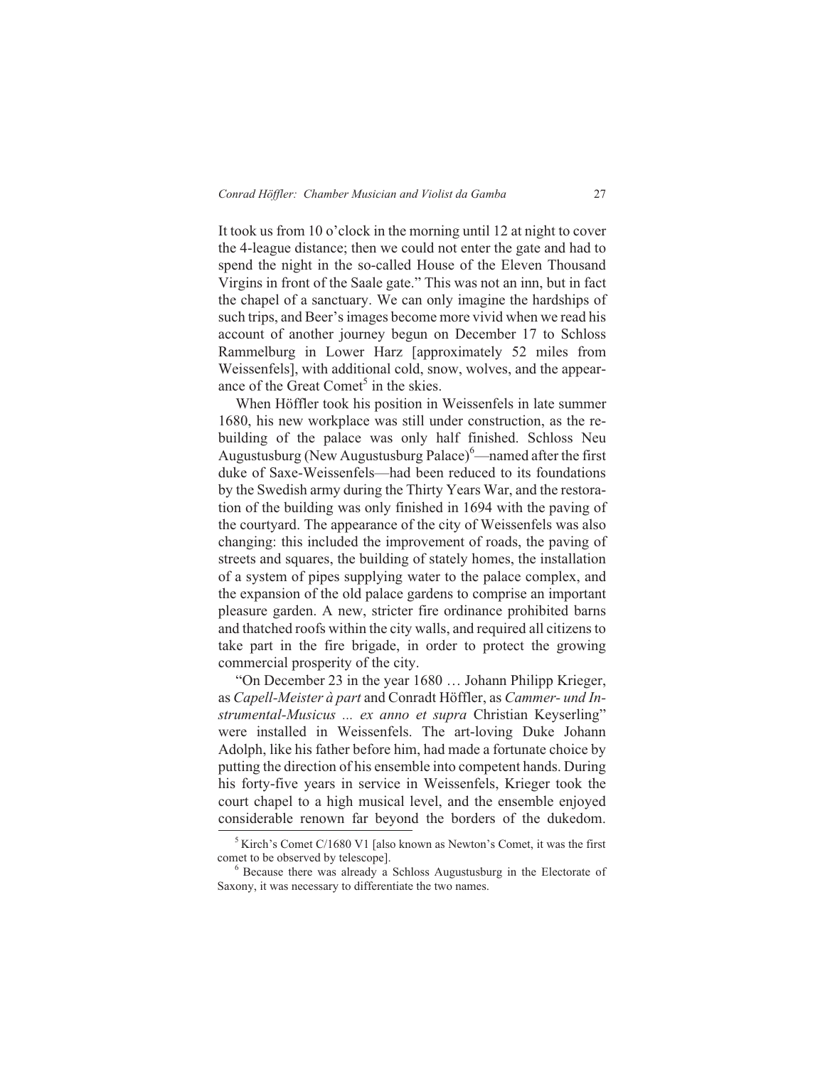It took us from 10 o'clock in the morning until 12 at night to cover the 4-league distance; then we could not enter the gate and had to spend the night in the so-called House of the Eleven Thousand Virgins in front of the Saale gate." This was not an inn, but in fact the chapel of a sanctuary. We can only imagine the hardships of such trips, and Beer's images become more vivid when we read his account of another journey begun on December 17 to Schloss Rammelburg in Lower Harz [approximately 52 miles from Weissenfels], with additional cold, snow, wolves, and the appearance of the Great Comet[5] in the skies.

When Höffler took his position in Weissenfels in late summer 1680, his new workplace was still under construction, as the rebuilding of the palace was only half finished. Schloss Neu Augustusburg (New Augustusburg Palace)[6]—named after the first duke of Saxe-Weissenfels—had been reduced to its foundations by the Swedish army during the Thirty Years War, and the restoration of the building was only finished in 1694 with the paving of the courtyard. The appearance of the city of Weissenfels was also changing: this included the improvement of roads, the paving of streets and squares, the building of stately homes, the installation of a system of pipes supplying water to the palace complex, and the expansion of the old palace gardens to comprise an important pleasure garden. A new, stricter fire ordinance prohibited barns and thatched roofs within the city walls, and required all citizens to take part in the fire brigade, in order to protect the growing commercial prosperity of the city.

"On December 23 in the year 1680 … Johann Philipp Krieger, as *Capell-Meister à part* and Conradt Höffler, as *Cammer- und Instrumental-Musicus ... ex anno et supra* Christian Keyserling" were installed in Weissenfels. The art-loving Duke Johann Adolph, like his father before him, had made a fortunate choice by putting the direction of his ensemble into competent hands. During his forty-five years in service in Weissenfels, Krieger took the court chapel to a high musical level, and the ensemble enjoyed considerable renown far beyond the borders of the dukedom.

---

[5] Kirch's Comet C/1680 V1 [also known as Newton's Comet, it was the first comet to be observed by telescope].

[6] Because there was already a Schloss Augustusburg in the Electorate of Saxony, it was necessary to differentiate the two names.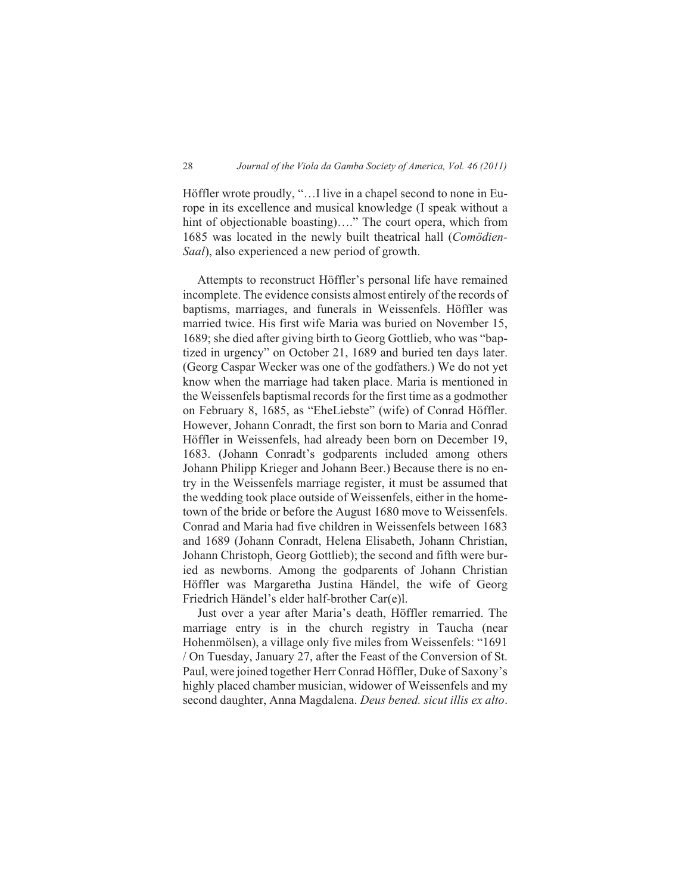Höffler wrote proudly, "…I live in a chapel second to none in Europe in its excellence and musical knowledge (I speak without a hint of objectionable boasting)…." The court opera, which from 1685 was located in the newly built theatrical hall (*Comödien-Saal*), also experienced a new period of growth.

Attempts to reconstruct Höffler's personal life have remained incomplete. The evidence consists almost entirely of the records of baptisms, marriages, and funerals in Weissenfels. Höffler was married twice. His first wife Maria was buried on November 15, 1689; she died after giving birth to Georg Gottlieb, who was "baptized in urgency" on October 21, 1689 and buried ten days later. (Georg Caspar Wecker was one of the godfathers.) We do not yet know when the marriage had taken place. Maria is mentioned in the Weissenfels baptismal records for the first time as a godmother on February 8, 1685, as "EheLiebste" (wife) of Conrad Höffler. However, Johann Conradt, the first son born to Maria and Conrad Höffler in Weissenfels, had already been born on December 19, 1683. (Johann Conradt's godparents included among others Johann Philipp Krieger and Johann Beer.) Because there is no entry in the Weissenfels marriage register, it must be assumed that the wedding took place outside of Weissenfels, either in the hometown of the bride or before the August 1680 move to Weissenfels. Conrad and Maria had five children in Weissenfels between 1683 and 1689 (Johann Conradt, Helena Elisabeth, Johann Christian, Johann Christoph, Georg Gottlieb); the second and fifth were buried as newborns. Among the godparents of Johann Christian Höffler was Margaretha Justina Händel, the wife of Georg Friedrich Händel's elder half-brother Car(e)l.

Just over a year after Maria's death, Höffler remarried. The marriage entry is in the church registry in Taucha (near Hohenmölsen), a village only five miles from Weissenfels: "1691 / On Tuesday, January 27, after the Feast of the Conversion of St. Paul, were joined together Herr Conrad Höffler, Duke of Saxony's highly placed chamber musician, widower of Weissenfels and my second daughter, Anna Magdalena. *Deus bened. sicut illis ex alto*.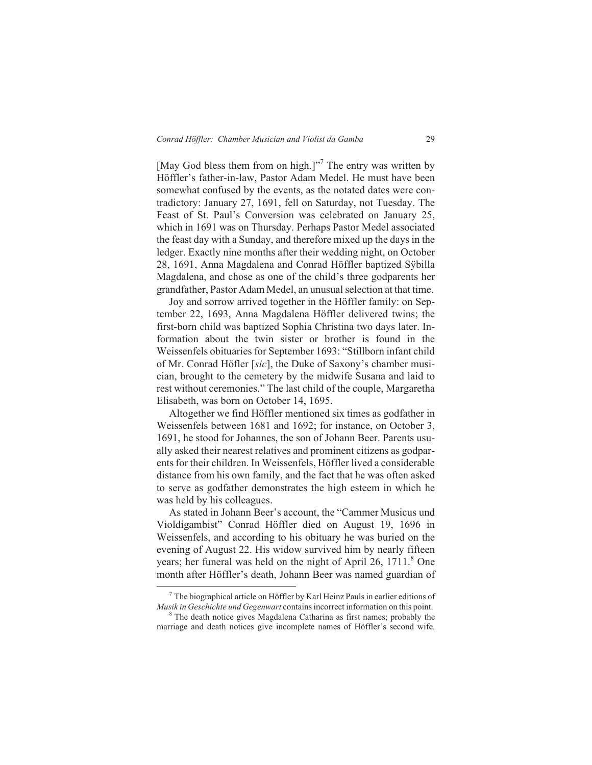[May God bless them from on high.]"[7] The entry was written by Höffler's father-in-law, Pastor Adam Medel. He must have been somewhat confused by the events, as the notated dates were contradictory: January 27, 1691, fell on Saturday, not Tuesday. The Feast of St. Paul's Conversion was celebrated on January 25, which in 1691 was on Thursday. Perhaps Pastor Medel associated the feast day with a Sunday, and therefore mixed up the days in the ledger. Exactly nine months after their wedding night, on October 28, 1691, Anna Magdalena and Conrad Höffler baptized Sÿbilla Magdalena, and chose as one of the child's three godparents her grandfather, Pastor Adam Medel, an unusual selection at that time.

Joy and sorrow arrived together in the Höffler family: on September 22, 1693, Anna Magdalena Höffler delivered twins; the first-born child was baptized Sophia Christina two days later. Information about the twin sister or brother is found in the Weissenfels obituaries for September 1693: "Stillborn infant child of Mr. Conrad Höfler [*sic*], the Duke of Saxony's chamber musician, brought to the cemetery by the midwife Susana and laid to rest without ceremonies." The last child of the couple, Margaretha Elisabeth, was born on October 14, 1695.

Altogether we find Höffler mentioned six times as godfather in Weissenfels between 1681 and 1692; for instance, on October 3, 1691, he stood for Johannes, the son of Johann Beer. Parents usually asked their nearest relatives and prominent citizens as godparents for their children. In Weissenfels, Höffler lived a considerable distance from his own family, and the fact that he was often asked to serve as godfather demonstrates the high esteem in which he was held by his colleagues.

As stated in Johann Beer's account, the "Cammer Musicus und Violdigambist" Conrad Höffler died on August 19, 1696 in Weissenfels, and according to his obituary he was buried on the evening of August 22. His widow survived him by nearly fifteen years; her funeral was held on the night of April 26, 1711.[8] One month after Höffler's death, Johann Beer was named guardian of

---

[7] The biographical article on Höffler by Karl Heinz Pauls in earlier editions of *Musik in Geschichte und Gegenwart* contains incorrect information on this point.

[8] The death notice gives Magdalena Catharina as first names; probably the marriage and death notices give incomplete names of Höffler's second wife.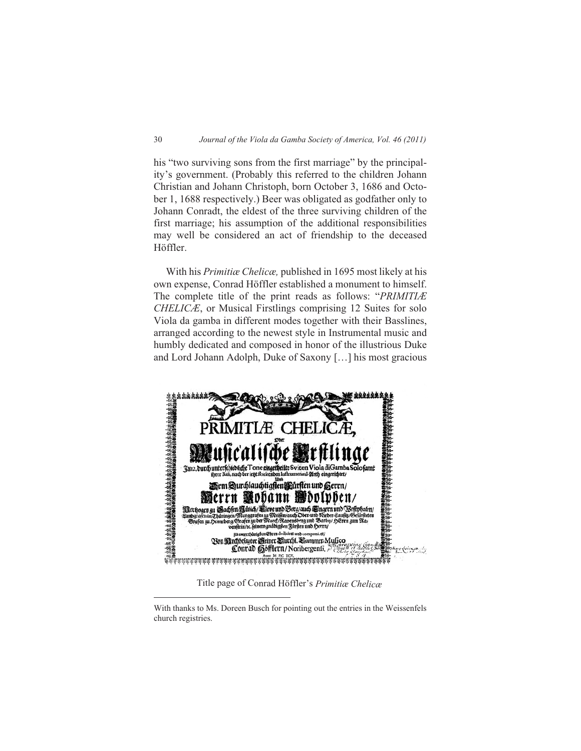his "two surviving sons from the first marriage" by the principality's government. (Probably this referred to the children Johann Christian and Johann Christoph, born October 3, 1686 and October 1, 1688 respectively.) Beer was obligated as godfather only to Johann Conradt, the eldest of the three surviving children of the first marriage; his assumption of the additional responsibilities may well be considered an act of friendship to the deceased Höffler.

With his *Primitiæ Chelicæ,* published in 1695 most likely at his own expense, Conrad Höffler established a monument to himself. The complete title of the print reads as follows: "*PRIMITIÆ CHELICÆ*, or Musical Firstlings comprising 12 Suites for solo Viola da gamba in different modes together with their Basslines, arranged according to the newest style in Instrumental music and humbly dedicated and composed in honor of the illustrious Duke and Lord Johann Adolph, Duke of Saxony […] his most gracious

Title page of Conrad Höffler's *Primitiæ Chelicæ*

With thanks to Ms. Doreen Busch for pointing out the entries in the Weissenfels church registries.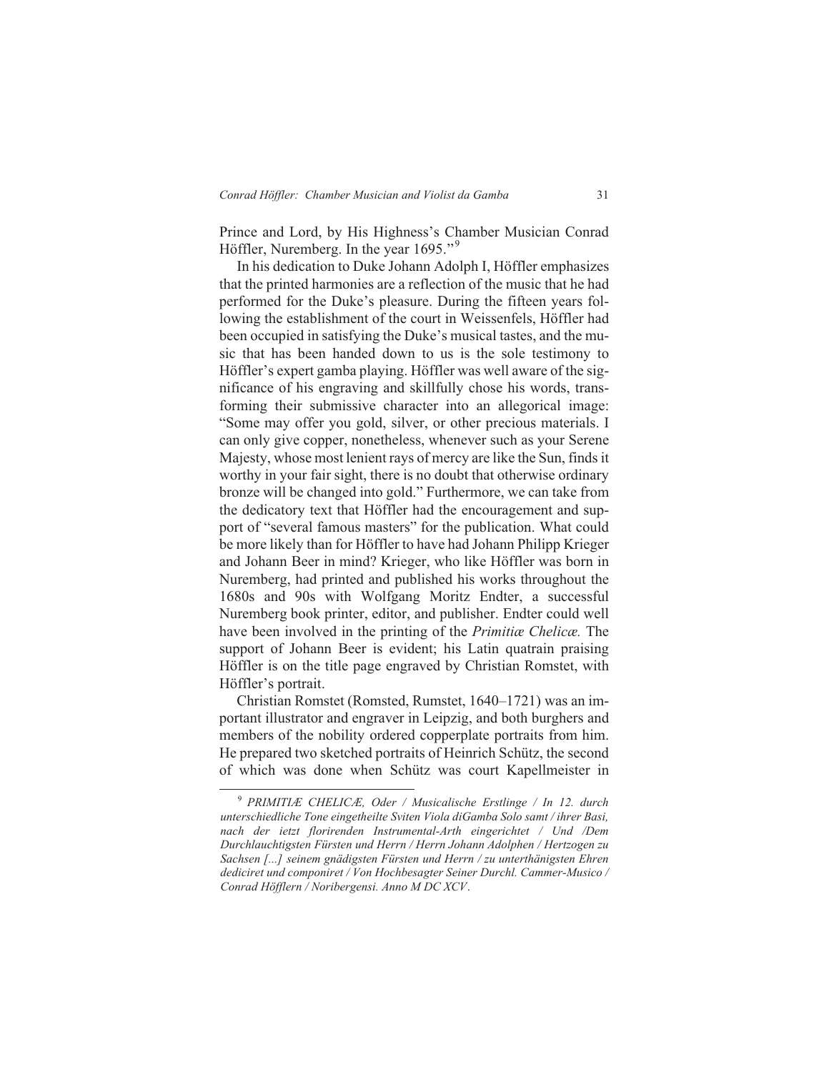Prince and Lord, by His Highness's Chamber Musician Conrad Höffler, Nuremberg. In the year 1695."[9]

In his dedication to Duke Johann Adolph I, Höffler emphasizes that the printed harmonies are a reflection of the music that he had performed for the Duke's pleasure. During the fifteen years following the establishment of the court in Weissenfels, Höffler had been occupied in satisfying the Duke's musical tastes, and the music that has been handed down to us is the sole testimony to Höffler's expert gamba playing. Höffler was well aware of the significance of his engraving and skillfully chose his words, transforming their submissive character into an allegorical image: "Some may offer you gold, silver, or other precious materials. I can only give copper, nonetheless, whenever such as your Serene Majesty, whose most lenient rays of mercy are like the Sun, finds it worthy in your fair sight, there is no doubt that otherwise ordinary bronze will be changed into gold." Furthermore, we can take from the dedicatory text that Höffler had the encouragement and support of "several famous masters" for the publication. What could be more likely than for Höffler to have had Johann Philipp Krieger and Johann Beer in mind? Krieger, who like Höffler was born in Nuremberg, had printed and published his works throughout the 1680s and 90s with Wolfgang Moritz Endter, a successful Nuremberg book printer, editor, and publisher. Endter could well have been involved in the printing of the *Primitiæ Chelicæ.* The support of Johann Beer is evident; his Latin quatrain praising Höffler is on the title page engraved by Christian Romstet, with Höffler's portrait.

Christian Romstet (Romsted, Rumstet, 1640–1721) was an important illustrator and engraver in Leipzig, and both burghers and members of the nobility ordered copperplate portraits from him. He prepared two sketched portraits of Heinrich Schütz, the second of which was done when Schütz was court Kapellmeister in

---

[9] *PRIMITIÆ CHELICÆ, Oder / Musicalische Erstlinge / In 12. durch unterschiedliche Tone eingetheilte Sviten Viola diGamba Solo samt / ihrer Basi, nach der ietzt florirenden Instrumental-Arth eingerichtet / Und /Dem Durchlauchtigsten Fürsten und Herrn / Herrn Johann Adolphen / Hertzogen zu Sachsen [...] seinem gnädigsten Fürsten und Herrn / zu unterthänigsten Ehren dediciret und componiret / Von Hochbesagter Seiner Durchl. Cammer-Musico / Conrad Höfflern / Noribergensi. Anno M DC XCV*.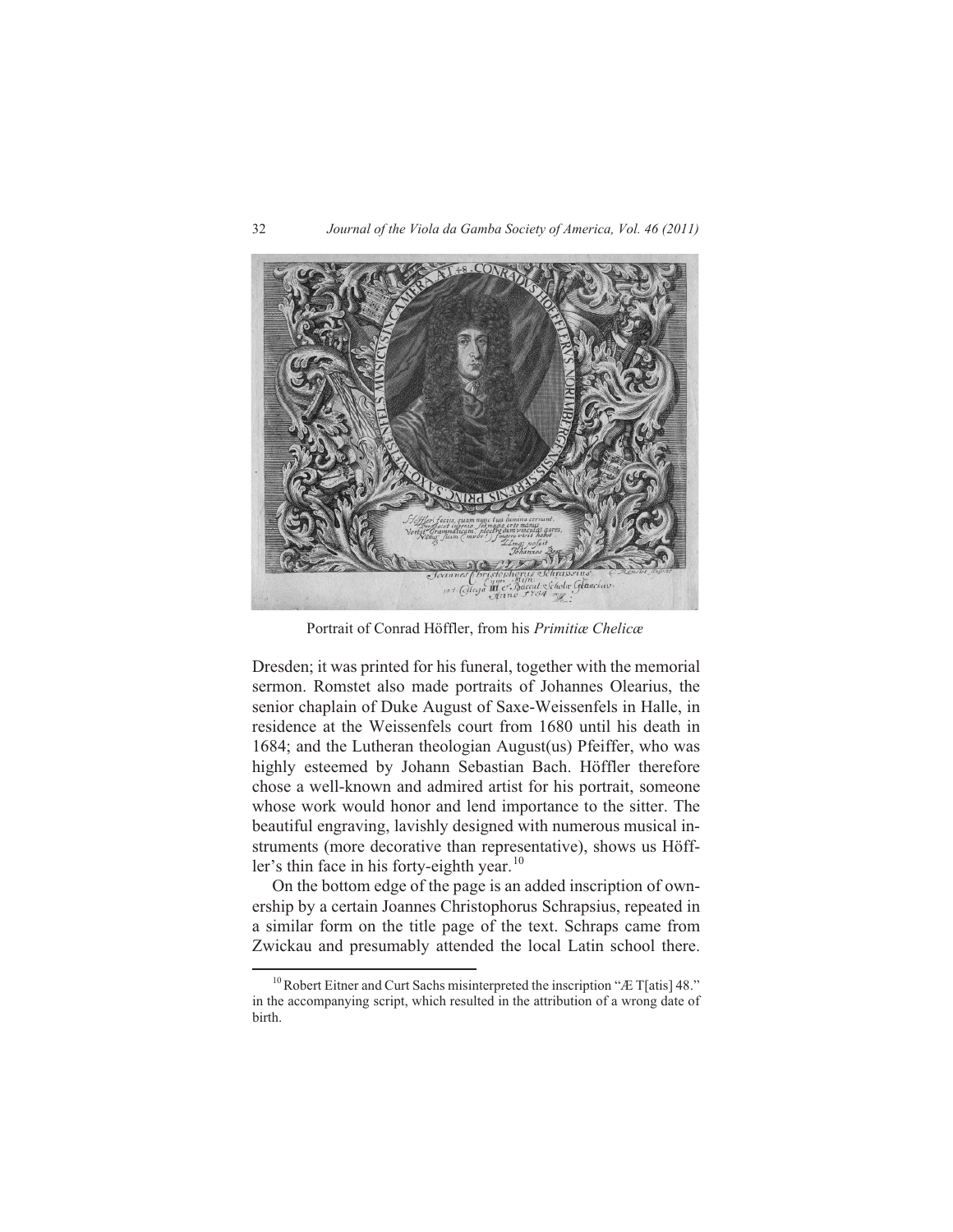Portrait of Conrad Höffler, from his *Primitiæ Chelicæ*

Dresden; it was printed for his funeral, together with the memorial sermon. Romstet also made portraits of Johannes Olearius, the senior chaplain of Duke August of Saxe-Weissenfels in Halle, in residence at the Weissenfels court from 1680 until his death in 1684; and the Lutheran theologian August(us) Pfeiffer, who was highly esteemed by Johann Sebastian Bach. Höffler therefore chose a well-known and admired artist for his portrait, someone whose work would honor and lend importance to the sitter. The beautiful engraving, lavishly designed with numerous musical instruments (more decorative than representative), shows us Höffler's thin face in his forty-eighth year.[10]

On the bottom edge of the page is an added inscription of ownership by a certain Joannes Christophorus Schrapsius, repeated in a similar form on the title page of the text. Schraps came from Zwickau and presumably attended the local Latin school there.

[10] Robert Eitner and Curt Sachs misinterpreted the inscription "Æ T[atis] 48." in the accompanying script, which resulted in the attribution of a wrong date of birth.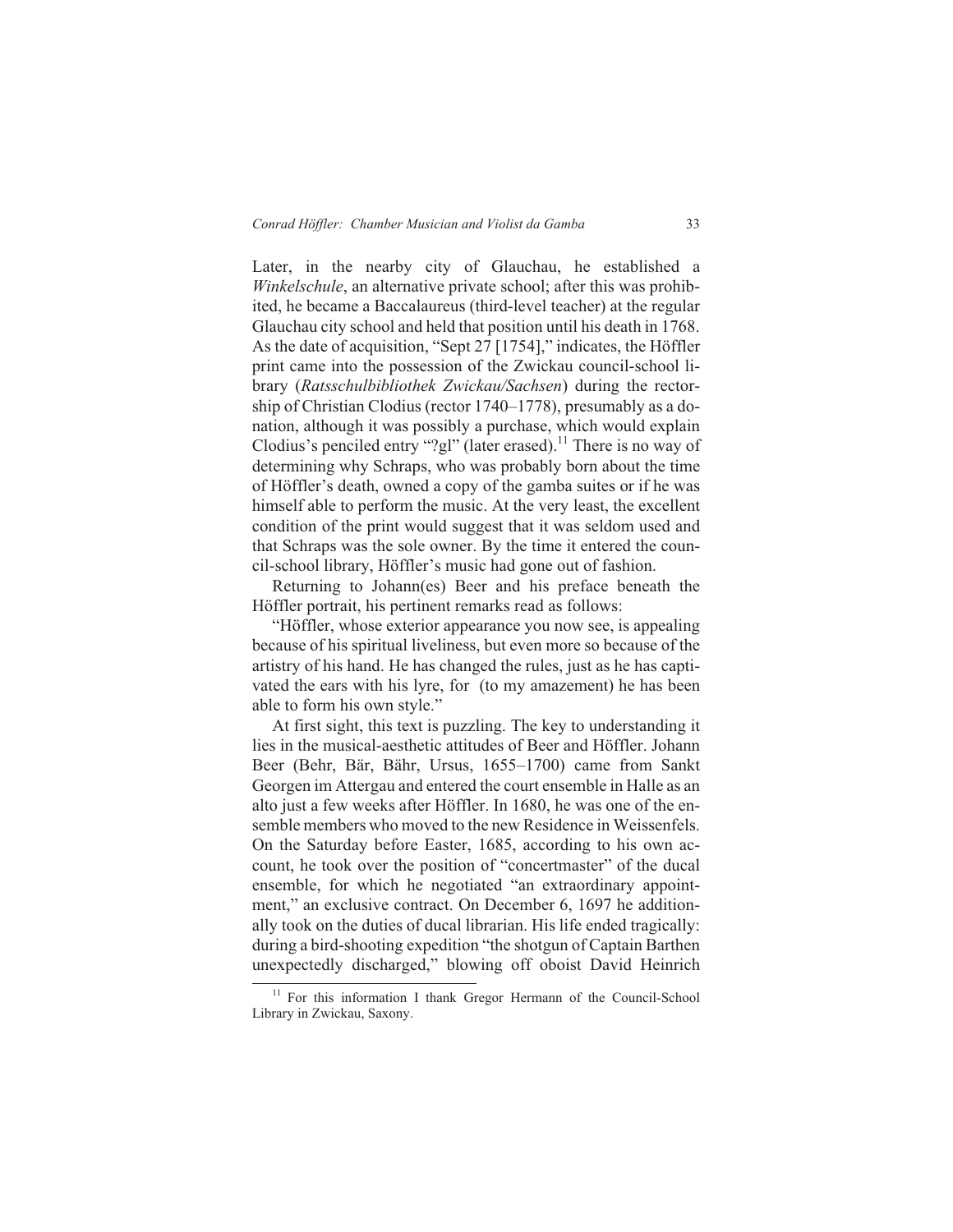Later, in the nearby city of Glauchau, he established a *Winkelschule*, an alternative private school; after this was prohibited, he became a Baccalaureus (third-level teacher) at the regular Glauchau city school and held that position until his death in 1768. As the date of acquisition, "Sept 27 [1754]," indicates, the Höffler print came into the possession of the Zwickau council-school library (*Ratsschulbibliothek Zwickau/Sachsen*) during the rectorship of Christian Clodius (rector 1740–1778), presumably as a donation, although it was possibly a purchase, which would explain Clodius's penciled entry "?gl" (later erased).[11] There is no way of determining why Schraps, who was probably born about the time of Höffler's death, owned a copy of the gamba suites or if he was himself able to perform the music. At the very least, the excellent condition of the print would suggest that it was seldom used and that Schraps was the sole owner. By the time it entered the council-school library, Höffler's music had gone out of fashion.

Returning to Johann(es) Beer and his preface beneath the Höffler portrait, his pertinent remarks read as follows:

"Höffler, whose exterior appearance you now see, is appealing because of his spiritual liveliness, but even more so because of the artistry of his hand. He has changed the rules, just as he has captivated the ears with his lyre, for (to my amazement) he has been able to form his own style."

At first sight, this text is puzzling. The key to understanding it lies in the musical-aesthetic attitudes of Beer and Höffler. Johann Beer (Behr, Bär, Bähr, Ursus, 1655–1700) came from Sankt Georgen im Attergau and entered the court ensemble in Halle as an alto just a few weeks after Höffler. In 1680, he was one of the ensemble members who moved to the new Residence in Weissenfels. On the Saturday before Easter, 1685, according to his own account, he took over the position of "concertmaster" of the ducal ensemble, for which he negotiated "an extraordinary appointment," an exclusive contract. On December 6, 1697 he additionally took on the duties of ducal librarian. His life ended tragically: during a bird-shooting expedition "the shotgun of Captain Barthen unexpectedly discharged," blowing off oboist David Heinrich

[11] For this information I thank Gregor Hermann of the Council-School Library in Zwickau, Saxony.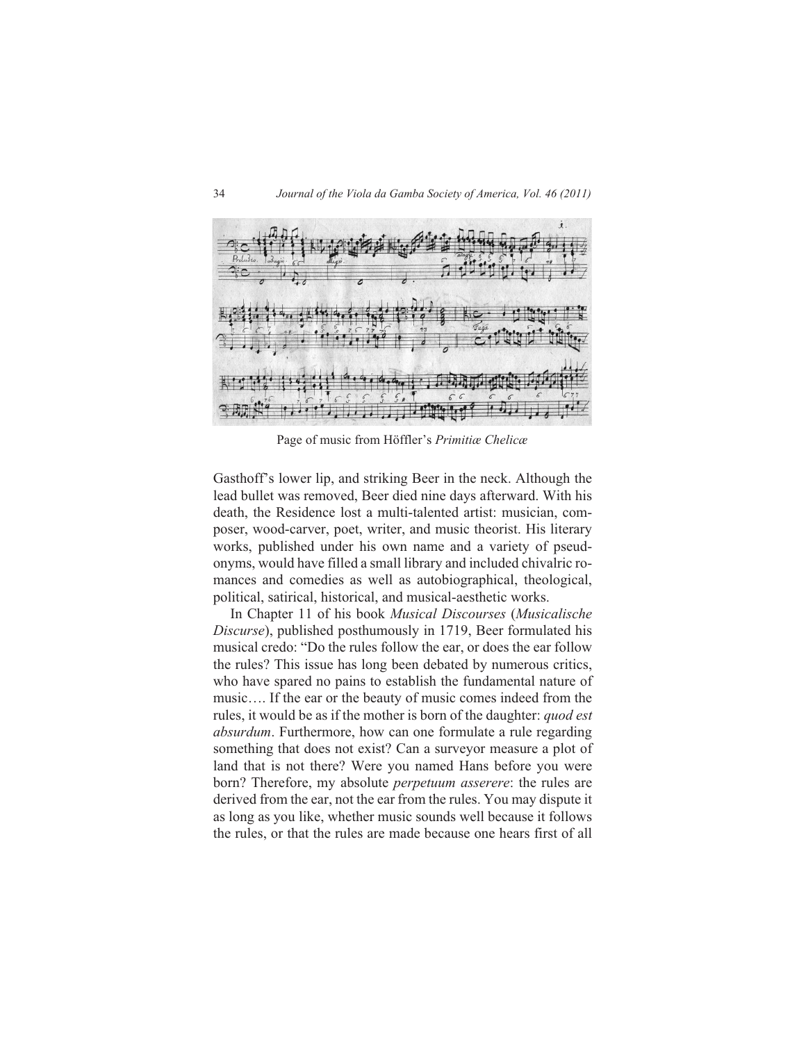Page of music from Höffler's *Primitiæ Chelicæ*

Gasthoff's lower lip, and striking Beer in the neck. Although the lead bullet was removed, Beer died nine days afterward. With his death, the Residence lost a multi-talented artist: musician, composer, wood-carver, poet, writer, and music theorist. His literary works, published under his own name and a variety of pseudonyms, would have filled a small library and included chivalric romances and comedies as well as autobiographical, theological, political, satirical, historical, and musical-aesthetic works.

In Chapter 11 of his book *Musical Discourses* (*Musicalische Discurse*), published posthumously in 1719, Beer formulated his musical credo: "Do the rules follow the ear, or does the ear follow the rules? This issue has long been debated by numerous critics, who have spared no pains to establish the fundamental nature of music…. If the ear or the beauty of music comes indeed from the rules, it would be as if the mother is born of the daughter: *quod est absurdum*. Furthermore, how can one formulate a rule regarding something that does not exist? Can a surveyor measure a plot of land that is not there? Were you named Hans before you were born? Therefore, my absolute *perpetuum asserere*: the rules are derived from the ear, not the ear from the rules. You may dispute it as long as you like, whether music sounds well because it follows the rules, or that the rules are made because one hears first of all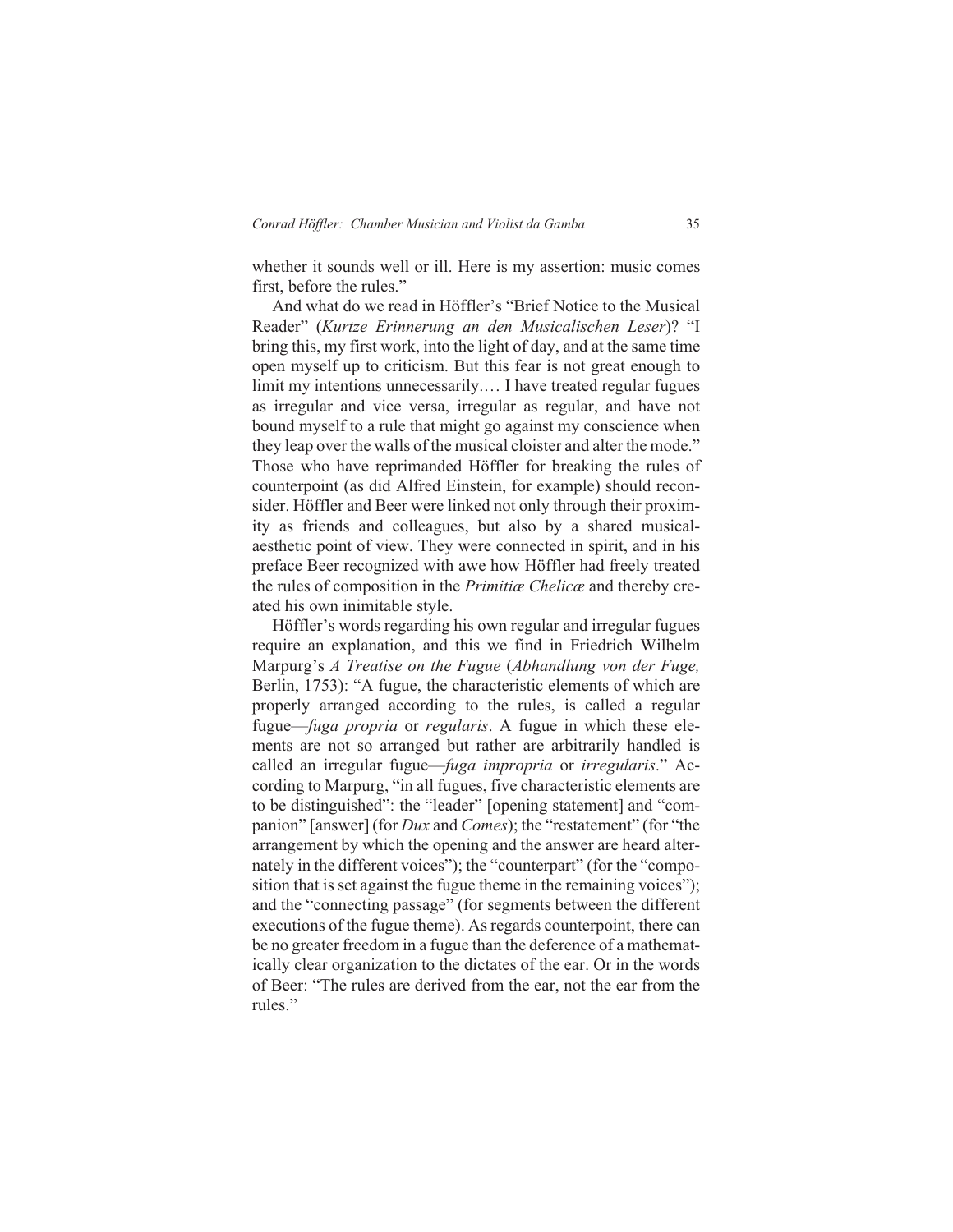whether it sounds well or ill. Here is my assertion: music comes first, before the rules."

And what do we read in Höffler's "Brief Notice to the Musical Reader" (*Kurtze Erinnerung an den Musicalischen Leser*)? "I bring this, my first work, into the light of day, and at the same time open myself up to criticism. But this fear is not great enough to limit my intentions unnecessarily.… I have treated regular fugues as irregular and vice versa, irregular as regular, and have not bound myself to a rule that might go against my conscience when they leap over the walls of the musical cloister and alter the mode." Those who have reprimanded Höffler for breaking the rules of counterpoint (as did Alfred Einstein, for example) should reconsider. Höffler and Beer were linked not only through their proximity as friends and colleagues, but also by a shared musical-aesthetic point of view. They were connected in spirit, and in his preface Beer recognized with awe how Höffler had freely treated the rules of composition in the *Primitiæ Chelicæ* and thereby created his own inimitable style.

Höffler's words regarding his own regular and irregular fugues require an explanation, and this we find in Friedrich Wilhelm Marpurg's *A Treatise on the Fugue* (*Abhandlung von der Fuge,* Berlin, 1753): "A fugue, the characteristic elements of which are properly arranged according to the rules, is called a regular fugue—*fuga propria* or *regularis*. A fugue in which these elements are not so arranged but rather are arbitrarily handled is called an irregular fugue—*fuga impropria* or *irregularis*." According to Marpurg, "in all fugues, five characteristic elements are to be distinguished": the "leader" [opening statement] and "companion" [answer] (for *Dux* and *Comes*); the "restatement" (for "the arrangement by which the opening and the answer are heard alternately in the different voices"); the "counterpart" (for the "composition that is set against the fugue theme in the remaining voices"); and the "connecting passage" (for segments between the different executions of the fugue theme). As regards counterpoint, there can be no greater freedom in a fugue than the deference of a mathematically clear organization to the dictates of the ear. Or in the words of Beer: "The rules are derived from the ear, not the ear from the rules."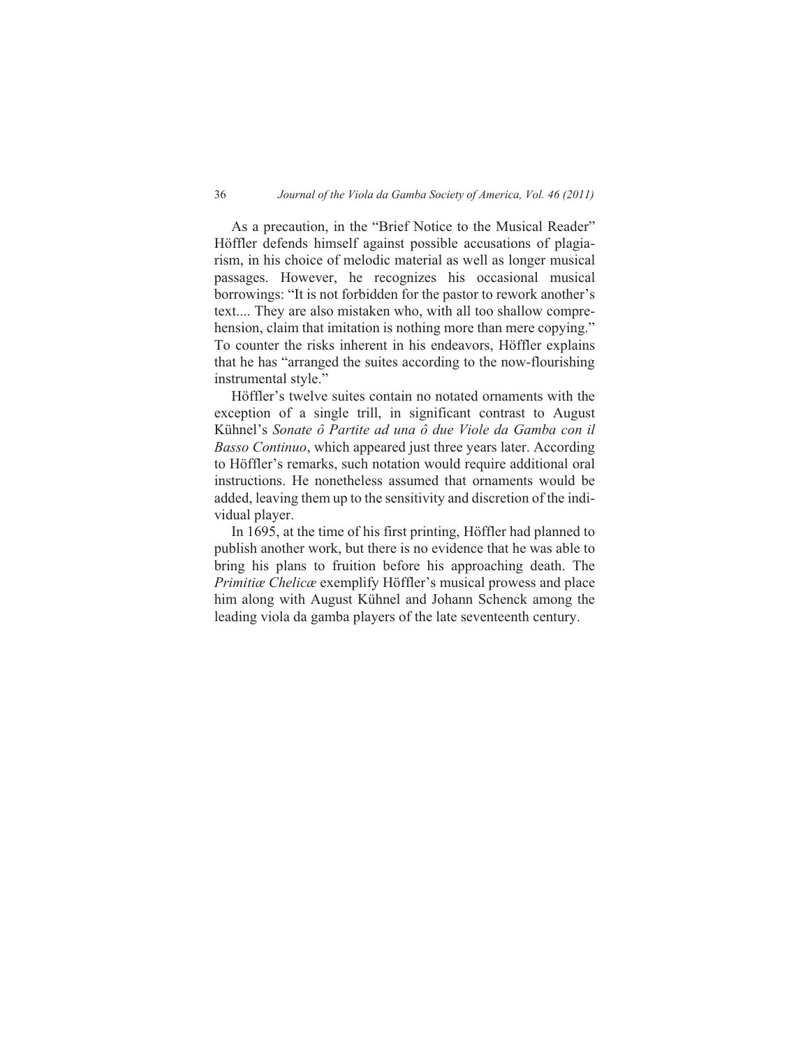As a precaution, in the "Brief Notice to the Musical Reader" Höffler defends himself against possible accusations of plagiarism, in his choice of melodic material as well as longer musical passages. However, he recognizes his occasional musical borrowings: "It is not forbidden for the pastor to rework another's text.... They are also mistaken who, with all too shallow comprehension, claim that imitation is nothing more than mere copying." To counter the risks inherent in his endeavors, Höffler explains that he has "arranged the suites according to the now-flourishing instrumental style."

Höffler's twelve suites contain no notated ornaments with the exception of a single trill, in significant contrast to August Kühnel's *Sonate ô Partite ad una ô due Viole da Gamba con il Basso Continuo*, which appeared just three years later. According to Höffler's remarks, such notation would require additional oral instructions. He nonetheless assumed that ornaments would be added, leaving them up to the sensitivity and discretion of the individual player.

In 1695, at the time of his first printing, Höffler had planned to publish another work, but there is no evidence that he was able to bring his plans to fruition before his approaching death. The *Primitiæ Chelicæ* exemplify Höffler's musical prowess and place him along with August Kühnel and Johann Schenck among the leading viola da gamba players of the late seventeenth century.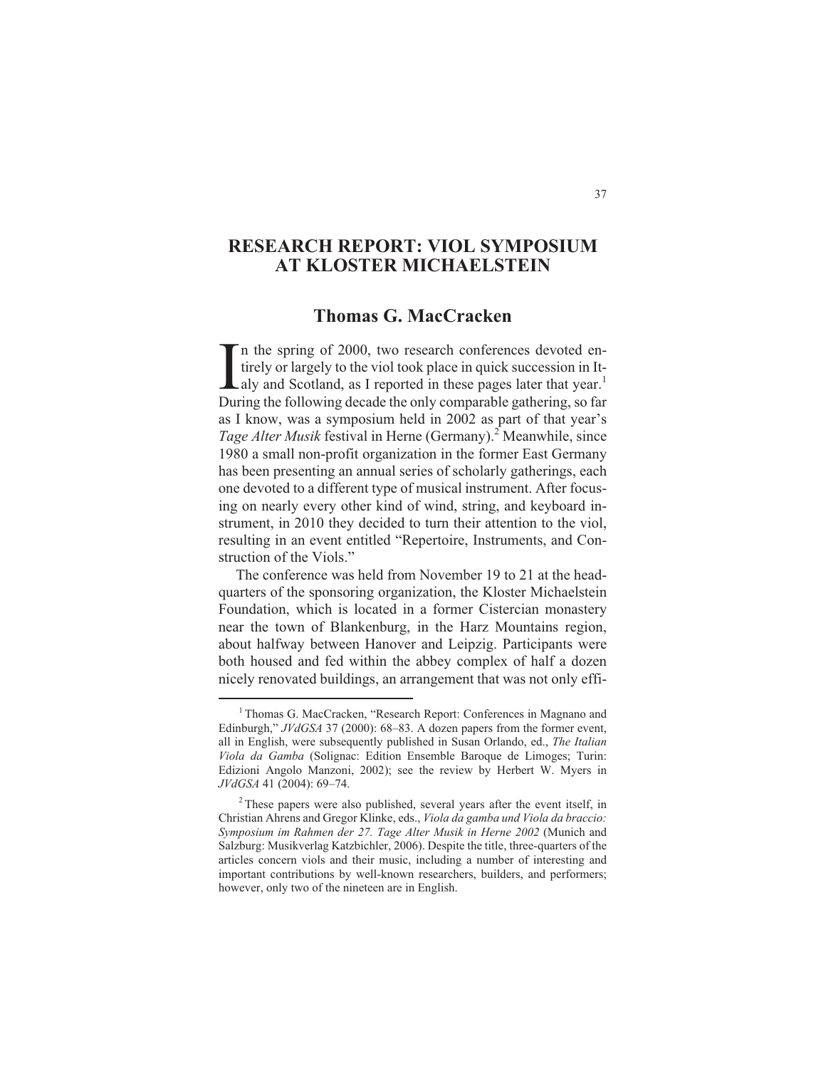# RESEARCH REPORT: VIOL SYMPOSIUM AT KLOSTER MICHAELSTEIN

## Thomas G. MacCracken

In the spring of 2000, two research conferences devoted entirely or largely to the viol took place in quick succession in Italy and Scotland, as I reported in these pages later that year.[1] During the following decade the only comparable gathering, so far as I know, was a symposium held in 2002 as part of that year's *Tage Alter Musik* festival in Herne (Germany).[2] Meanwhile, since 1980 a small non-profit organization in the former East Germany has been presenting an annual series of scholarly gatherings, each one devoted to a different type of musical instrument. After focusing on nearly every other kind of wind, string, and keyboard instrument, in 2010 they decided to turn their attention to the viol, resulting in an event entitled "Repertoire, Instruments, and Construction of the Viols."

The conference was held from November 19 to 21 at the headquarters of the sponsoring organization, the Kloster Michaelstein Foundation, which is located in a former Cistercian monastery near the town of Blankenburg, in the Harz Mountains region, about halfway between Hanover and Leipzig. Participants were both housed and fed within the abbey complex of half a dozen nicely renovated buildings, an arrangement that was not only effi-

---

[1] Thomas G. MacCracken, "Research Report: Conferences in Magnano and Edinburgh," *JVdGSA* 37 (2000): 68–83. A dozen papers from the former event, all in English, were subsequently published in Susan Orlando, ed., *The Italian Viola da Gamba* (Solignac: Edition Ensemble Baroque de Limoges; Turin: Edizioni Angolo Manzoni, 2002); see the review by Herbert W. Myers in *JVdGSA* 41 (2004): 69–74.

[2] These papers were also published, several years after the event itself, in Christian Ahrens and Gregor Klinke, eds., *Viola da gamba und Viola da braccio: Symposium im Rahmen der 27. Tage Alter Musik in Herne 2002* (Munich and Salzburg: Musikverlag Katzbichler, 2006). Despite the title, three-quarters of the articles concern viols and their music, including a number of interesting and important contributions by well-known researchers, builders, and performers; however, only two of the nineteen are in English.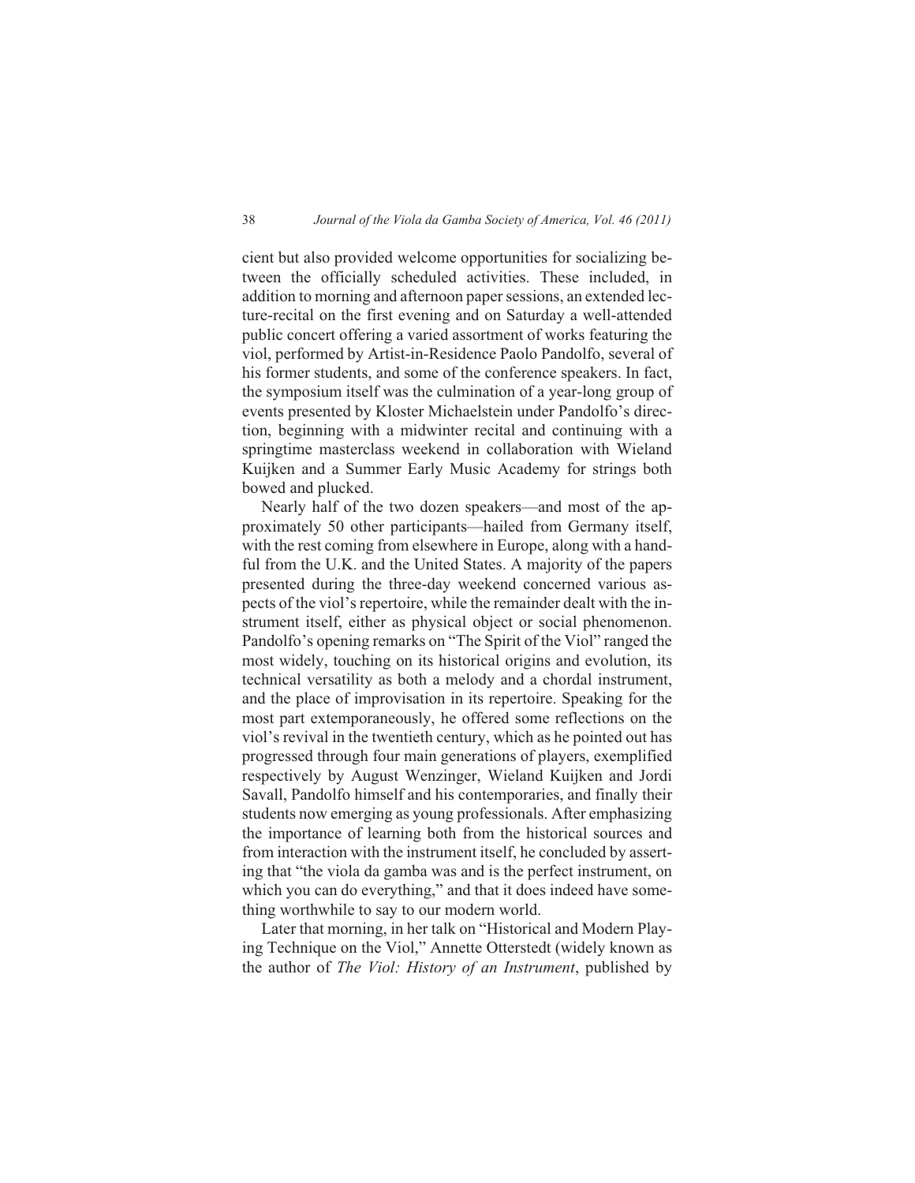cient but also provided welcome opportunities for socializing between the officially scheduled activities. These included, in addition to morning and afternoon paper sessions, an extended lecture-recital on the first evening and on Saturday a well-attended public concert offering a varied assortment of works featuring the viol, performed by Artist-in-Residence Paolo Pandolfo, several of his former students, and some of the conference speakers. In fact, the symposium itself was the culmination of a year-long group of events presented by Kloster Michaelstein under Pandolfo's direction, beginning with a midwinter recital and continuing with a springtime masterclass weekend in collaboration with Wieland Kuijken and a Summer Early Music Academy for strings both bowed and plucked.

Nearly half of the two dozen speakers—and most of the approximately 50 other participants—hailed from Germany itself, with the rest coming from elsewhere in Europe, along with a handful from the U.K. and the United States. A majority of the papers presented during the three-day weekend concerned various aspects of the viol's repertoire, while the remainder dealt with the instrument itself, either as physical object or social phenomenon. Pandolfo's opening remarks on "The Spirit of the Viol" ranged the most widely, touching on its historical origins and evolution, its technical versatility as both a melody and a chordal instrument, and the place of improvisation in its repertoire. Speaking for the most part extemporaneously, he offered some reflections on the viol's revival in the twentieth century, which as he pointed out has progressed through four main generations of players, exemplified respectively by August Wenzinger, Wieland Kuijken and Jordi Savall, Pandolfo himself and his contemporaries, and finally their students now emerging as young professionals. After emphasizing the importance of learning both from the historical sources and from interaction with the instrument itself, he concluded by asserting that "the viola da gamba was and is the perfect instrument, on which you can do everything," and that it does indeed have something worthwhile to say to our modern world.

Later that morning, in her talk on "Historical and Modern Playing Technique on the Viol," Annette Otterstedt (widely known as the author of *The Viol: History of an Instrument*, published by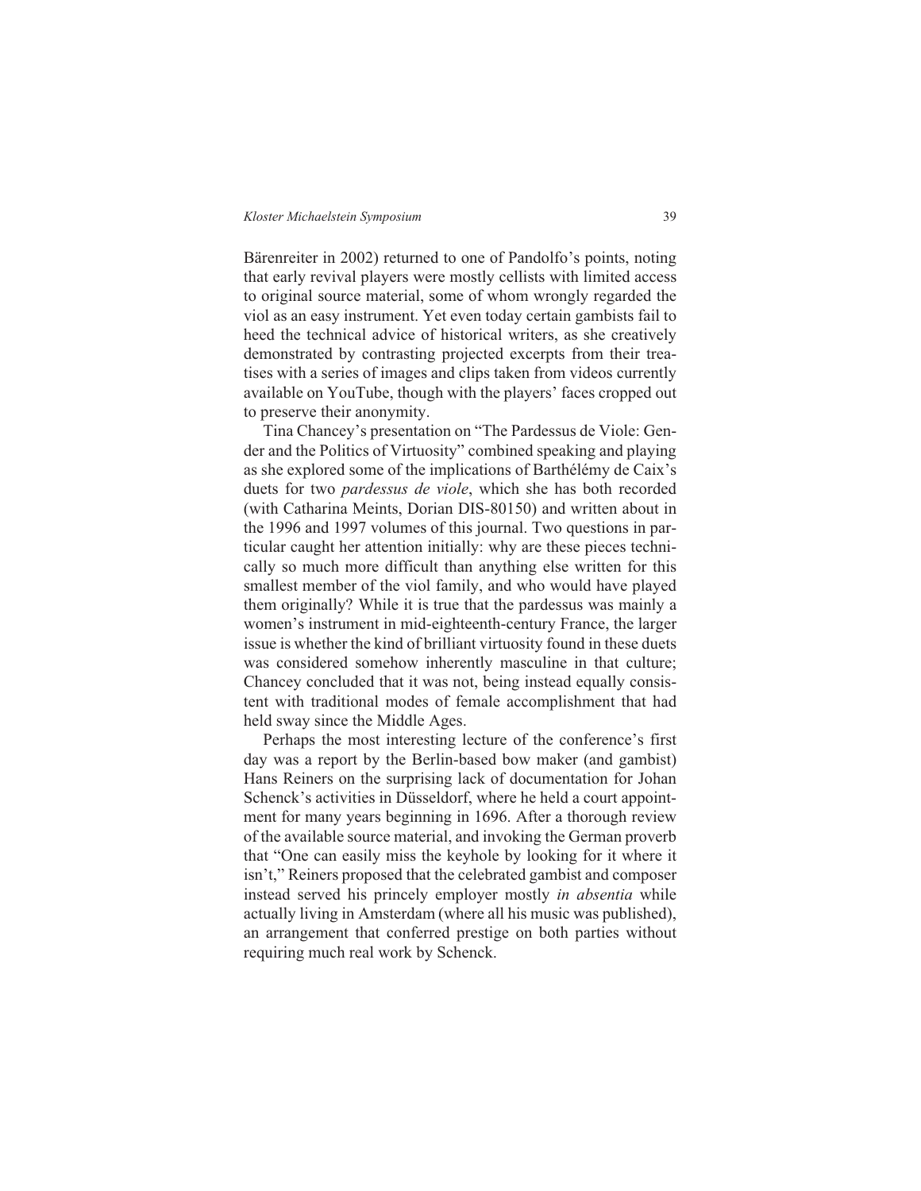Bärenreiter in 2002) returned to one of Pandolfo's points, noting that early revival players were mostly cellists with limited access to original source material, some of whom wrongly regarded the viol as an easy instrument. Yet even today certain gambists fail to heed the technical advice of historical writers, as she creatively demonstrated by contrasting projected excerpts from their treatises with a series of images and clips taken from videos currently available on YouTube, though with the players' faces cropped out to preserve their anonymity.

Tina Chancey's presentation on "The Pardessus de Viole: Gender and the Politics of Virtuosity" combined speaking and playing as she explored some of the implications of Barthélémy de Caix's duets for two *pardessus de viole*, which she has both recorded (with Catharina Meints, Dorian DIS-80150) and written about in the 1996 and 1997 volumes of this journal. Two questions in particular caught her attention initially: why are these pieces technically so much more difficult than anything else written for this smallest member of the viol family, and who would have played them originally? While it is true that the pardessus was mainly a women's instrument in mid-eighteenth-century France, the larger issue is whether the kind of brilliant virtuosity found in these duets was considered somehow inherently masculine in that culture; Chancey concluded that it was not, being instead equally consistent with traditional modes of female accomplishment that had held sway since the Middle Ages.

Perhaps the most interesting lecture of the conference's first day was a report by the Berlin-based bow maker (and gambist) Hans Reiners on the surprising lack of documentation for Johan Schenck's activities in Düsseldorf, where he held a court appointment for many years beginning in 1696. After a thorough review of the available source material, and invoking the German proverb that "One can easily miss the keyhole by looking for it where it isn't," Reiners proposed that the celebrated gambist and composer instead served his princely employer mostly *in absentia* while actually living in Amsterdam (where all his music was published), an arrangement that conferred prestige on both parties without requiring much real work by Schenck.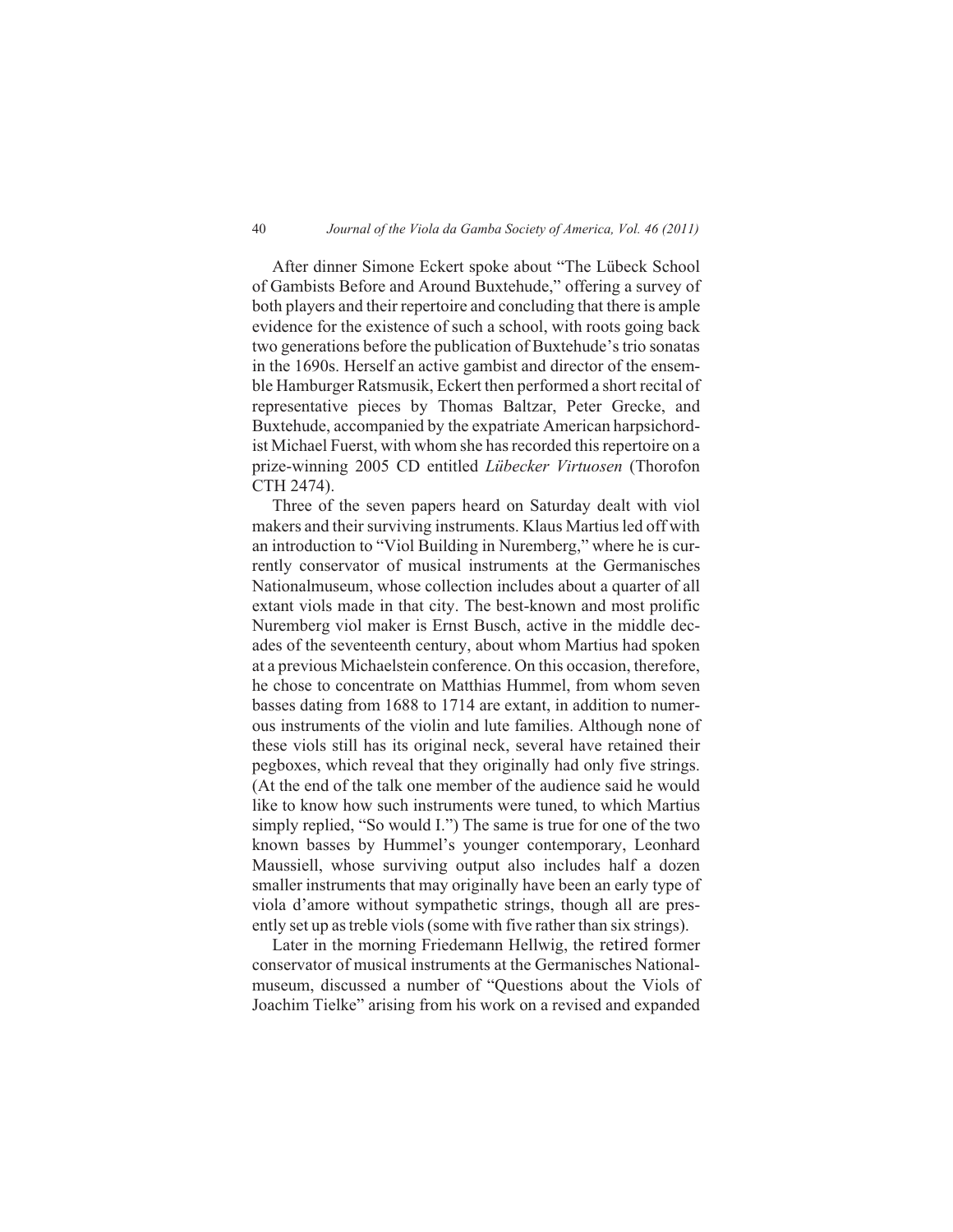After dinner Simone Eckert spoke about "The Lübeck School of Gambists Before and Around Buxtehude," offering a survey of both players and their repertoire and concluding that there is ample evidence for the existence of such a school, with roots going back two generations before the publication of Buxtehude's trio sonatas in the 1690s. Herself an active gambist and director of the ensemble Hamburger Ratsmusik, Eckert then performed a short recital of representative pieces by Thomas Baltzar, Peter Grecke, and Buxtehude, accompanied by the expatriate American harpsichordist Michael Fuerst, with whom she has recorded this repertoire on a prize-winning 2005 CD entitled *Lübecker Virtuosen* (Thorofon CTH 2474).

Three of the seven papers heard on Saturday dealt with viol makers and their surviving instruments. Klaus Martius led off with an introduction to "Viol Building in Nuremberg," where he is currently conservator of musical instruments at the Germanisches Nationalmuseum, whose collection includes about a quarter of all extant viols made in that city. The best-known and most prolific Nuremberg viol maker is Ernst Busch, active in the middle decades of the seventeenth century, about whom Martius had spoken at a previous Michaelstein conference. On this occasion, therefore, he chose to concentrate on Matthias Hummel, from whom seven basses dating from 1688 to 1714 are extant, in addition to numerous instruments of the violin and lute families. Although none of these viols still has its original neck, several have retained their pegboxes, which reveal that they originally had only five strings. (At the end of the talk one member of the audience said he would like to know how such instruments were tuned, to which Martius simply replied, "So would I.") The same is true for one of the two known basses by Hummel's younger contemporary, Leonhard Maussiell, whose surviving output also includes half a dozen smaller instruments that may originally have been an early type of viola d'amore without sympathetic strings, though all are presently set up as treble viols (some with five rather than six strings).

Later in the morning Friedemann Hellwig, the retired former conservator of musical instruments at the Germanisches Nationalmuseum, discussed a number of "Questions about the Viols of Joachim Tielke" arising from his work on a revised and expanded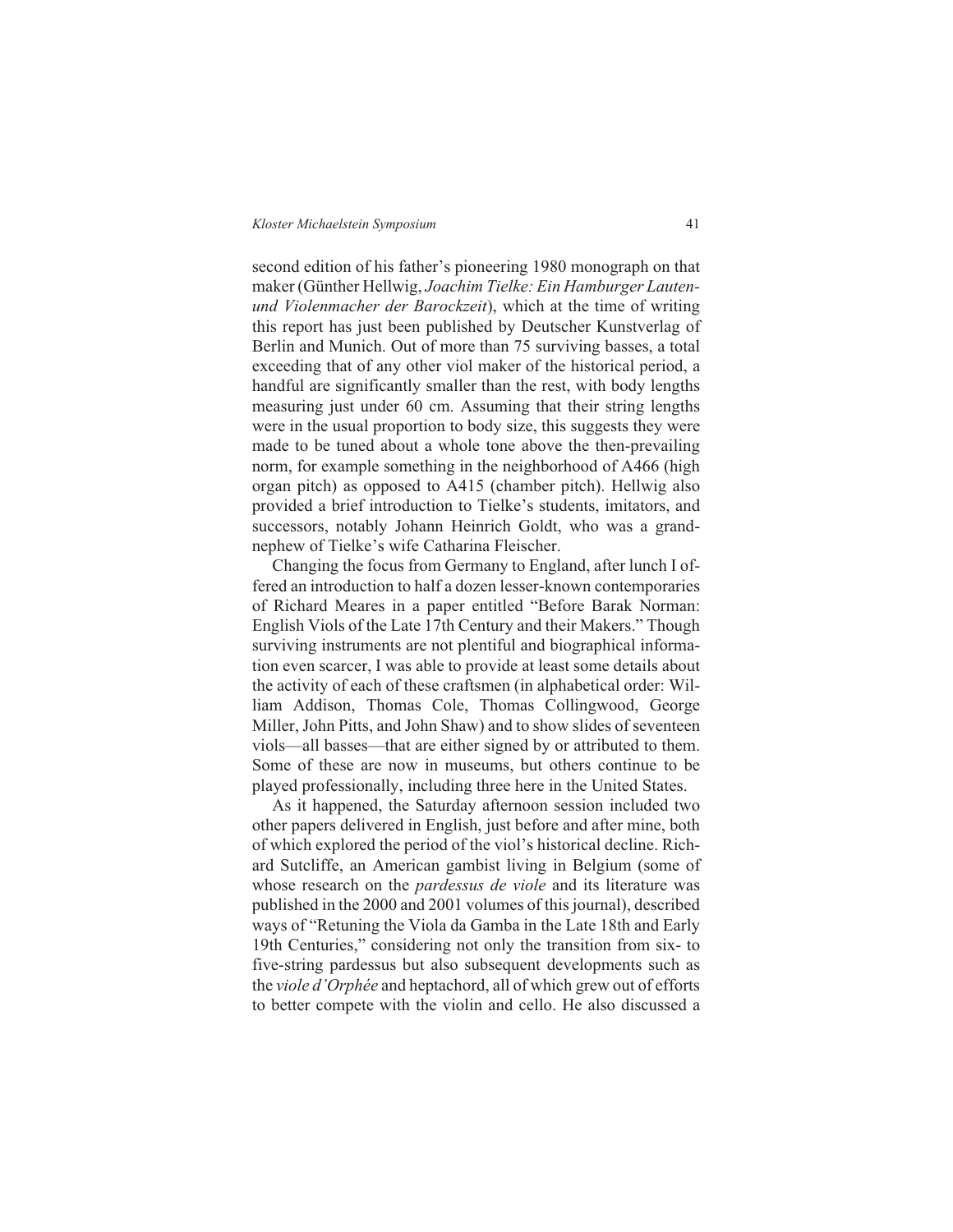second edition of his father's pioneering 1980 monograph on that maker (Günther Hellwig, *Joachim Tielke: Ein Hamburger Lauten- und Violenmacher der Barockzeit*), which at the time of writing this report has just been published by Deutscher Kunstverlag of Berlin and Munich. Out of more than 75 surviving basses, a total exceeding that of any other viol maker of the historical period, a handful are significantly smaller than the rest, with body lengths measuring just under 60 cm. Assuming that their string lengths were in the usual proportion to body size, this suggests they were made to be tuned about a whole tone above the then-prevailing norm, for example something in the neighborhood of A466 (high organ pitch) as opposed to A415 (chamber pitch). Hellwig also provided a brief introduction to Tielke's students, imitators, and successors, notably Johann Heinrich Goldt, who was a grand-nephew of Tielke's wife Catharina Fleischer.

Changing the focus from Germany to England, after lunch I offered an introduction to half a dozen lesser-known contemporaries of Richard Meares in a paper entitled "Before Barak Norman: English Viols of the Late 17th Century and their Makers." Though surviving instruments are not plentiful and biographical information even scarcer, I was able to provide at least some details about the activity of each of these craftsmen (in alphabetical order: William Addison, Thomas Cole, Thomas Collingwood, George Miller, John Pitts, and John Shaw) and to show slides of seventeen viols—all basses—that are either signed by or attributed to them. Some of these are now in museums, but others continue to be played professionally, including three here in the United States.

As it happened, the Saturday afternoon session included two other papers delivered in English, just before and after mine, both of which explored the period of the viol's historical decline. Richard Sutcliffe, an American gambist living in Belgium (some of whose research on the *pardessus de viole* and its literature was published in the 2000 and 2001 volumes of this journal), described ways of "Retuning the Viola da Gamba in the Late 18th and Early 19th Centuries," considering not only the transition from six- to five-string pardessus but also subsequent developments such as the *viole d'Orphée* and heptachord, all of which grew out of efforts to better compete with the violin and cello. He also discussed a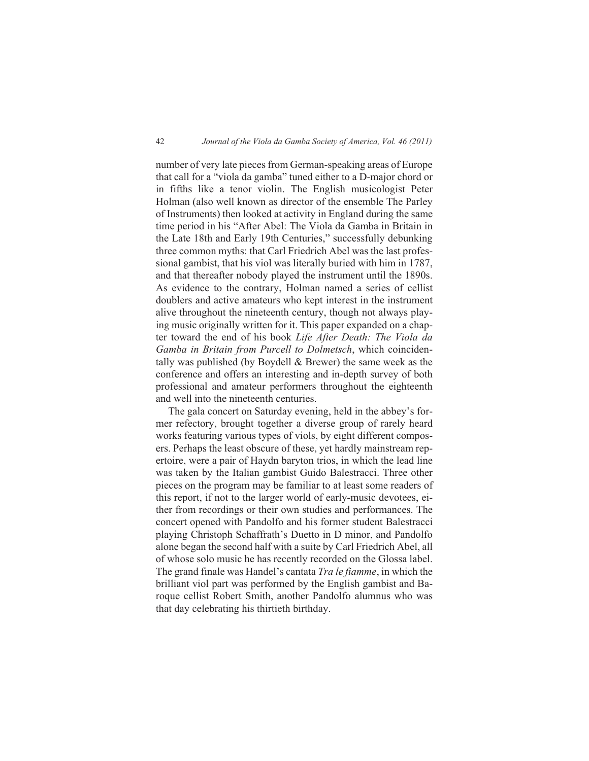number of very late pieces from German-speaking areas of Europe that call for a "viola da gamba" tuned either to a D-major chord or in fifths like a tenor violin. The English musicologist Peter Holman (also well known as director of the ensemble The Parley of Instruments) then looked at activity in England during the same time period in his "After Abel: The Viola da Gamba in Britain in the Late 18th and Early 19th Centuries," successfully debunking three common myths: that Carl Friedrich Abel was the last professional gambist, that his viol was literally buried with him in 1787, and that thereafter nobody played the instrument until the 1890s. As evidence to the contrary, Holman named a series of cellist doublers and active amateurs who kept interest in the instrument alive throughout the nineteenth century, though not always playing music originally written for it. This paper expanded on a chapter toward the end of his book *Life After Death: The Viola da Gamba in Britain from Purcell to Dolmetsch*, which coincidentally was published (by Boydell & Brewer) the same week as the conference and offers an interesting and in-depth survey of both professional and amateur performers throughout the eighteenth and well into the nineteenth centuries.

The gala concert on Saturday evening, held in the abbey's former refectory, brought together a diverse group of rarely heard works featuring various types of viols, by eight different composers. Perhaps the least obscure of these, yet hardly mainstream repertoire, were a pair of Haydn baryton trios, in which the lead line was taken by the Italian gambist Guido Balestracci. Three other pieces on the program may be familiar to at least some readers of this report, if not to the larger world of early-music devotees, either from recordings or their own studies and performances. The concert opened with Pandolfo and his former student Balestracci playing Christoph Schaffrath's Duetto in D minor, and Pandolfo alone began the second half with a suite by Carl Friedrich Abel, all of whose solo music he has recently recorded on the Glossa label. The grand finale was Handel's cantata *Tra le fiamme*, in which the brilliant viol part was performed by the English gambist and Baroque cellist Robert Smith, another Pandolfo alumnus who was that day celebrating his thirtieth birthday.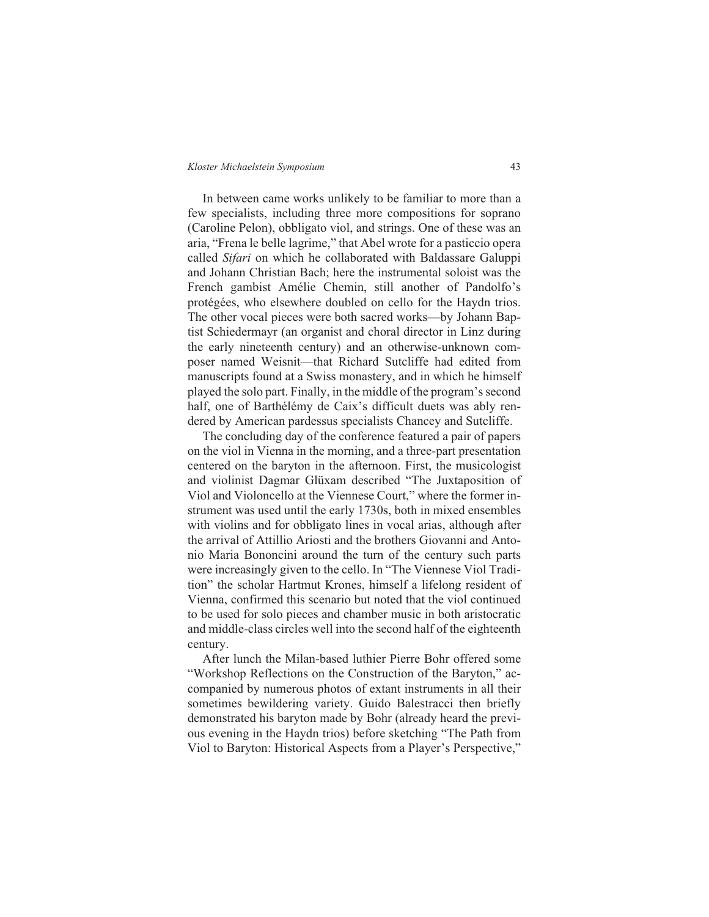In between came works unlikely to be familiar to more than a few specialists, including three more compositions for soprano (Caroline Pelon), obbligato viol, and strings. One of these was an aria, "Frena le belle lagrime," that Abel wrote for a pasticcio opera called *Sifari* on which he collaborated with Baldassare Galuppi and Johann Christian Bach; here the instrumental soloist was the French gambist Amélie Chemin, still another of Pandolfo's protégées, who elsewhere doubled on cello for the Haydn trios. The other vocal pieces were both sacred works—by Johann Baptist Schiedermayr (an organist and choral director in Linz during the early nineteenth century) and an otherwise-unknown composer named Weisnit—that Richard Sutcliffe had edited from manuscripts found at a Swiss monastery, and in which he himself played the solo part. Finally, in the middle of the program's second half, one of Barthélémy de Caix's difficult duets was ably rendered by American pardessus specialists Chancey and Sutcliffe.

The concluding day of the conference featured a pair of papers on the viol in Vienna in the morning, and a three-part presentation centered on the baryton in the afternoon. First, the musicologist and violinist Dagmar Glüxam described "The Juxtaposition of Viol and Violoncello at the Viennese Court," where the former instrument was used until the early 1730s, both in mixed ensembles with violins and for obbligato lines in vocal arias, although after the arrival of Attillio Ariosti and the brothers Giovanni and Antonio Maria Bononcini around the turn of the century such parts were increasingly given to the cello. In "The Viennese Viol Tradition" the scholar Hartmut Krones, himself a lifelong resident of Vienna, confirmed this scenario but noted that the viol continued to be used for solo pieces and chamber music in both aristocratic and middle-class circles well into the second half of the eighteenth century.

After lunch the Milan-based luthier Pierre Bohr offered some "Workshop Reflections on the Construction of the Baryton," accompanied by numerous photos of extant instruments in all their sometimes bewildering variety. Guido Balestracci then briefly demonstrated his baryton made by Bohr (already heard the previous evening in the Haydn trios) before sketching "The Path from Viol to Baryton: Historical Aspects from a Player's Perspective,"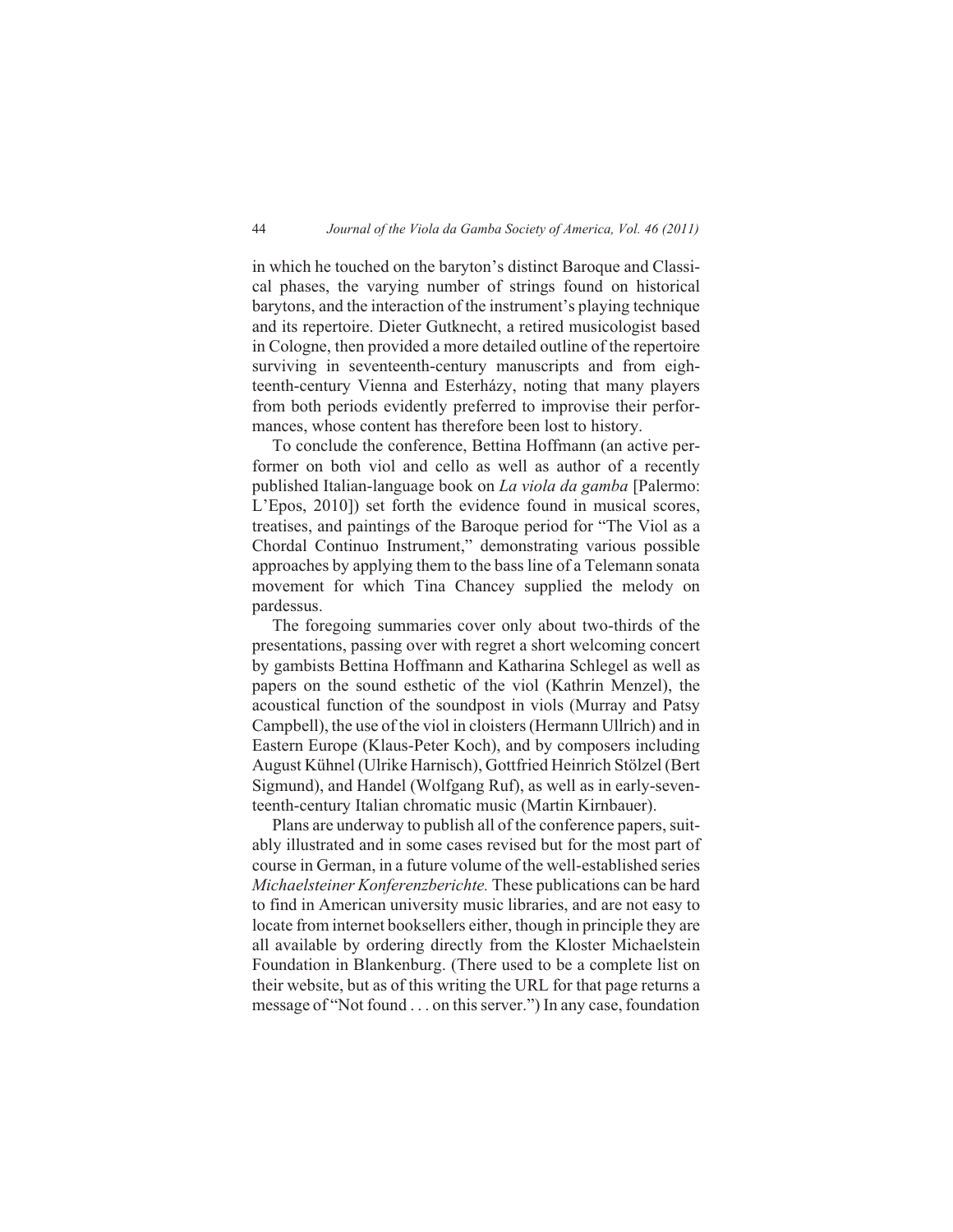in which he touched on the baryton's distinct Baroque and Classical phases, the varying number of strings found on historical barytons, and the interaction of the instrument's playing technique and its repertoire. Dieter Gutknecht, a retired musicologist based in Cologne, then provided a more detailed outline of the repertoire surviving in seventeenth-century manuscripts and from eighteenth-century Vienna and Esterházy, noting that many players from both periods evidently preferred to improvise their performances, whose content has therefore been lost to history.

To conclude the conference, Bettina Hoffmann (an active performer on both viol and cello as well as author of a recently published Italian-language book on *La viola da gamba* [Palermo: L'Epos, 2010]) set forth the evidence found in musical scores, treatises, and paintings of the Baroque period for "The Viol as a Chordal Continuo Instrument," demonstrating various possible approaches by applying them to the bass line of a Telemann sonata movement for which Tina Chancey supplied the melody on pardessus.

The foregoing summaries cover only about two-thirds of the presentations, passing over with regret a short welcoming concert by gambists Bettina Hoffmann and Katharina Schlegel as well as papers on the sound esthetic of the viol (Kathrin Menzel), the acoustical function of the soundpost in viols (Murray and Patsy Campbell), the use of the viol in cloisters (Hermann Ullrich) and in Eastern Europe (Klaus-Peter Koch), and by composers including August Kühnel (Ulrike Harnisch), Gottfried Heinrich Stölzel (Bert Sigmund), and Handel (Wolfgang Ruf), as well as in early-seventeenth-century Italian chromatic music (Martin Kirnbauer).

Plans are underway to publish all of the conference papers, suitably illustrated and in some cases revised but for the most part of course in German, in a future volume of the well-established series *Michaelsteiner Konferenzberichte.* These publications can be hard to find in American university music libraries, and are not easy to locate from internet booksellers either, though in principle they are all available by ordering directly from the Kloster Michaelstein Foundation in Blankenburg. (There used to be a complete list on their website, but as of this writing the URL for that page returns a message of "Not found . . . on this server.") In any case, foundation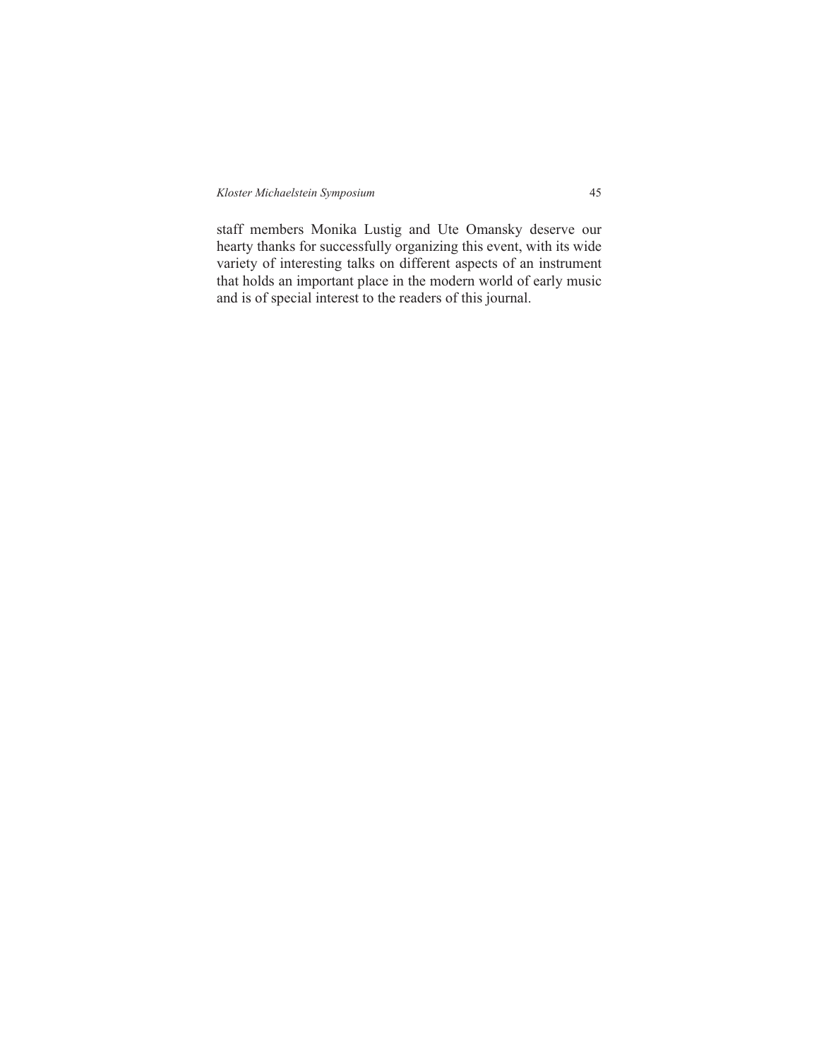staff members Monika Lustig and Ute Omansky deserve our hearty thanks for successfully organizing this event, with its wide variety of interesting talks on different aspects of an instrument that holds an important place in the modern world of early music and is of special interest to the readers of this journal.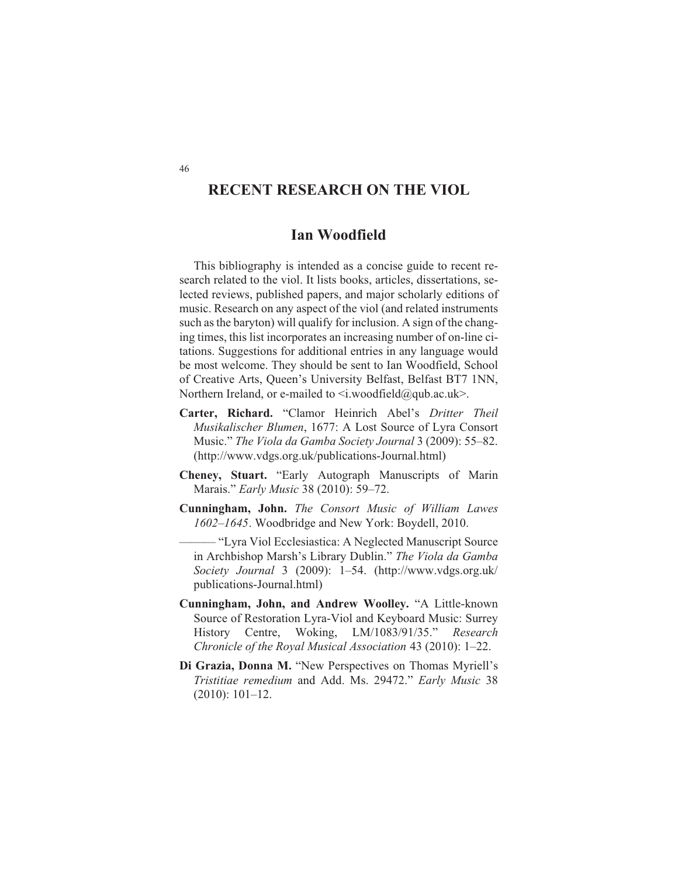# RECENT RESEARCH ON THE VIOL

## Ian Woodfield

This bibliography is intended as a concise guide to recent research related to the viol. It lists books, articles, dissertations, selected reviews, published papers, and major scholarly editions of music. Research on any aspect of the viol (and related instruments such as the baryton) will qualify for inclusion. A sign of the changing times, this list incorporates an increasing number of on-line citations. Suggestions for additional entries in any language would be most welcome. They should be sent to Ian Woodfield, School of Creative Arts, Queen's University Belfast, Belfast BT7 1NN, Northern Ireland, or e-mailed to <i.woodfield@qub.ac.uk>.

**Carter, Richard.** "Clamor Heinrich Abel's *Dritter Theil Musikalischer Blumen*, 1677: A Lost Source of Lyra Consort Music." *The Viola da Gamba Society Journal* 3 (2009): 55–82. (http://www.vdgs.org.uk/publications-Journal.html)

**Cheney, Stuart.** "Early Autograph Manuscripts of Marin Marais." *Early Music* 38 (2010): 59–72.

**Cunningham, John.** *The Consort Music of William Lawes 1602–1645*. Woodbridge and New York: Boydell, 2010.

——— "Lyra Viol Ecclesiastica: A Neglected Manuscript Source in Archbishop Marsh's Library Dublin." *The Viola da Gamba Society Journal* 3 (2009): 1–54. (http://www.vdgs.org.uk/publications-Journal.html)

**Cunningham, John, and Andrew Woolley.** "A Little-known Source of Restoration Lyra-Viol and Keyboard Music: Surrey History Centre, Woking, LM/1083/91/35." *Research Chronicle of the Royal Musical Association* 43 (2010): 1–22.

**Di Grazia, Donna M.** "New Perspectives on Thomas Myriell's *Tristitiae remedium* and Add. Ms. 29472." *Early Music* 38 (2010): 101–12.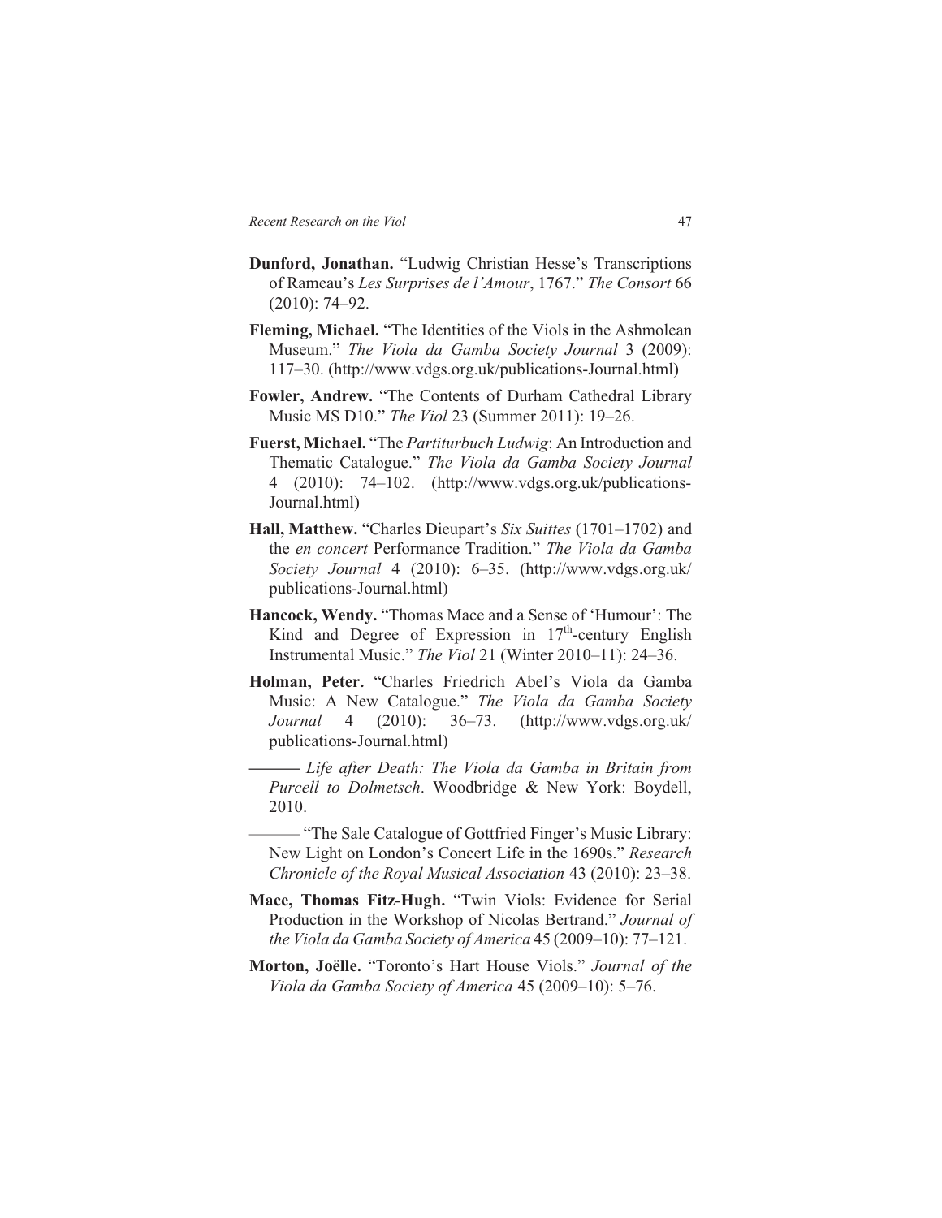**Dunford, Jonathan.** "Ludwig Christian Hesse's Transcriptions of Rameau's *Les Surprises de l'Amour*, 1767." *The Consort* 66 (2010): 74–92.

**Fleming, Michael.** "The Identities of the Viols in the Ashmolean Museum." *The Viola da Gamba Society Journal* 3 (2009): 117–30. (http://www.vdgs.org.uk/publications-Journal.html)

**Fowler, Andrew.** "The Contents of Durham Cathedral Library Music MS D10." *The Viol* 23 (Summer 2011): 19–26.

**Fuerst, Michael.** "The *Partiturbuch Ludwig*: An Introduction and Thematic Catalogue." *The Viola da Gamba Society Journal* 4 (2010): 74–102. (http://www.vdgs.org.uk/publications-Journal.html)

**Hall, Matthew.** "Charles Dieupart's *Six Suittes* (1701–1702) and the *en concert* Performance Tradition." *The Viola da Gamba Society Journal* 4 (2010): 6–35. (http://www.vdgs.org.uk/publications-Journal.html)

**Hancock, Wendy.** "Thomas Mace and a Sense of 'Humour': The Kind and Degree of Expression in 17th-century English Instrumental Music." *The Viol* 21 (Winter 2010–11): 24–36.

**Holman, Peter.** "Charles Friedrich Abel's Viola da Gamba Music: A New Catalogue." *The Viola da Gamba Society Journal* 4 (2010): 36–73. (http://www.vdgs.org.uk/publications-Journal.html)

——— *Life after Death: The Viola da Gamba in Britain from Purcell to Dolmetsch*. Woodbridge & New York: Boydell, 2010.

——— "The Sale Catalogue of Gottfried Finger's Music Library: New Light on London's Concert Life in the 1690s." *Research Chronicle of the Royal Musical Association* 43 (2010): 23–38.

**Mace, Thomas Fitz-Hugh.** "Twin Viols: Evidence for Serial Production in the Workshop of Nicolas Bertrand." *Journal of the Viola da Gamba Society of America* 45 (2009–10): 77–121.

**Morton, Joëlle.** "Toronto's Hart House Viols." *Journal of the Viola da Gamba Society of America* 45 (2009–10): 5–76.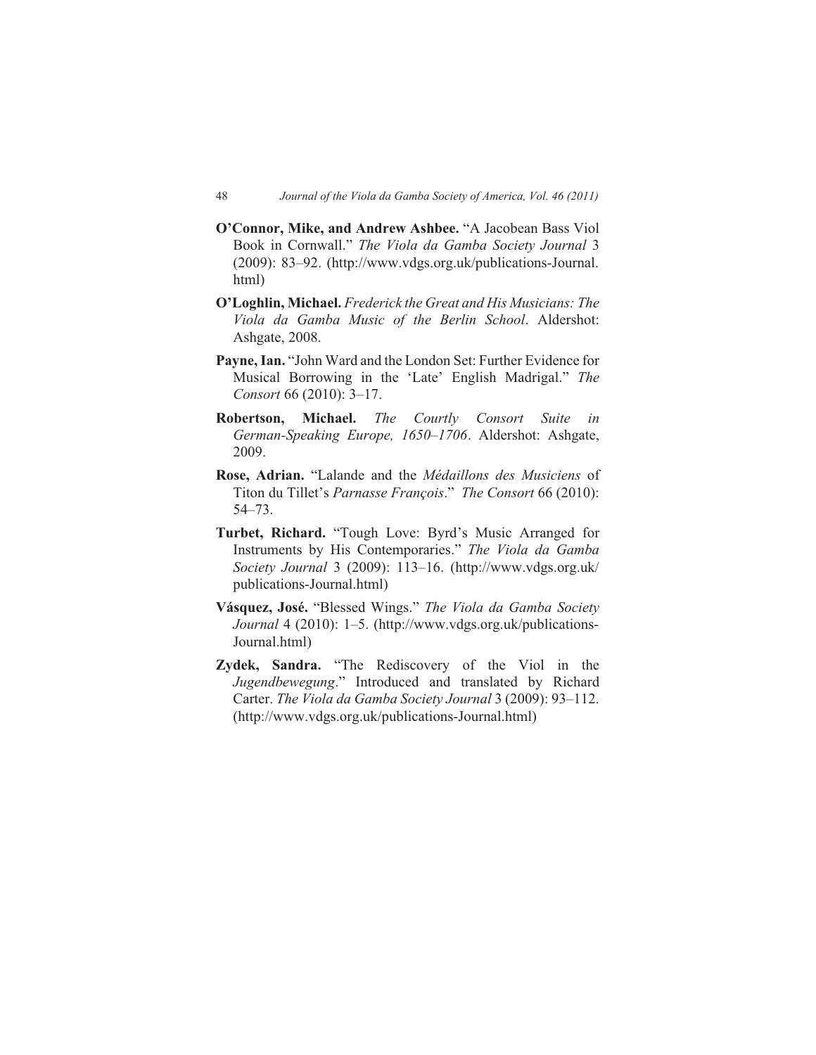**O'Connor, Mike, and Andrew Ashbee.** "A Jacobean Bass Viol Book in Cornwall." *The Viola da Gamba Society Journal* 3 (2009): 83–92. (http://www.vdgs.org.uk/publications-Journal.html)

**O'Loghlin, Michael.** *Frederick the Great and His Musicians: The Viola da Gamba Music of the Berlin School*. Aldershot: Ashgate, 2008.

**Payne, Ian.** "John Ward and the London Set: Further Evidence for Musical Borrowing in the 'Late' English Madrigal." *The Consort* 66 (2010): 3–17.

**Robertson, Michael.** *The Courtly Consort Suite in German-Speaking Europe, 1650–1706*. Aldershot: Ashgate, 2009.

**Rose, Adrian.** "Lalande and the *Médaillons des Musiciens* of Titon du Tillet's *Parnasse François*." *The Consort* 66 (2010): 54–73.

**Turbet, Richard.** "Tough Love: Byrd's Music Arranged for Instruments by His Contemporaries." *The Viola da Gamba Society Journal* 3 (2009): 113–16. (http://www.vdgs.org.uk/publications-Journal.html)

**Vásquez, José.** "Blessed Wings." *The Viola da Gamba Society Journal* 4 (2010): 1–5. (http://www.vdgs.org.uk/publications-Journal.html)

**Zydek, Sandra.** "The Rediscovery of the Viol in the *Jugendbewegung*." Introduced and translated by Richard Carter. *The Viola da Gamba Society Journal* 3 (2009): 93–112. (http://www.vdgs.org.uk/publications-Journal.html)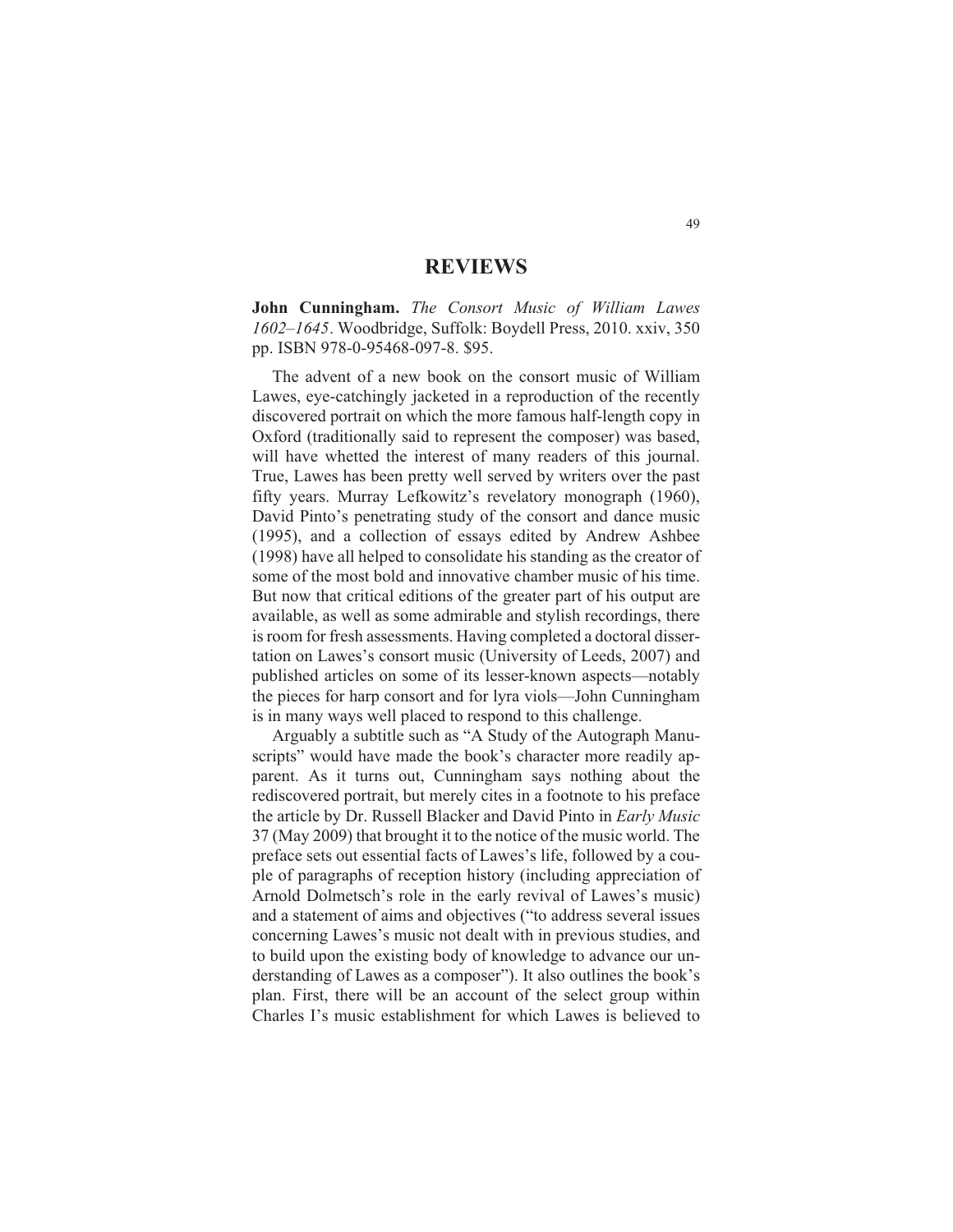# REVIEWS

**John Cunningham.** *The Consort Music of William Lawes 1602–1645*. Woodbridge, Suffolk: Boydell Press, 2010. xxiv, 350 pp. ISBN 978-0-95468-097-8. $95.

The advent of a new book on the consort music of William Lawes, eye-catchingly jacketed in a reproduction of the recently discovered portrait on which the more famous half-length copy in Oxford (traditionally said to represent the composer) was based, will have whetted the interest of many readers of this journal. True, Lawes has been pretty well served by writers over the past fifty years. Murray Lefkowitz's revelatory monograph (1960), David Pinto's penetrating study of the consort and dance music (1995), and a collection of essays edited by Andrew Ashbee (1998) have all helped to consolidate his standing as the creator of some of the most bold and innovative chamber music of his time. But now that critical editions of the greater part of his output are available, as well as some admirable and stylish recordings, there is room for fresh assessments. Having completed a doctoral dissertation on Lawes's consort music (University of Leeds, 2007) and published articles on some of its lesser-known aspects—notably the pieces for harp consort and for lyra viols—John Cunningham is in many ways well placed to respond to this challenge.

Arguably a subtitle such as "A Study of the Autograph Manuscripts" would have made the book's character more readily apparent. As it turns out, Cunningham says nothing about the rediscovered portrait, but merely cites in a footnote to his preface the article by Dr. Russell Blacker and David Pinto in *Early Music* 37 (May 2009) that brought it to the notice of the music world. The preface sets out essential facts of Lawes's life, followed by a couple of paragraphs of reception history (including appreciation of Arnold Dolmetsch's role in the early revival of Lawes's music) and a statement of aims and objectives ("to address several issues concerning Lawes's music not dealt with in previous studies, and to build upon the existing body of knowledge to advance our understanding of Lawes as a composer"). It also outlines the book's plan. First, there will be an account of the select group within Charles I's music establishment for which Lawes is believed to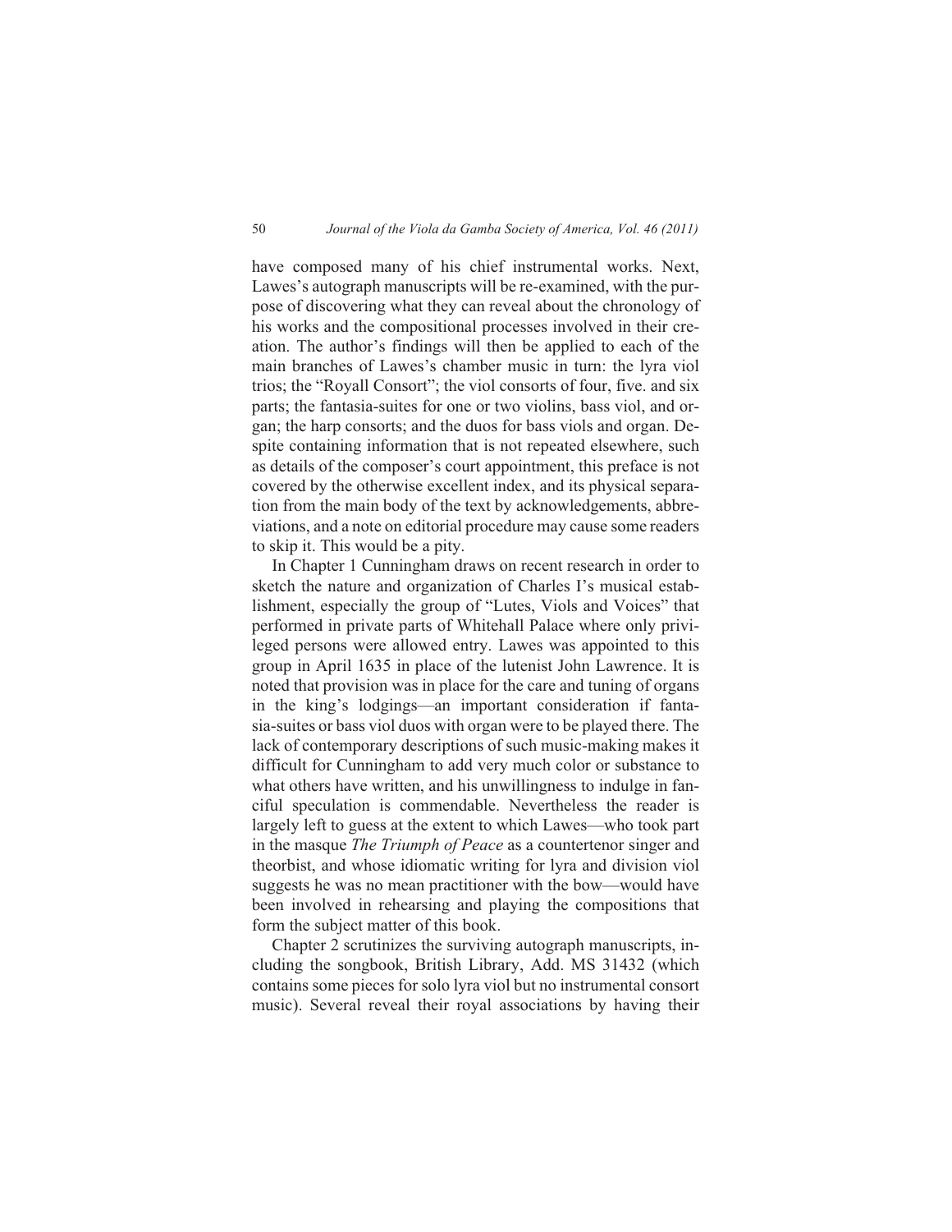have composed many of his chief instrumental works. Next, Lawes's autograph manuscripts will be re-examined, with the purpose of discovering what they can reveal about the chronology of his works and the compositional processes involved in their creation. The author's findings will then be applied to each of the main branches of Lawes's chamber music in turn: the lyra viol trios; the "Royall Consort"; the viol consorts of four, five. and six parts; the fantasia-suites for one or two violins, bass viol, and organ; the harp consorts; and the duos for bass viols and organ. Despite containing information that is not repeated elsewhere, such as details of the composer's court appointment, this preface is not covered by the otherwise excellent index, and its physical separation from the main body of the text by acknowledgements, abbreviations, and a note on editorial procedure may cause some readers to skip it. This would be a pity.

In Chapter 1 Cunningham draws on recent research in order to sketch the nature and organization of Charles I's musical establishment, especially the group of "Lutes, Viols and Voices" that performed in private parts of Whitehall Palace where only privileged persons were allowed entry. Lawes was appointed to this group in April 1635 in place of the lutenist John Lawrence. It is noted that provision was in place for the care and tuning of organs in the king's lodgings—an important consideration if fantasia-suites or bass viol duos with organ were to be played there. The lack of contemporary descriptions of such music-making makes it difficult for Cunningham to add very much color or substance to what others have written, and his unwillingness to indulge in fanciful speculation is commendable. Nevertheless the reader is largely left to guess at the extent to which Lawes—who took part in the masque *The Triumph of Peace* as a countertenor singer and theorbist, and whose idiomatic writing for lyra and division viol suggests he was no mean practitioner with the bow—would have been involved in rehearsing and playing the compositions that form the subject matter of this book.

Chapter 2 scrutinizes the surviving autograph manuscripts, including the songbook, British Library, Add. MS 31432 (which contains some pieces for solo lyra viol but no instrumental consort music). Several reveal their royal associations by having their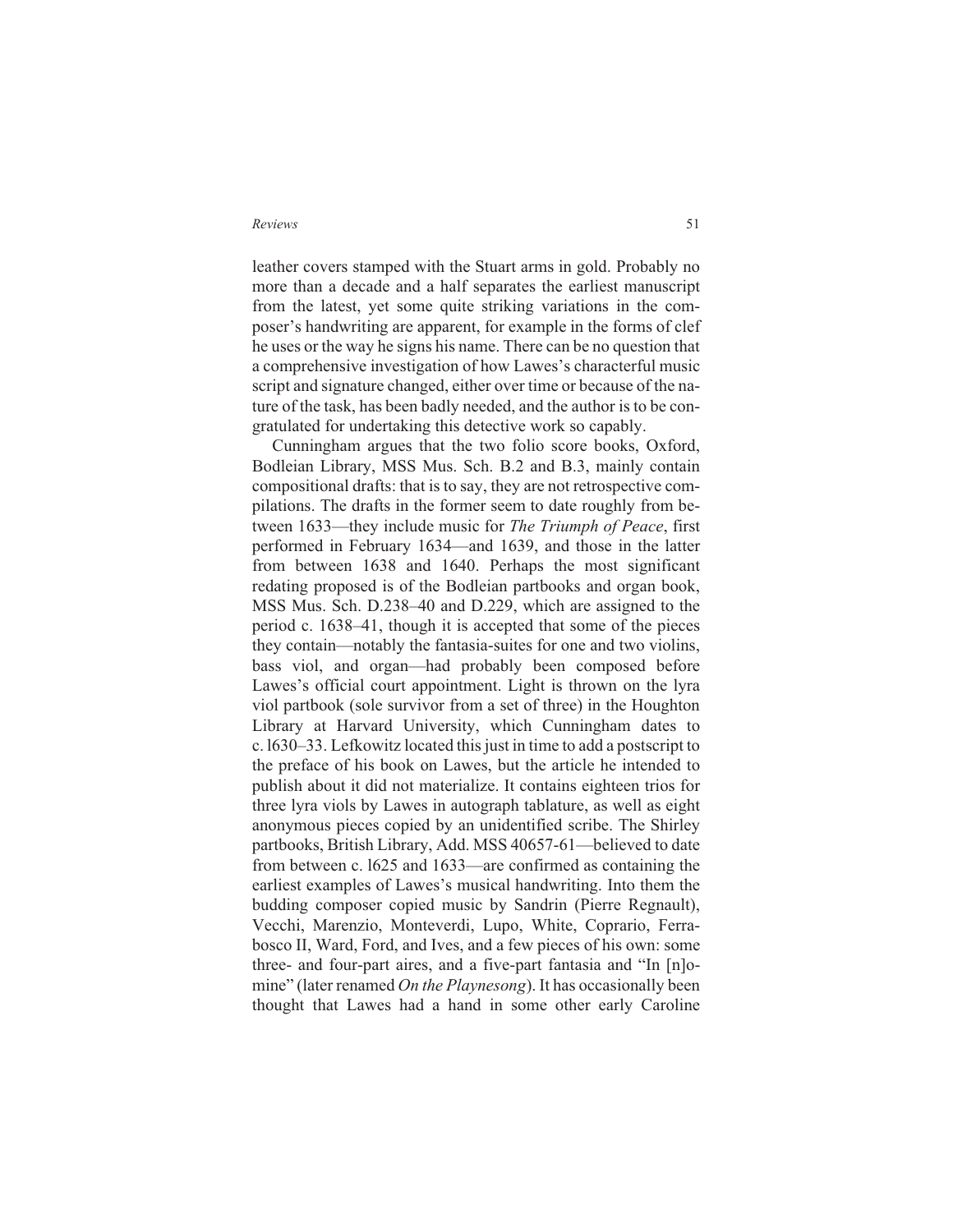leather covers stamped with the Stuart arms in gold. Probably no more than a decade and a half separates the earliest manuscript from the latest, yet some quite striking variations in the composer's handwriting are apparent, for example in the forms of clef he uses or the way he signs his name. There can be no question that a comprehensive investigation of how Lawes's characterful music script and signature changed, either over time or because of the nature of the task, has been badly needed, and the author is to be congratulated for undertaking this detective work so capably.

Cunningham argues that the two folio score books, Oxford, Bodleian Library, MSS Mus. Sch. B.2 and B.3, mainly contain compositional drafts: that is to say, they are not retrospective compilations. The drafts in the former seem to date roughly from between 1633—they include music for *The Triumph of Peace*, first performed in February 1634—and 1639, and those in the latter from between 1638 and 1640. Perhaps the most significant redating proposed is of the Bodleian partbooks and organ book, MSS Mus. Sch. D.238–40 and D.229, which are assigned to the period c. 1638–41, though it is accepted that some of the pieces they contain—notably the fantasia-suites for one and two violins, bass viol, and organ—had probably been composed before Lawes's official court appointment. Light is thrown on the lyra viol partbook (sole survivor from a set of three) in the Houghton Library at Harvard University, which Cunningham dates to c. l630–33. Lefkowitz located this just in time to add a postscript to the preface of his book on Lawes, but the article he intended to publish about it did not materialize. It contains eighteen trios for three lyra viols by Lawes in autograph tablature, as well as eight anonymous pieces copied by an unidentified scribe. The Shirley partbooks, British Library, Add. MSS 40657-61—believed to date from between c. l625 and 1633—are confirmed as containing the earliest examples of Lawes's musical handwriting. Into them the budding composer copied music by Sandrin (Pierre Regnault), Vecchi, Marenzio, Monteverdi, Lupo, White, Coprario, Ferrabosco II, Ward, Ford, and Ives, and a few pieces of his own: some three- and four-part aires, and a five-part fantasia and "In [n]omine" (later renamed *On the Playnesong*). It has occasionally been thought that Lawes had a hand in some other early Caroline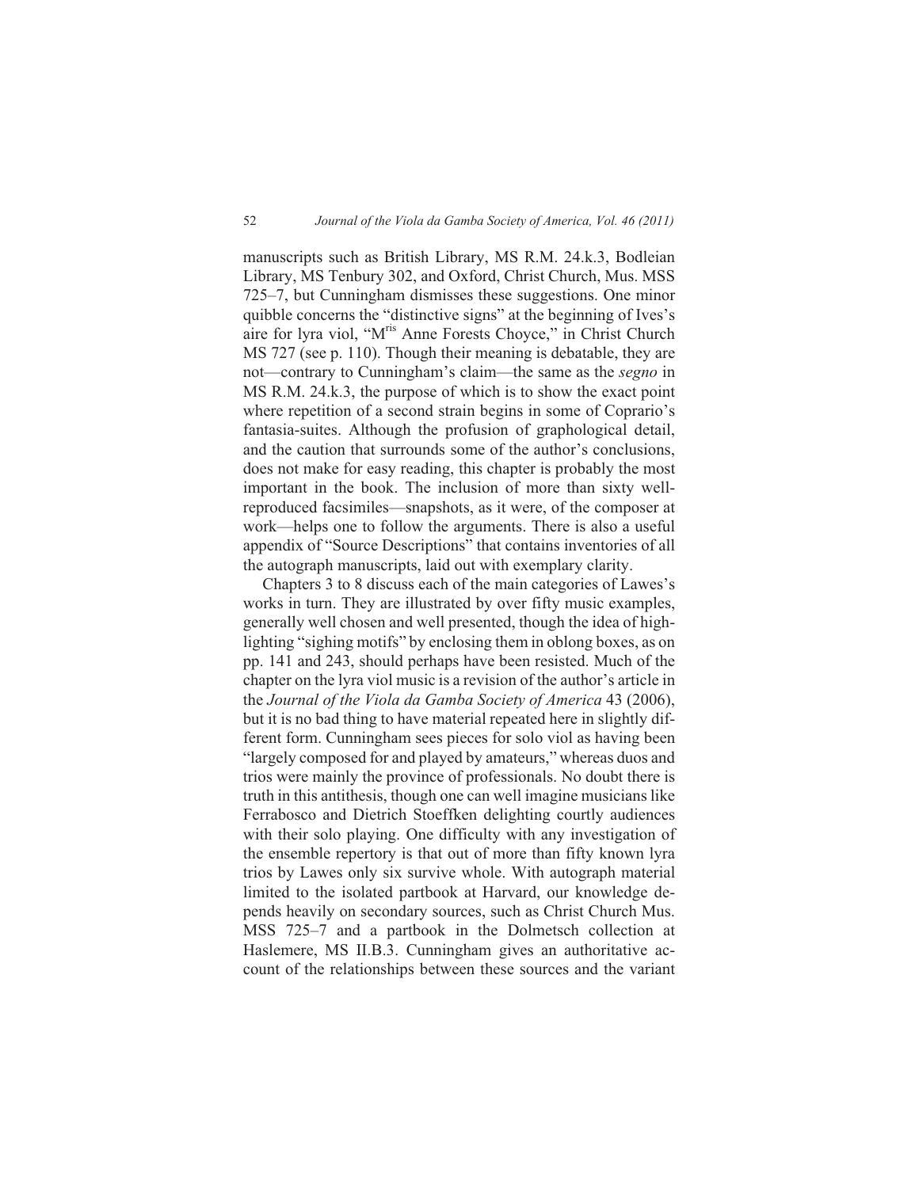manuscripts such as British Library, MS R.M. 24.k.3, Bodleian Library, MS Tenbury 302, and Oxford, Christ Church, Mus. MSS 725–7, but Cunningham dismisses these suggestions. One minor quibble concerns the "distinctive signs" at the beginning of Ives's aire for lyra viol, "M^ris^ Anne Forests Choyce," in Christ Church MS 727 (see p. 110). Though their meaning is debatable, they are not—contrary to Cunningham's claim—the same as the *segno* in MS R.M. 24.k.3, the purpose of which is to show the exact point where repetition of a second strain begins in some of Coprario's fantasia-suites. Although the profusion of graphological detail, and the caution that surrounds some of the author's conclusions, does not make for easy reading, this chapter is probably the most important in the book. The inclusion of more than sixty well-reproduced facsimiles—snapshots, as it were, of the composer at work—helps one to follow the arguments. There is also a useful appendix of "Source Descriptions" that contains inventories of all the autograph manuscripts, laid out with exemplary clarity.

Chapters 3 to 8 discuss each of the main categories of Lawes's works in turn. They are illustrated by over fifty music examples, generally well chosen and well presented, though the idea of highlighting "sighing motifs" by enclosing them in oblong boxes, as on pp. 141 and 243, should perhaps have been resisted. Much of the chapter on the lyra viol music is a revision of the author's article in the *Journal of the Viola da Gamba Society of America* 43 (2006), but it is no bad thing to have material repeated here in slightly different form. Cunningham sees pieces for solo viol as having been "largely composed for and played by amateurs," whereas duos and trios were mainly the province of professionals. No doubt there is truth in this antithesis, though one can well imagine musicians like Ferrabosco and Dietrich Stoeffken delighting courtly audiences with their solo playing. One difficulty with any investigation of the ensemble repertory is that out of more than fifty known lyra trios by Lawes only six survive whole. With autograph material limited to the isolated partbook at Harvard, our knowledge depends heavily on secondary sources, such as Christ Church Mus. MSS 725–7 and a partbook in the Dolmetsch collection at Haslemere, MS II.B.3. Cunningham gives an authoritative account of the relationships between these sources and the variant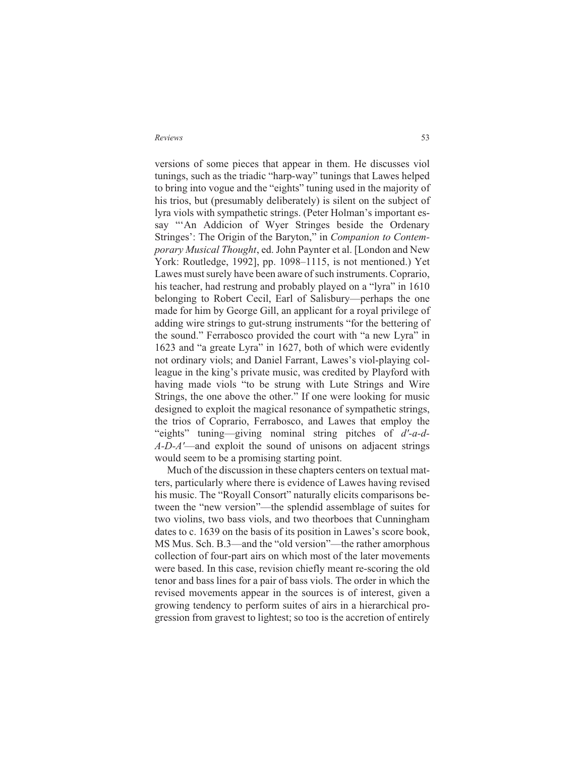versions of some pieces that appear in them. He discusses viol tunings, such as the triadic "harp-way" tunings that Lawes helped to bring into vogue and the "eights" tuning used in the majority of his trios, but (presumably deliberately) is silent on the subject of lyra viols with sympathetic strings. (Peter Holman's important essay "'An Addicion of Wyer Stringes beside the Ordenary Stringes': The Origin of the Baryton," in *Companion to Contemporary Musical Thought*, ed. John Paynter et al. [London and New York: Routledge, 1992], pp. 1098–1115, is not mentioned.) Yet Lawes must surely have been aware of such instruments. Coprario, his teacher, had restrung and probably played on a "lyra" in 1610 belonging to Robert Cecil, Earl of Salisbury—perhaps the one made for him by George Gill, an applicant for a royal privilege of adding wire strings to gut-strung instruments "for the bettering of the sound." Ferrabosco provided the court with "a new Lyra" in 1623 and "a greate Lyra" in 1627, both of which were evidently not ordinary viols; and Daniel Farrant, Lawes's viol-playing colleague in the king's private music, was credited by Playford with having made viols "to be strung with Lute Strings and Wire Strings, the one above the other." If one were looking for music designed to exploit the magical resonance of sympathetic strings, the trios of Coprario, Ferrabosco, and Lawes that employ the "eights" tuning—giving nominal string pitches of *d′-a-d-A-D-A′*—and exploit the sound of unisons on adjacent strings would seem to be a promising starting point.

Much of the discussion in these chapters centers on textual matters, particularly where there is evidence of Lawes having revised his music. The "Royall Consort" naturally elicits comparisons between the "new version"—the splendid assemblage of suites for two violins, two bass viols, and two theorboes that Cunningham dates to c. 1639 on the basis of its position in Lawes's score book, MS Mus. Sch. B.3—and the "old version"—the rather amorphous collection of four-part airs on which most of the later movements were based. In this case, revision chiefly meant re-scoring the old tenor and bass lines for a pair of bass viols. The order in which the revised movements appear in the sources is of interest, given a growing tendency to perform suites of airs in a hierarchical progression from gravest to lightest; so too is the accretion of entirely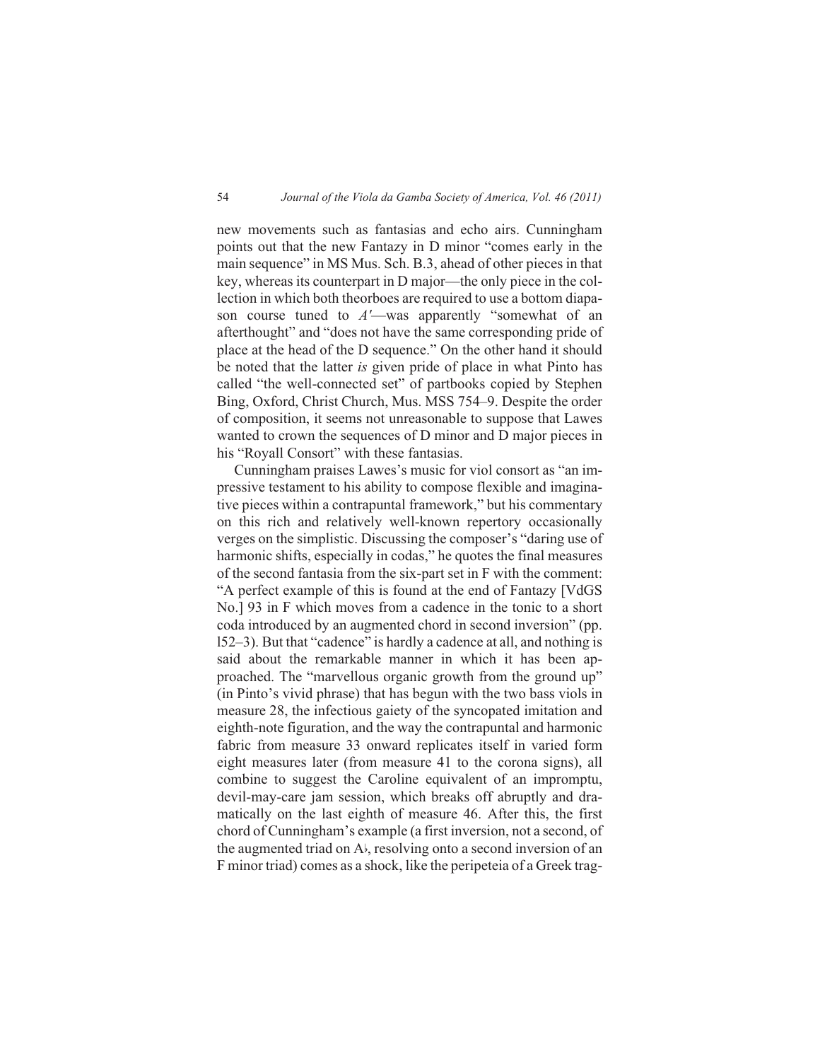new movements such as fantasias and echo airs. Cunningham points out that the new Fantazy in D minor "comes early in the main sequence" in MS Mus. Sch. B.3, ahead of other pieces in that key, whereas its counterpart in D major—the only piece in the collection in which both theorboes are required to use a bottom diapason course tuned to *A′*—was apparently "somewhat of an afterthought" and "does not have the same corresponding pride of place at the head of the D sequence." On the other hand it should be noted that the latter *is* given pride of place in what Pinto has called "the well-connected set" of partbooks copied by Stephen Bing, Oxford, Christ Church, Mus. MSS 754–9. Despite the order of composition, it seems not unreasonable to suppose that Lawes wanted to crown the sequences of D minor and D major pieces in his "Royall Consort" with these fantasias.

Cunningham praises Lawes's music for viol consort as "an impressive testament to his ability to compose flexible and imaginative pieces within a contrapuntal framework," but his commentary on this rich and relatively well-known repertory occasionally verges on the simplistic. Discussing the composer's "daring use of harmonic shifts, especially in codas," he quotes the final measures of the second fantasia from the six-part set in F with the comment: "A perfect example of this is found at the end of Fantazy [VdGS No.] 93 in F which moves from a cadence in the tonic to a short coda introduced by an augmented chord in second inversion" (pp. l52–3). But that "cadence" is hardly a cadence at all, and nothing is said about the remarkable manner in which it has been approached. The "marvellous organic growth from the ground up" (in Pinto's vivid phrase) that has begun with the two bass viols in measure 28, the infectious gaiety of the syncopated imitation and eighth-note figuration, and the way the contrapuntal and harmonic fabric from measure 33 onward replicates itself in varied form eight measures later (from measure 41 to the corona signs), all combine to suggest the Caroline equivalent of an impromptu, devil-may-care jam session, which breaks off abruptly and dramatically on the last eighth of measure 46. After this, the first chord of Cunningham's example (a first inversion, not a second, of the augmented triad on A♭, resolving onto a second inversion of an F minor triad) comes as a shock, like the peripeteia of a Greek trag-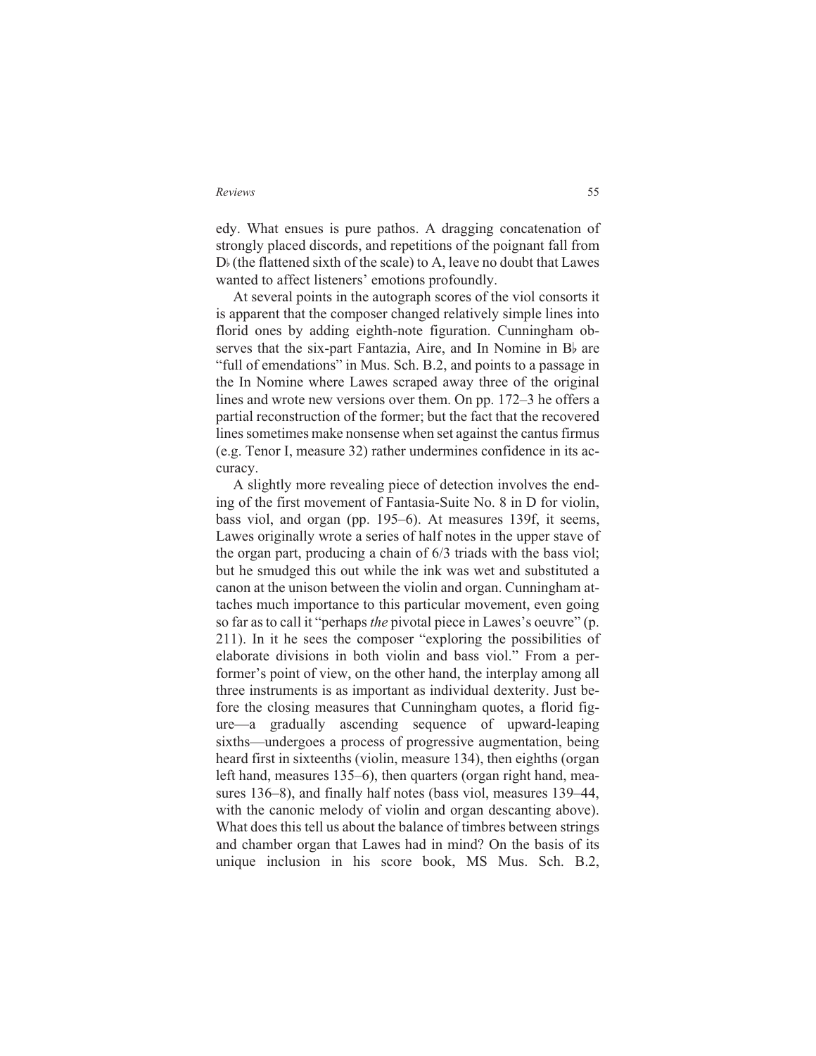edy. What ensues is pure pathos. A dragging concatenation of strongly placed discords, and repetitions of the poignant fall from D♭ (the flattened sixth of the scale) to A, leave no doubt that Lawes wanted to affect listeners' emotions profoundly.

At several points in the autograph scores of the viol consorts it is apparent that the composer changed relatively simple lines into florid ones by adding eighth-note figuration. Cunningham observes that the six-part Fantazia, Aire, and In Nomine in B♭ are "full of emendations" in Mus. Sch. B.2, and points to a passage in the In Nomine where Lawes scraped away three of the original lines and wrote new versions over them. On pp. 172–3 he offers a partial reconstruction of the former; but the fact that the recovered lines sometimes make nonsense when set against the cantus firmus (e.g. Tenor I, measure 32) rather undermines confidence in its accuracy.

A slightly more revealing piece of detection involves the ending of the first movement of Fantasia-Suite No. 8 in D for violin, bass viol, and organ (pp. 195–6). At measures 139f, it seems, Lawes originally wrote a series of half notes in the upper stave of the organ part, producing a chain of 6/3 triads with the bass viol; but he smudged this out while the ink was wet and substituted a canon at the unison between the violin and organ. Cunningham attaches much importance to this particular movement, even going so far as to call it "perhaps *the* pivotal piece in Lawes's oeuvre" (p. 211). In it he sees the composer "exploring the possibilities of elaborate divisions in both violin and bass viol." From a performer's point of view, on the other hand, the interplay among all three instruments is as important as individual dexterity. Just before the closing measures that Cunningham quotes, a florid figure—a gradually ascending sequence of upward-leaping sixths—undergoes a process of progressive augmentation, being heard first in sixteenths (violin, measure 134), then eighths (organ left hand, measures 135–6), then quarters (organ right hand, measures 136–8), and finally half notes (bass viol, measures 139–44, with the canonic melody of violin and organ descanting above). What does this tell us about the balance of timbres between strings and chamber organ that Lawes had in mind? On the basis of its unique inclusion in his score book, MS Mus. Sch. B.2,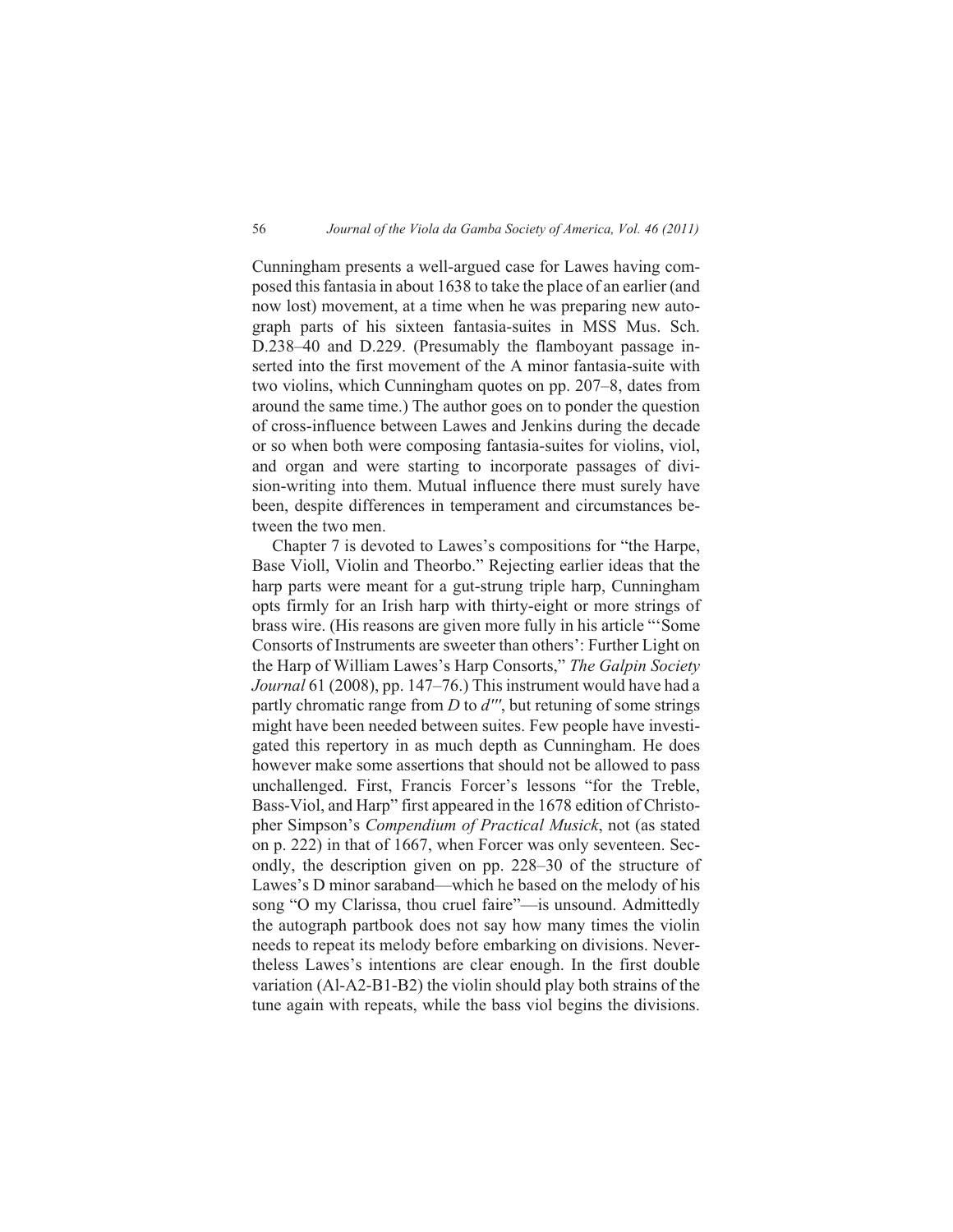Cunningham presents a well-argued case for Lawes having composed this fantasia in about 1638 to take the place of an earlier (and now lost) movement, at a time when he was preparing new autograph parts of his sixteen fantasia-suites in MSS Mus. Sch. D.238–40 and D.229. (Presumably the flamboyant passage inserted into the first movement of the A minor fantasia-suite with two violins, which Cunningham quotes on pp. 207–8, dates from around the same time.) The author goes on to ponder the question of cross-influence between Lawes and Jenkins during the decade or so when both were composing fantasia-suites for violins, viol, and organ and were starting to incorporate passages of division-writing into them. Mutual influence there must surely have been, despite differences in temperament and circumstances between the two men.

Chapter 7 is devoted to Lawes's compositions for "the Harpe, Base Violl, Violin and Theorbo." Rejecting earlier ideas that the harp parts were meant for a gut-strung triple harp, Cunningham opts firmly for an Irish harp with thirty-eight or more strings of brass wire. (His reasons are given more fully in his article "'Some Consorts of Instruments are sweeter than others': Further Light on the Harp of William Lawes's Harp Consorts," *The Galpin Society Journal* 61 (2008), pp. 147–76.) This instrument would have had a partly chromatic range from *D* to *d'''*, but retuning of some strings might have been needed between suites. Few people have investigated this repertory in as much depth as Cunningham. He does however make some assertions that should not be allowed to pass unchallenged. First, Francis Forcer's lessons "for the Treble, Bass-Viol, and Harp" first appeared in the 1678 edition of Christopher Simpson's *Compendium of Practical Musick*, not (as stated on p. 222) in that of 1667, when Forcer was only seventeen. Secondly, the description given on pp. 228–30 of the structure of Lawes's D minor saraband—which he based on the melody of his song "O my Clarissa, thou cruel faire"—is unsound. Admittedly the autograph partbook does not say how many times the violin needs to repeat its melody before embarking on divisions. Nevertheless Lawes's intentions are clear enough. In the first double variation (Al-A2-B1-B2) the violin should play both strains of the tune again with repeats, while the bass viol begins the divisions.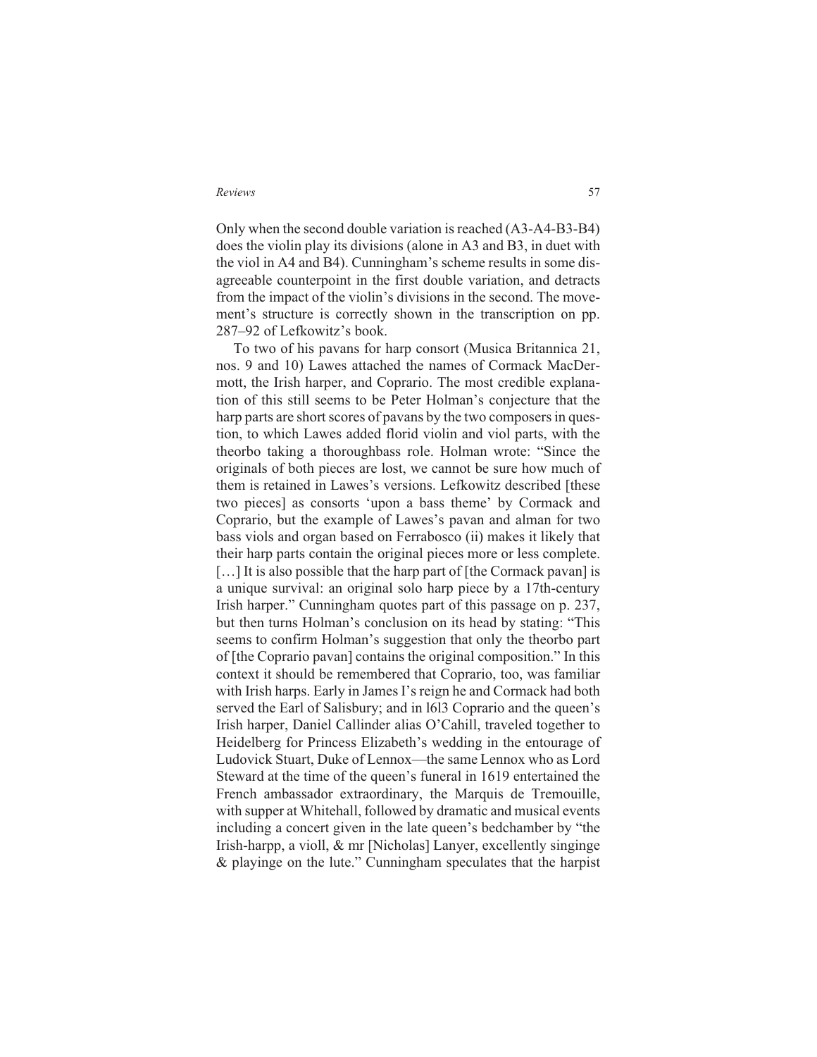Only when the second double variation is reached (A3-A4-B3-B4) does the violin play its divisions (alone in A3 and B3, in duet with the viol in A4 and B4). Cunningham's scheme results in some disagreeable counterpoint in the first double variation, and detracts from the impact of the violin's divisions in the second. The movement's structure is correctly shown in the transcription on pp. 287–92 of Lefkowitz's book.

To two of his pavans for harp consort (Musica Britannica 21, nos. 9 and 10) Lawes attached the names of Cormack MacDermott, the Irish harper, and Coprario. The most credible explanation of this still seems to be Peter Holman's conjecture that the harp parts are short scores of pavans by the two composers in question, to which Lawes added florid violin and viol parts, with the theorbo taking a thoroughbass role. Holman wrote: "Since the originals of both pieces are lost, we cannot be sure how much of them is retained in Lawes's versions. Lefkowitz described [these two pieces] as consorts 'upon a bass theme' by Cormack and Coprario, but the example of Lawes's pavan and alman for two bass viols and organ based on Ferrabosco (ii) makes it likely that their harp parts contain the original pieces more or less complete. […] It is also possible that the harp part of [the Cormack pavan] is a unique survival: an original solo harp piece by a 17th-century Irish harper." Cunningham quotes part of this passage on p. 237, but then turns Holman's conclusion on its head by stating: "This seems to confirm Holman's suggestion that only the theorbo part of [the Coprario pavan] contains the original composition." In this context it should be remembered that Coprario, too, was familiar with Irish harps. Early in James I's reign he and Cormack had both served the Earl of Salisbury; and in l6l3 Coprario and the queen's Irish harper, Daniel Callinder alias O'Cahill, traveled together to Heidelberg for Princess Elizabeth's wedding in the entourage of Ludovick Stuart, Duke of Lennox—the same Lennox who as Lord Steward at the time of the queen's funeral in 1619 entertained the French ambassador extraordinary, the Marquis de Tremouille, with supper at Whitehall, followed by dramatic and musical events including a concert given in the late queen's bedchamber by "the Irish-harpp, a violl, & mr [Nicholas] Lanyer, excellently singinge & playinge on the lute." Cunningham speculates that the harpist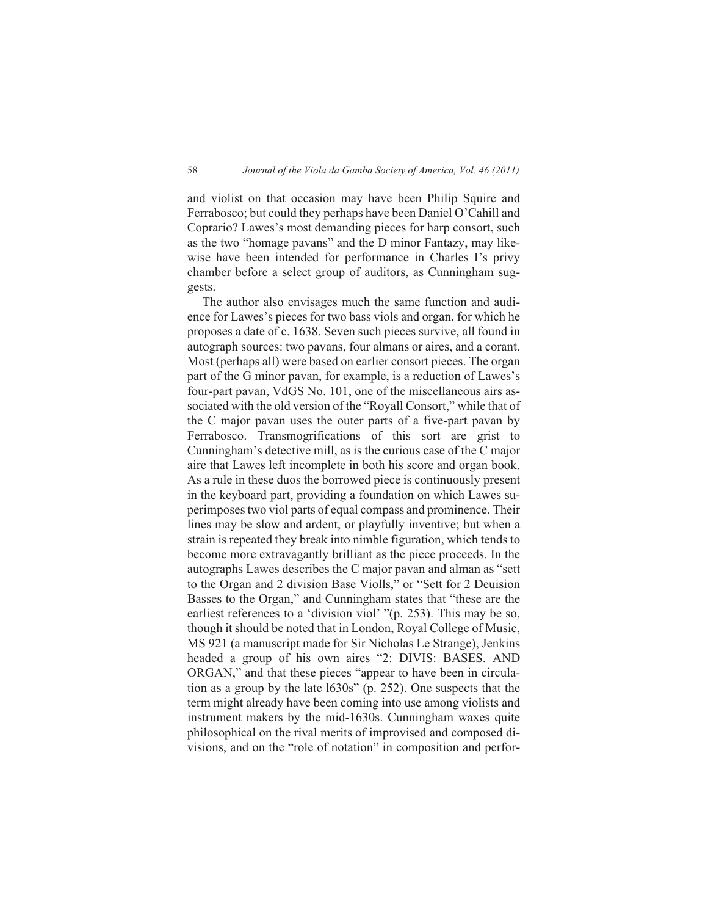and violist on that occasion may have been Philip Squire and Ferrabosco; but could they perhaps have been Daniel O'Cahill and Coprario? Lawes's most demanding pieces for harp consort, such as the two "homage pavans" and the D minor Fantazy, may likewise have been intended for performance in Charles I's privy chamber before a select group of auditors, as Cunningham suggests.

The author also envisages much the same function and audience for Lawes's pieces for two bass viols and organ, for which he proposes a date of c. 1638. Seven such pieces survive, all found in autograph sources: two pavans, four almans or aires, and a corant. Most (perhaps all) were based on earlier consort pieces. The organ part of the G minor pavan, for example, is a reduction of Lawes's four-part pavan, VdGS No. 101, one of the miscellaneous airs associated with the old version of the "Royall Consort," while that of the C major pavan uses the outer parts of a five-part pavan by Ferrabosco. Transmogrifications of this sort are grist to Cunningham's detective mill, as is the curious case of the C major aire that Lawes left incomplete in both his score and organ book. As a rule in these duos the borrowed piece is continuously present in the keyboard part, providing a foundation on which Lawes superimposes two viol parts of equal compass and prominence. Their lines may be slow and ardent, or playfully inventive; but when a strain is repeated they break into nimble figuration, which tends to become more extravagantly brilliant as the piece proceeds. In the autographs Lawes describes the C major pavan and alman as "sett to the Organ and 2 division Base Violls," or "Sett for 2 Deuision Basses to the Organ," and Cunningham states that "these are the earliest references to a 'division viol' "(p. 253). This may be so, though it should be noted that in London, Royal College of Music, MS 921 (a manuscript made for Sir Nicholas Le Strange), Jenkins headed a group of his own aires "2: DIVIS: BASES. AND ORGAN," and that these pieces "appear to have been in circulation as a group by the late l630s" (p. 252). One suspects that the term might already have been coming into use among violists and instrument makers by the mid-1630s. Cunningham waxes quite philosophical on the rival merits of improvised and composed divisions, and on the "role of notation" in composition and perfor-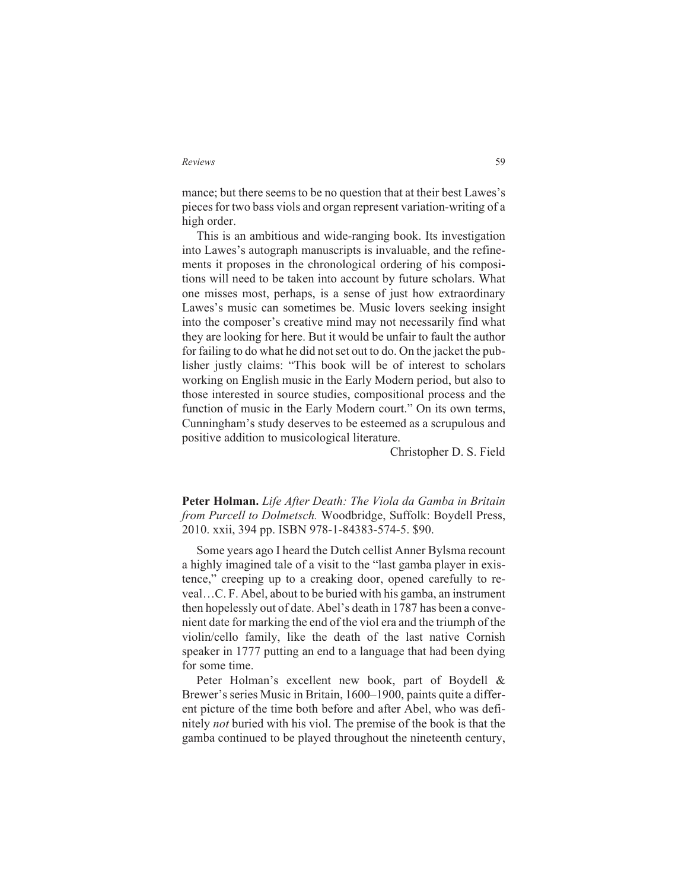mance; but there seems to be no question that at their best Lawes's pieces for two bass viols and organ represent variation-writing of a high order.

This is an ambitious and wide-ranging book. Its investigation into Lawes's autograph manuscripts is invaluable, and the refinements it proposes in the chronological ordering of his compositions will need to be taken into account by future scholars. What one misses most, perhaps, is a sense of just how extraordinary Lawes's music can sometimes be. Music lovers seeking insight into the composer's creative mind may not necessarily find what they are looking for here. But it would be unfair to fault the author for failing to do what he did not set out to do. On the jacket the publisher justly claims: "This book will be of interest to scholars working on English music in the Early Modern period, but also to those interested in source studies, compositional process and the function of music in the Early Modern court." On its own terms, Cunningham's study deserves to be esteemed as a scrupulous and positive addition to musicological literature.

Christopher D. S. Field

**Peter Holman.** *Life After Death: The Viola da Gamba in Britain from Purcell to Dolmetsch.* Woodbridge, Suffolk: Boydell Press, 2010. xxii, 394 pp. ISBN 978-1-84383-574-5. $90.

Some years ago I heard the Dutch cellist Anner Bylsma recount a highly imagined tale of a visit to the "last gamba player in existence," creeping up to a creaking door, opened carefully to reveal…C. F. Abel, about to be buried with his gamba, an instrument then hopelessly out of date. Abel's death in 1787 has been a convenient date for marking the end of the viol era and the triumph of the violin/cello family, like the death of the last native Cornish speaker in 1777 putting an end to a language that had been dying for some time.

Peter Holman's excellent new book, part of Boydell & Brewer's series Music in Britain, 1600–1900, paints quite a different picture of the time both before and after Abel, who was definitely *not* buried with his viol. The premise of the book is that the gamba continued to be played throughout the nineteenth century,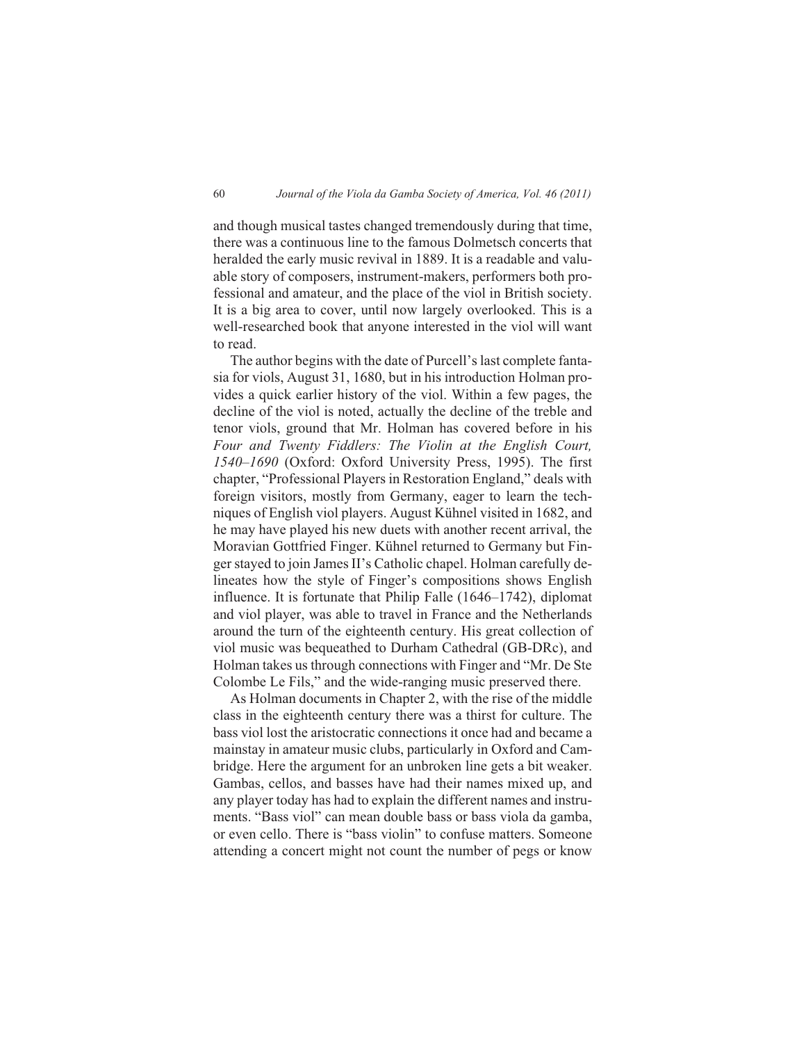and though musical tastes changed tremendously during that time, there was a continuous line to the famous Dolmetsch concerts that heralded the early music revival in 1889. It is a readable and valuable story of composers, instrument-makers, performers both professional and amateur, and the place of the viol in British society. It is a big area to cover, until now largely overlooked. This is a well-researched book that anyone interested in the viol will want to read.

The author begins with the date of Purcell's last complete fantasia for viols, August 31, 1680, but in his introduction Holman provides a quick earlier history of the viol. Within a few pages, the decline of the viol is noted, actually the decline of the treble and tenor viols, ground that Mr. Holman has covered before in his *Four and Twenty Fiddlers: The Violin at the English Court, 1540–1690* (Oxford: Oxford University Press, 1995). The first chapter, "Professional Players in Restoration England," deals with foreign visitors, mostly from Germany, eager to learn the techniques of English viol players. August Kühnel visited in 1682, and he may have played his new duets with another recent arrival, the Moravian Gottfried Finger. Kühnel returned to Germany but Finger stayed to join James II's Catholic chapel. Holman carefully delineates how the style of Finger's compositions shows English influence. It is fortunate that Philip Falle (1646–1742), diplomat and viol player, was able to travel in France and the Netherlands around the turn of the eighteenth century. His great collection of viol music was bequeathed to Durham Cathedral (GB-DRc), and Holman takes us through connections with Finger and "Mr. De Ste Colombe Le Fils," and the wide-ranging music preserved there.

As Holman documents in Chapter 2, with the rise of the middle class in the eighteenth century there was a thirst for culture. The bass viol lost the aristocratic connections it once had and became a mainstay in amateur music clubs, particularly in Oxford and Cambridge. Here the argument for an unbroken line gets a bit weaker. Gambas, cellos, and basses have had their names mixed up, and any player today has had to explain the different names and instruments. "Bass viol" can mean double bass or bass viola da gamba, or even cello. There is "bass violin" to confuse matters. Someone attending a concert might not count the number of pegs or know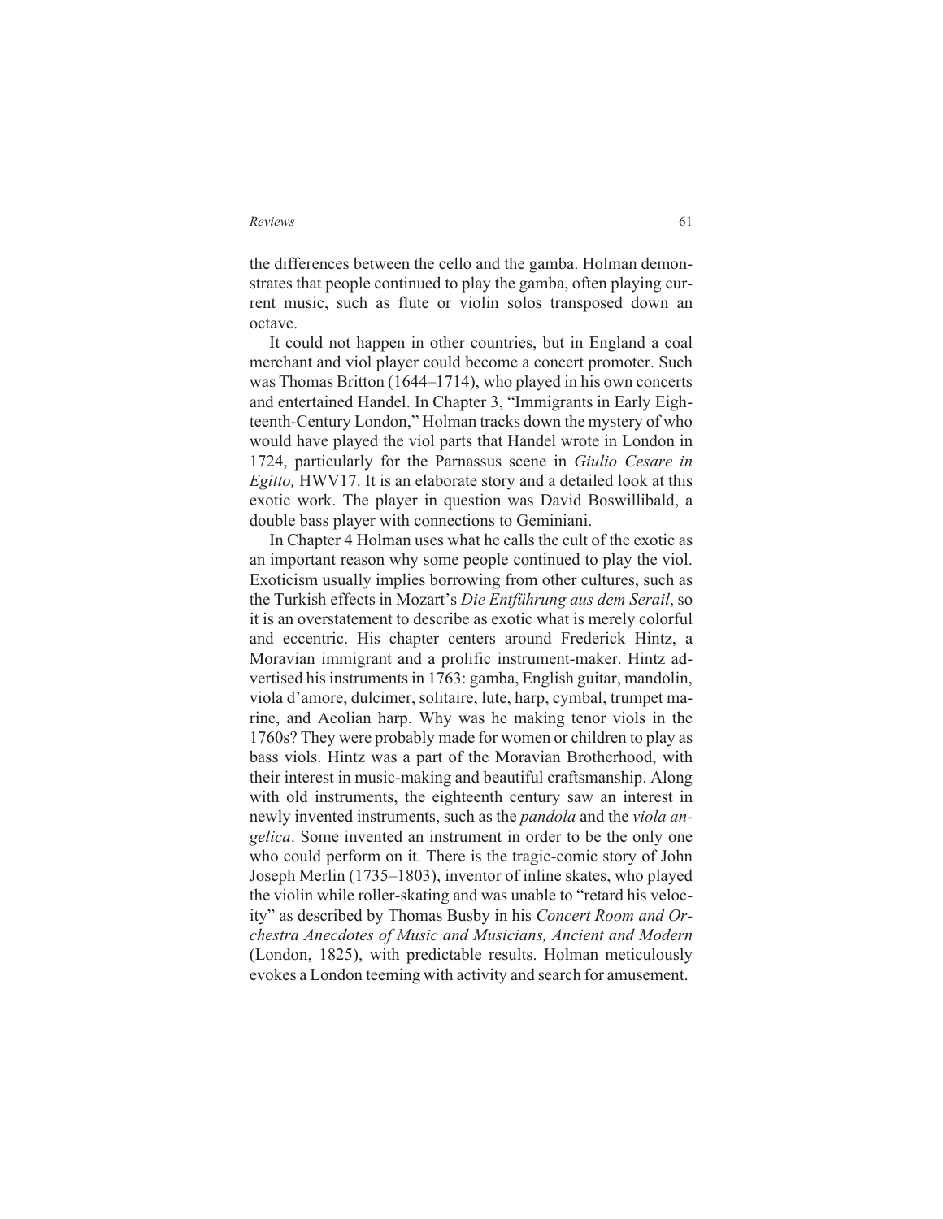the differences between the cello and the gamba. Holman demonstrates that people continued to play the gamba, often playing current music, such as flute or violin solos transposed down an octave.

It could not happen in other countries, but in England a coal merchant and viol player could become a concert promoter. Such was Thomas Britton (1644–1714), who played in his own concerts and entertained Handel. In Chapter 3, "Immigrants in Early Eighteenth-Century London," Holman tracks down the mystery of who would have played the viol parts that Handel wrote in London in 1724, particularly for the Parnassus scene in *Giulio Cesare in Egitto,* HWV17. It is an elaborate story and a detailed look at this exotic work. The player in question was David Boswillibald, a double bass player with connections to Geminiani.

In Chapter 4 Holman uses what he calls the cult of the exotic as an important reason why some people continued to play the viol. Exoticism usually implies borrowing from other cultures, such as the Turkish effects in Mozart's *Die Entführung aus dem Serail*, so it is an overstatement to describe as exotic what is merely colorful and eccentric. His chapter centers around Frederick Hintz, a Moravian immigrant and a prolific instrument-maker. Hintz advertised his instruments in 1763: gamba, English guitar, mandolin, viola d'amore, dulcimer, solitaire, lute, harp, cymbal, trumpet marine, and Aeolian harp. Why was he making tenor viols in the 1760s? They were probably made for women or children to play as bass viols. Hintz was a part of the Moravian Brotherhood, with their interest in music-making and beautiful craftsmanship. Along with old instruments, the eighteenth century saw an interest in newly invented instruments, such as the *pandola* and the *viola angelica*. Some invented an instrument in order to be the only one who could perform on it. There is the tragic-comic story of John Joseph Merlin (1735–1803), inventor of inline skates, who played the violin while roller-skating and was unable to "retard his velocity" as described by Thomas Busby in his *Concert Room and Orchestra Anecdotes of Music and Musicians, Ancient and Modern* (London, 1825), with predictable results. Holman meticulously evokes a London teeming with activity and search for amusement.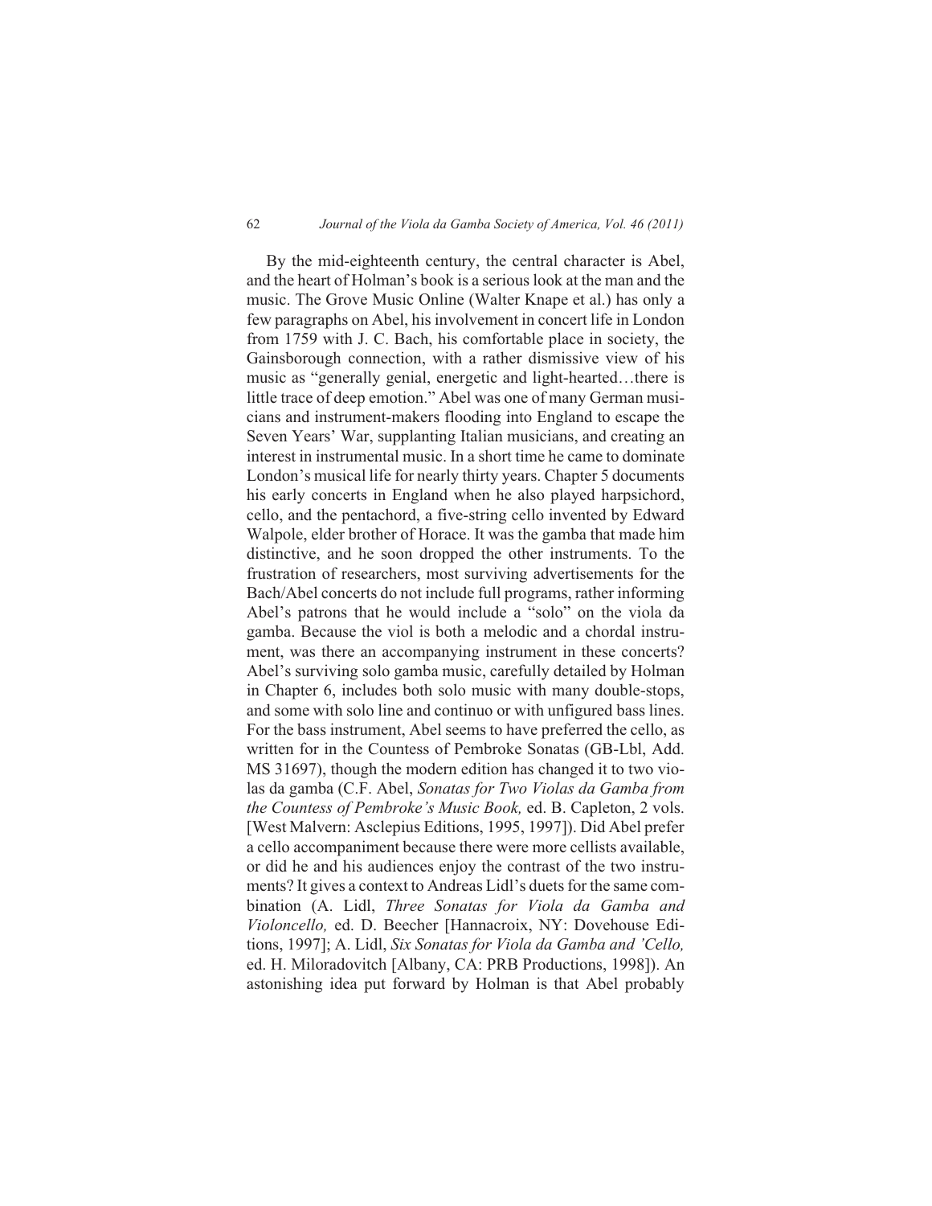By the mid-eighteenth century, the central character is Abel, and the heart of Holman's book is a serious look at the man and the music. The Grove Music Online (Walter Knape et al.) has only a few paragraphs on Abel, his involvement in concert life in London from 1759 with J. C. Bach, his comfortable place in society, the Gainsborough connection, with a rather dismissive view of his music as "generally genial, energetic and light-hearted…there is little trace of deep emotion." Abel was one of many German musicians and instrument-makers flooding into England to escape the Seven Years' War, supplanting Italian musicians, and creating an interest in instrumental music. In a short time he came to dominate London's musical life for nearly thirty years. Chapter 5 documents his early concerts in England when he also played harpsichord, cello, and the pentachord, a five-string cello invented by Edward Walpole, elder brother of Horace. It was the gamba that made him distinctive, and he soon dropped the other instruments. To the frustration of researchers, most surviving advertisements for the Bach/Abel concerts do not include full programs, rather informing Abel's patrons that he would include a "solo" on the viola da gamba. Because the viol is both a melodic and a chordal instrument, was there an accompanying instrument in these concerts? Abel's surviving solo gamba music, carefully detailed by Holman in Chapter 6, includes both solo music with many double-stops, and some with solo line and continuo or with unfigured bass lines. For the bass instrument, Abel seems to have preferred the cello, as written for in the Countess of Pembroke Sonatas (GB-Lbl, Add. MS 31697), though the modern edition has changed it to two violas da gamba (C.F. Abel, *Sonatas for Two Violas da Gamba from the Countess of Pembroke's Music Book,* ed. B. Capleton, 2 vols. [West Malvern: Asclepius Editions, 1995, 1997]). Did Abel prefer a cello accompaniment because there were more cellists available, or did he and his audiences enjoy the contrast of the two instruments? It gives a context to Andreas Lidl's duets for the same combination (A. Lidl, *Three Sonatas for Viola da Gamba and Violoncello,* ed. D. Beecher [Hannacroix, NY: Dovehouse Editions, 1997]; A. Lidl, *Six Sonatas for Viola da Gamba and 'Cello,* ed. H. Miloradovitch [Albany, CA: PRB Productions, 1998]). An astonishing idea put forward by Holman is that Abel probably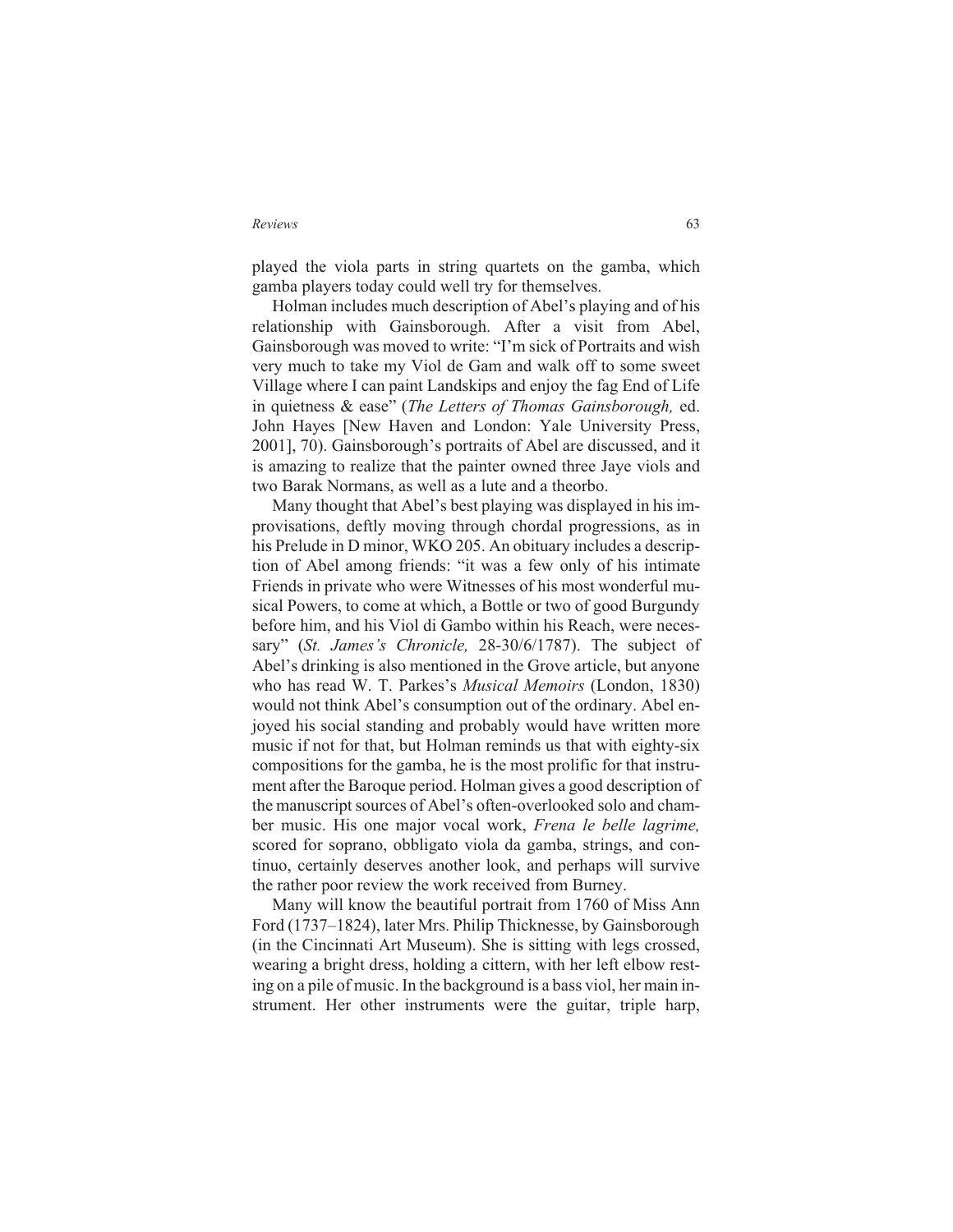played the viola parts in string quartets on the gamba, which gamba players today could well try for themselves.

Holman includes much description of Abel's playing and of his relationship with Gainsborough. After a visit from Abel, Gainsborough was moved to write: "I'm sick of Portraits and wish very much to take my Viol de Gam and walk off to some sweet Village where I can paint Landskips and enjoy the fag End of Life in quietness & ease" (*The Letters of Thomas Gainsborough,* ed. John Hayes [New Haven and London: Yale University Press, 2001], 70). Gainsborough's portraits of Abel are discussed, and it is amazing to realize that the painter owned three Jaye viols and two Barak Normans, as well as a lute and a theorbo.

Many thought that Abel's best playing was displayed in his improvisations, deftly moving through chordal progressions, as in his Prelude in D minor, WKO 205. An obituary includes a description of Abel among friends: "it was a few only of his intimate Friends in private who were Witnesses of his most wonderful musical Powers, to come at which, a Bottle or two of good Burgundy before him, and his Viol di Gambo within his Reach, were necessary" (*St. James's Chronicle,* 28-30/6/1787). The subject of Abel's drinking is also mentioned in the Grove article, but anyone who has read W. T. Parkes's *Musical Memoirs* (London, 1830) would not think Abel's consumption out of the ordinary. Abel enjoyed his social standing and probably would have written more music if not for that, but Holman reminds us that with eighty-six compositions for the gamba, he is the most prolific for that instrument after the Baroque period. Holman gives a good description of the manuscript sources of Abel's often-overlooked solo and chamber music. His one major vocal work, *Frena le belle lagrime,* scored for soprano, obbligato viola da gamba, strings, and continuo, certainly deserves another look, and perhaps will survive the rather poor review the work received from Burney.

Many will know the beautiful portrait from 1760 of Miss Ann Ford (1737–1824), later Mrs. Philip Thicknesse, by Gainsborough (in the Cincinnati Art Museum). She is sitting with legs crossed, wearing a bright dress, holding a cittern, with her left elbow resting on a pile of music. In the background is a bass viol, her main instrument. Her other instruments were the guitar, triple harp,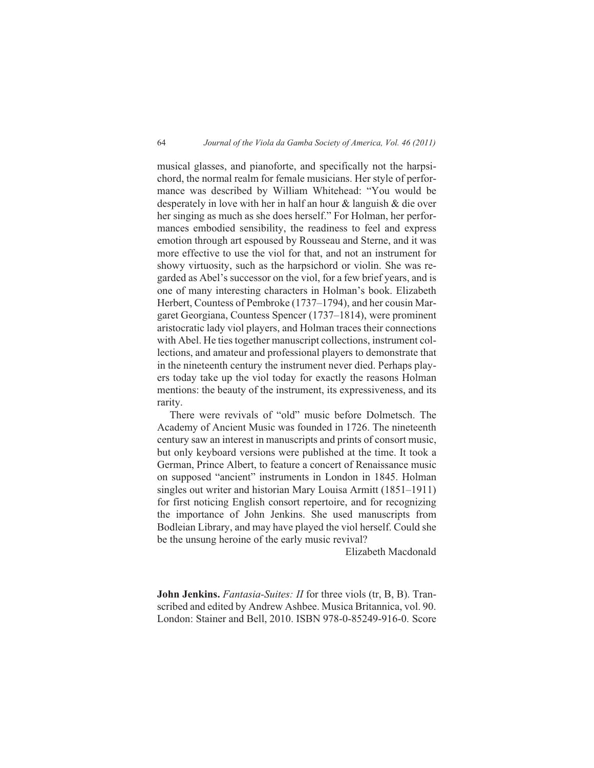musical glasses, and pianoforte, and specifically not the harpsichord, the normal realm for female musicians. Her style of performance was described by William Whitehead: "You would be desperately in love with her in half an hour & languish & die over her singing as much as she does herself." For Holman, her performances embodied sensibility, the readiness to feel and express emotion through art espoused by Rousseau and Sterne, and it was more effective to use the viol for that, and not an instrument for showy virtuosity, such as the harpsichord or violin. She was regarded as Abel's successor on the viol, for a few brief years, and is one of many interesting characters in Holman's book. Elizabeth Herbert, Countess of Pembroke (1737–1794), and her cousin Margaret Georgiana, Countess Spencer (1737–1814), were prominent aristocratic lady viol players, and Holman traces their connections with Abel. He ties together manuscript collections, instrument collections, and amateur and professional players to demonstrate that in the nineteenth century the instrument never died. Perhaps players today take up the viol today for exactly the reasons Holman mentions: the beauty of the instrument, its expressiveness, and its rarity.

There were revivals of "old" music before Dolmetsch. The Academy of Ancient Music was founded in 1726. The nineteenth century saw an interest in manuscripts and prints of consort music, but only keyboard versions were published at the time. It took a German, Prince Albert, to feature a concert of Renaissance music on supposed "ancient" instruments in London in 1845. Holman singles out writer and historian Mary Louisa Armitt (1851–1911) for first noticing English consort repertoire, and for recognizing the importance of John Jenkins. She used manuscripts from Bodleian Library, and may have played the viol herself. Could she be the unsung heroine of the early music revival?

Elizabeth Macdonald

**John Jenkins.** *Fantasia-Suites: II* for three viols (tr, B, B). Transcribed and edited by Andrew Ashbee. Musica Britannica, vol. 90. London: Stainer and Bell, 2010. ISBN 978-0-85249-916-0. Score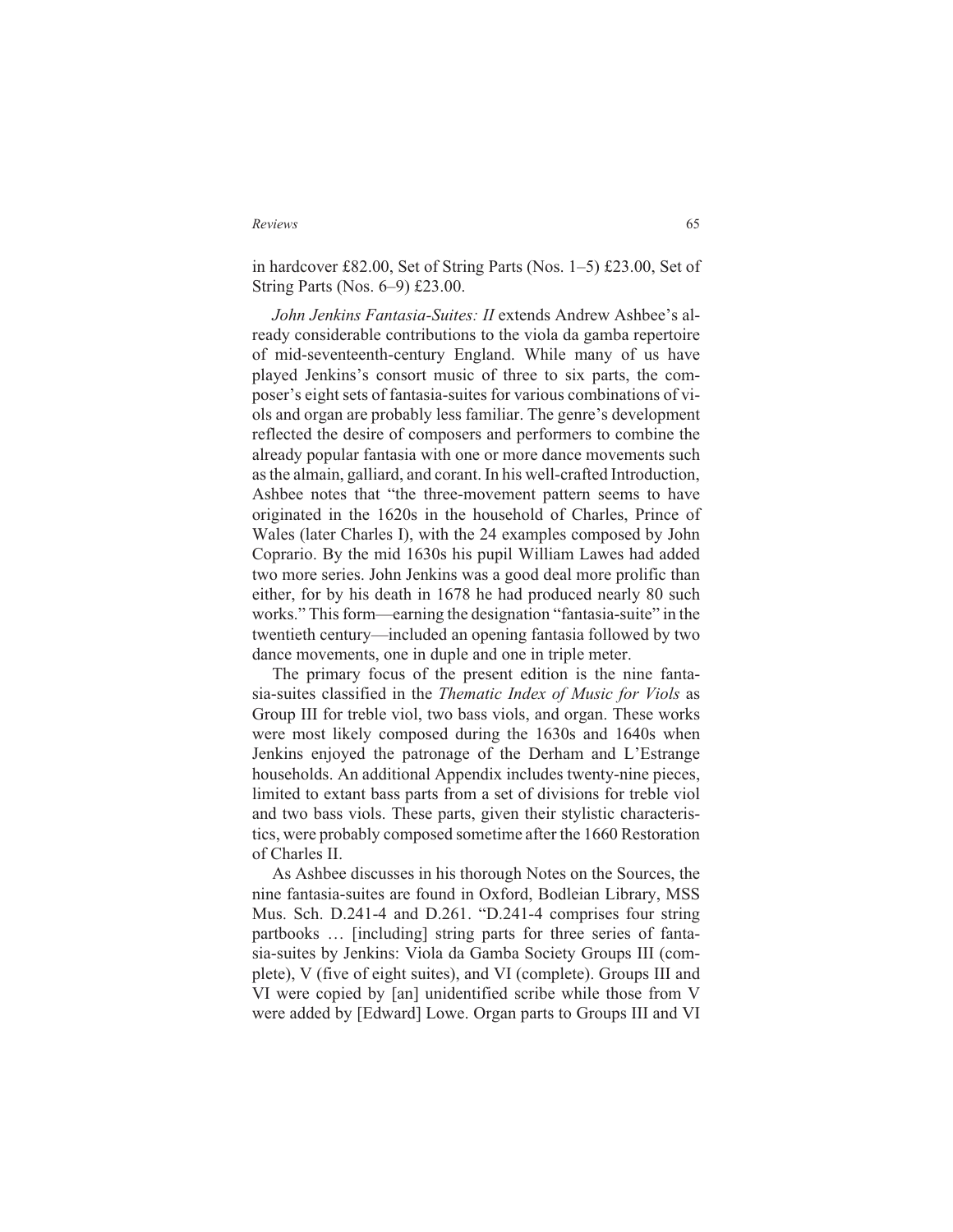in hardcover £82.00, Set of String Parts (Nos. 1–5) £23.00, Set of String Parts (Nos. 6–9) £23.00.

*John Jenkins Fantasia-Suites: II* extends Andrew Ashbee's already considerable contributions to the viola da gamba repertoire of mid-seventeenth-century England. While many of us have played Jenkins's consort music of three to six parts, the composer's eight sets of fantasia-suites for various combinations of viols and organ are probably less familiar. The genre's development reflected the desire of composers and performers to combine the already popular fantasia with one or more dance movements such as the almain, galliard, and corant. In his well-crafted Introduction, Ashbee notes that "the three-movement pattern seems to have originated in the 1620s in the household of Charles, Prince of Wales (later Charles I), with the 24 examples composed by John Coprario. By the mid 1630s his pupil William Lawes had added two more series. John Jenkins was a good deal more prolific than either, for by his death in 1678 he had produced nearly 80 such works." This form—earning the designation "fantasia-suite" in the twentieth century—included an opening fantasia followed by two dance movements, one in duple and one in triple meter.

The primary focus of the present edition is the nine fantasia-suites classified in the *Thematic Index of Music for Viols* as Group III for treble viol, two bass viols, and organ. These works were most likely composed during the 1630s and 1640s when Jenkins enjoyed the patronage of the Derham and L'Estrange households. An additional Appendix includes twenty-nine pieces, limited to extant bass parts from a set of divisions for treble viol and two bass viols. These parts, given their stylistic characteristics, were probably composed sometime after the 1660 Restoration of Charles II.

As Ashbee discusses in his thorough Notes on the Sources, the nine fantasia-suites are found in Oxford, Bodleian Library, MSS Mus. Sch. D.241-4 and D.261. "D.241-4 comprises four string partbooks … [including] string parts for three series of fantasia-suites by Jenkins: Viola da Gamba Society Groups III (complete), V (five of eight suites), and VI (complete). Groups III and VI were copied by [an] unidentified scribe while those from V were added by [Edward] Lowe. Organ parts to Groups III and VI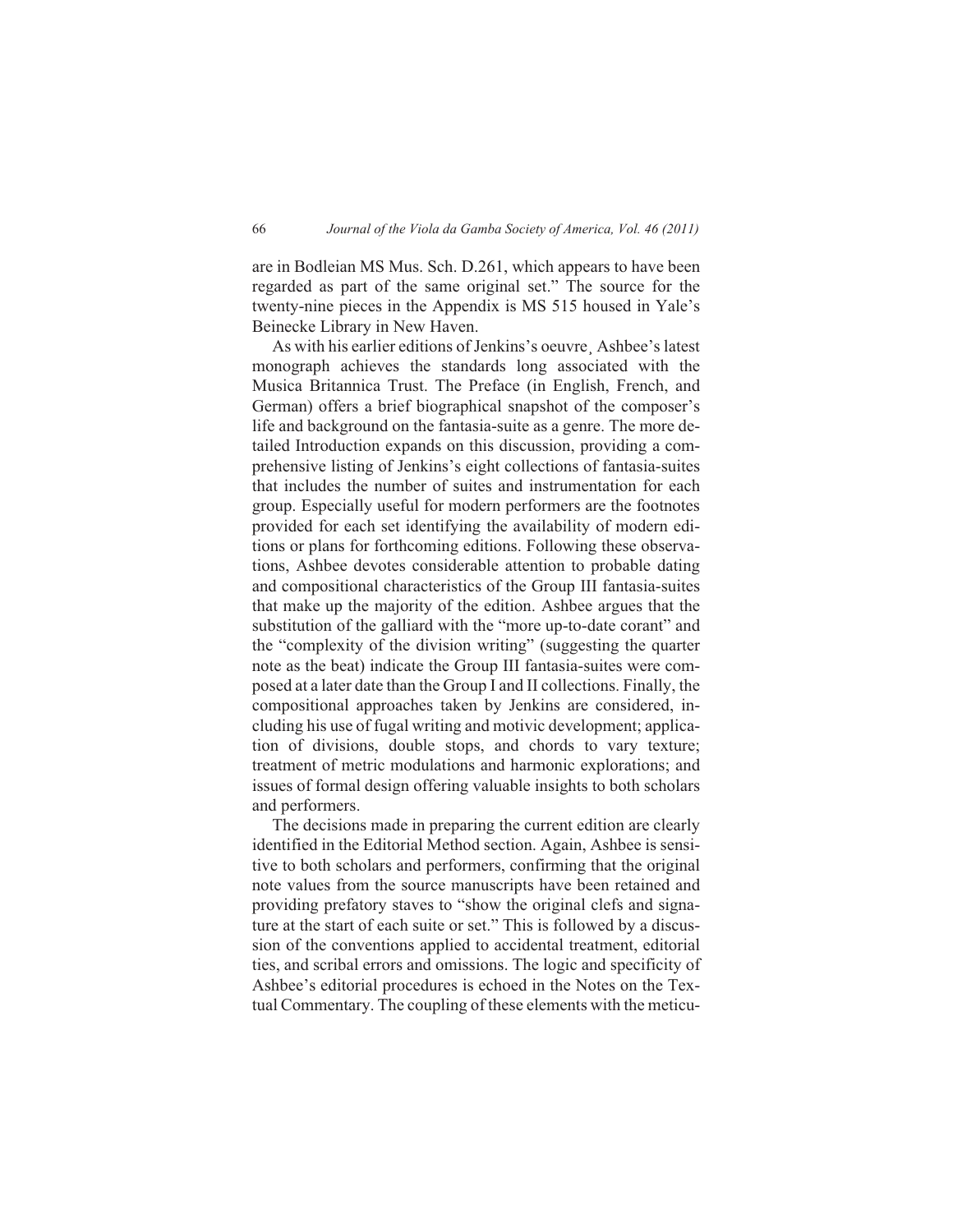are in Bodleian MS Mus. Sch. D.261, which appears to have been regarded as part of the same original set." The source for the twenty-nine pieces in the Appendix is MS 515 housed in Yale's Beinecke Library in New Haven.

As with his earlier editions of Jenkins's oeuvre¸ Ashbee's latest monograph achieves the standards long associated with the Musica Britannica Trust. The Preface (in English, French, and German) offers a brief biographical snapshot of the composer's life and background on the fantasia-suite as a genre. The more detailed Introduction expands on this discussion, providing a comprehensive listing of Jenkins's eight collections of fantasia-suites that includes the number of suites and instrumentation for each group. Especially useful for modern performers are the footnotes provided for each set identifying the availability of modern editions or plans for forthcoming editions. Following these observations, Ashbee devotes considerable attention to probable dating and compositional characteristics of the Group III fantasia-suites that make up the majority of the edition. Ashbee argues that the substitution of the galliard with the "more up-to-date corant" and the "complexity of the division writing" (suggesting the quarter note as the beat) indicate the Group III fantasia-suites were composed at a later date than the Group I and II collections. Finally, the compositional approaches taken by Jenkins are considered, including his use of fugal writing and motivic development; application of divisions, double stops, and chords to vary texture; treatment of metric modulations and harmonic explorations; and issues of formal design offering valuable insights to both scholars and performers.

The decisions made in preparing the current edition are clearly identified in the Editorial Method section. Again, Ashbee is sensitive to both scholars and performers, confirming that the original note values from the source manuscripts have been retained and providing prefatory staves to "show the original clefs and signature at the start of each suite or set." This is followed by a discussion of the conventions applied to accidental treatment, editorial ties, and scribal errors and omissions. The logic and specificity of Ashbee's editorial procedures is echoed in the Notes on the Textual Commentary. The coupling of these elements with the meticu-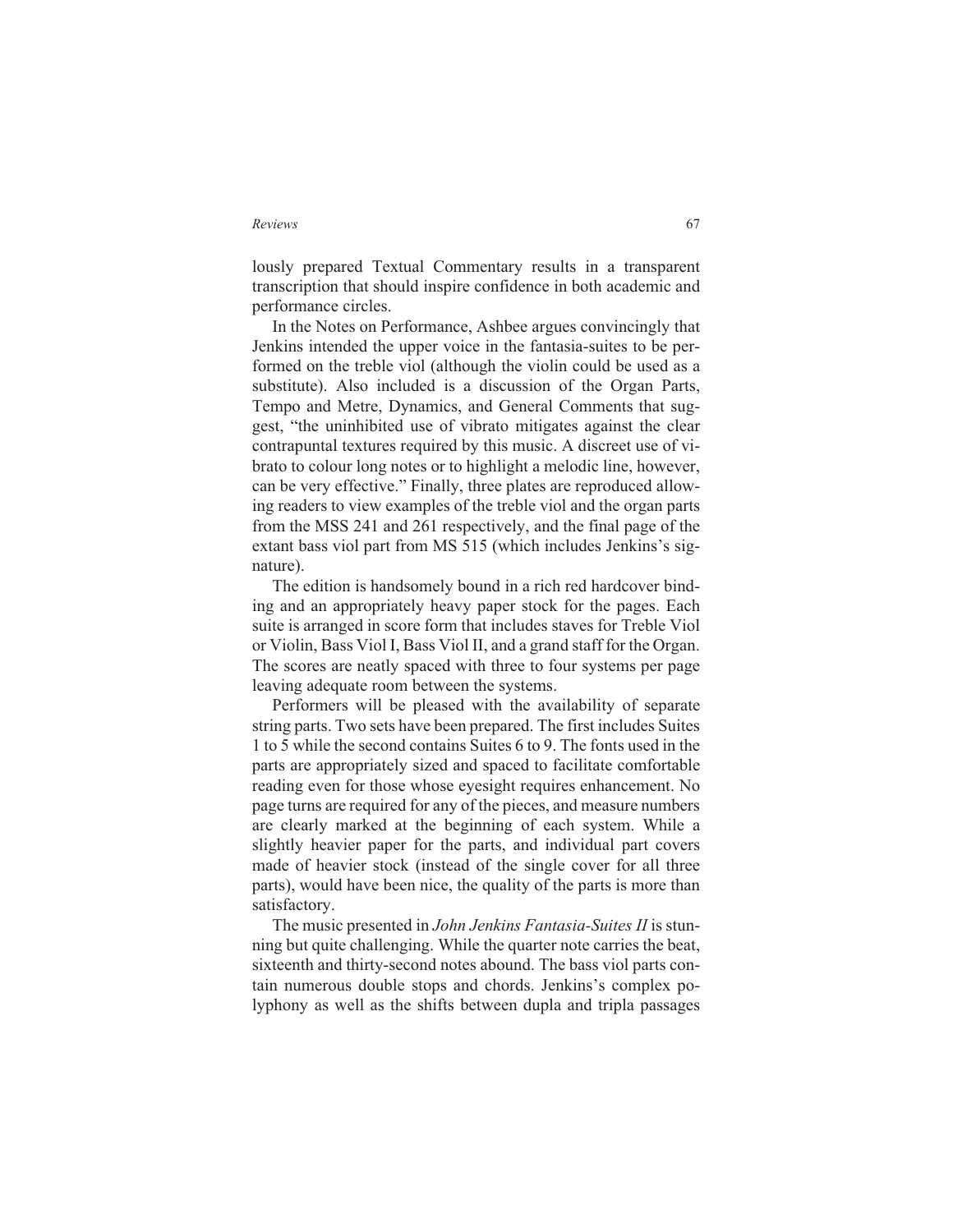lously prepared Textual Commentary results in a transparent transcription that should inspire confidence in both academic and performance circles.

In the Notes on Performance, Ashbee argues convincingly that Jenkins intended the upper voice in the fantasia-suites to be performed on the treble viol (although the violin could be used as a substitute). Also included is a discussion of the Organ Parts, Tempo and Metre, Dynamics, and General Comments that suggest, "the uninhibited use of vibrato mitigates against the clear contrapuntal textures required by this music. A discreet use of vibrato to colour long notes or to highlight a melodic line, however, can be very effective." Finally, three plates are reproduced allowing readers to view examples of the treble viol and the organ parts from the MSS 241 and 261 respectively, and the final page of the extant bass viol part from MS 515 (which includes Jenkins's signature).

The edition is handsomely bound in a rich red hardcover binding and an appropriately heavy paper stock for the pages. Each suite is arranged in score form that includes staves for Treble Viol or Violin, Bass Viol I, Bass Viol II, and a grand staff for the Organ. The scores are neatly spaced with three to four systems per page leaving adequate room between the systems.

Performers will be pleased with the availability of separate string parts. Two sets have been prepared. The first includes Suites 1 to 5 while the second contains Suites 6 to 9. The fonts used in the parts are appropriately sized and spaced to facilitate comfortable reading even for those whose eyesight requires enhancement. No page turns are required for any of the pieces, and measure numbers are clearly marked at the beginning of each system. While a slightly heavier paper for the parts, and individual part covers made of heavier stock (instead of the single cover for all three parts), would have been nice, the quality of the parts is more than satisfactory.

The music presented in *John Jenkins Fantasia-Suites II* is stunning but quite challenging. While the quarter note carries the beat, sixteenth and thirty-second notes abound. The bass viol parts contain numerous double stops and chords. Jenkins's complex polyphony as well as the shifts between dupla and tripla passages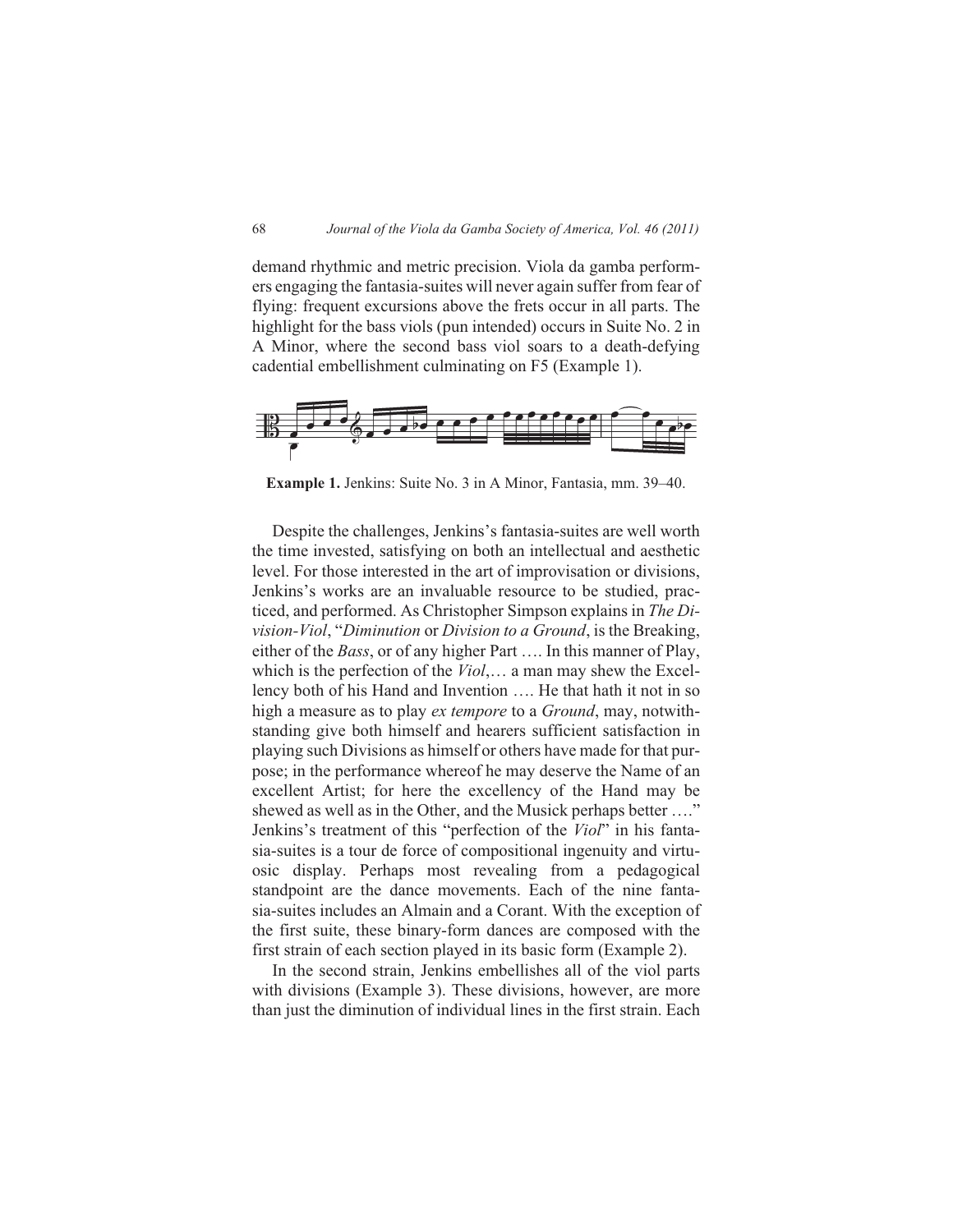demand rhythmic and metric precision. Viola da gamba performers engaging the fantasia-suites will never again suffer from fear of flying: frequent excursions above the frets occur in all parts. The highlight for the bass viols (pun intended) occurs in Suite No. 2 in A Minor, where the second bass viol soars to a death-defying cadential embellishment culminating on F5 (Example 1).

**Example 1.** Jenkins: Suite No. 3 in A Minor, Fantasia, mm. 39–40.

Despite the challenges, Jenkins's fantasia-suites are well worth the time invested, satisfying on both an intellectual and aesthetic level. For those interested in the art of improvisation or divisions, Jenkins's works are an invaluable resource to be studied, practiced, and performed. As Christopher Simpson explains in *The Division-Viol*, "*Diminution* or *Division to a Ground*, is the Breaking, either of the *Bass*, or of any higher Part …. In this manner of Play, which is the perfection of the *Viol*,… a man may shew the Excellency both of his Hand and Invention …. He that hath it not in so high a measure as to play *ex tempore* to a *Ground*, may, notwithstanding give both himself and hearers sufficient satisfaction in playing such Divisions as himself or others have made for that purpose; in the performance whereof he may deserve the Name of an excellent Artist; for here the excellency of the Hand may be shewed as well as in the Other, and the Musick perhaps better …." Jenkins's treatment of this "perfection of the *Viol*" in his fantasia-suites is a tour de force of compositional ingenuity and virtuosic display. Perhaps most revealing from a pedagogical standpoint are the dance movements. Each of the nine fantasia-suites includes an Almain and a Corant. With the exception of the first suite, these binary-form dances are composed with the first strain of each section played in its basic form (Example 2).

In the second strain, Jenkins embellishes all of the viol parts with divisions (Example 3). These divisions, however, are more than just the diminution of individual lines in the first strain. Each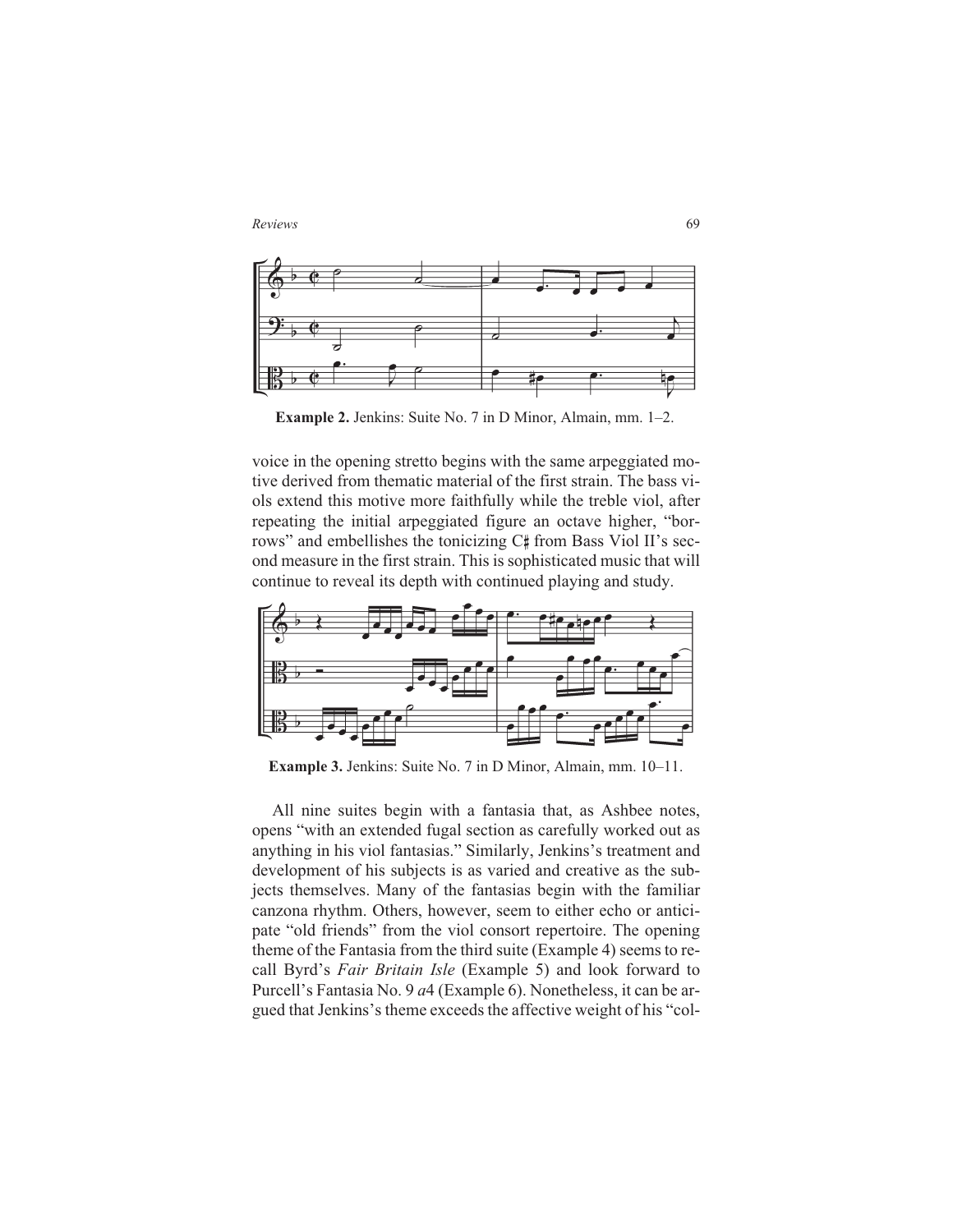**Example 2.** Jenkins: Suite No. 7 in D Minor, Almain, mm. 1–2.

voice in the opening stretto begins with the same arpeggiated motive derived from thematic material of the first strain. The bass viols extend this motive more faithfully while the treble viol, after repeating the initial arpeggiated figure an octave higher, "borrows" and embellishes the tonicizing C♯ from Bass Viol II's second measure in the first strain. This is sophisticated music that will continue to reveal its depth with continued playing and study.

**Example 3.** Jenkins: Suite No. 7 in D Minor, Almain, mm. 10–11.

All nine suites begin with a fantasia that, as Ashbee notes, opens "with an extended fugal section as carefully worked out as anything in his viol fantasias." Similarly, Jenkins's treatment and development of his subjects is as varied and creative as the subjects themselves. Many of the fantasias begin with the familiar canzona rhythm. Others, however, seem to either echo or anticipate "old friends" from the viol consort repertoire. The opening theme of the Fantasia from the third suite (Example 4) seems to recall Byrd's *Fair Britain Isle* (Example 5) and look forward to Purcell's Fantasia No. 9 *a*4 (Example 6). Nonetheless, it can be argued that Jenkins's theme exceeds the affective weight of his "col-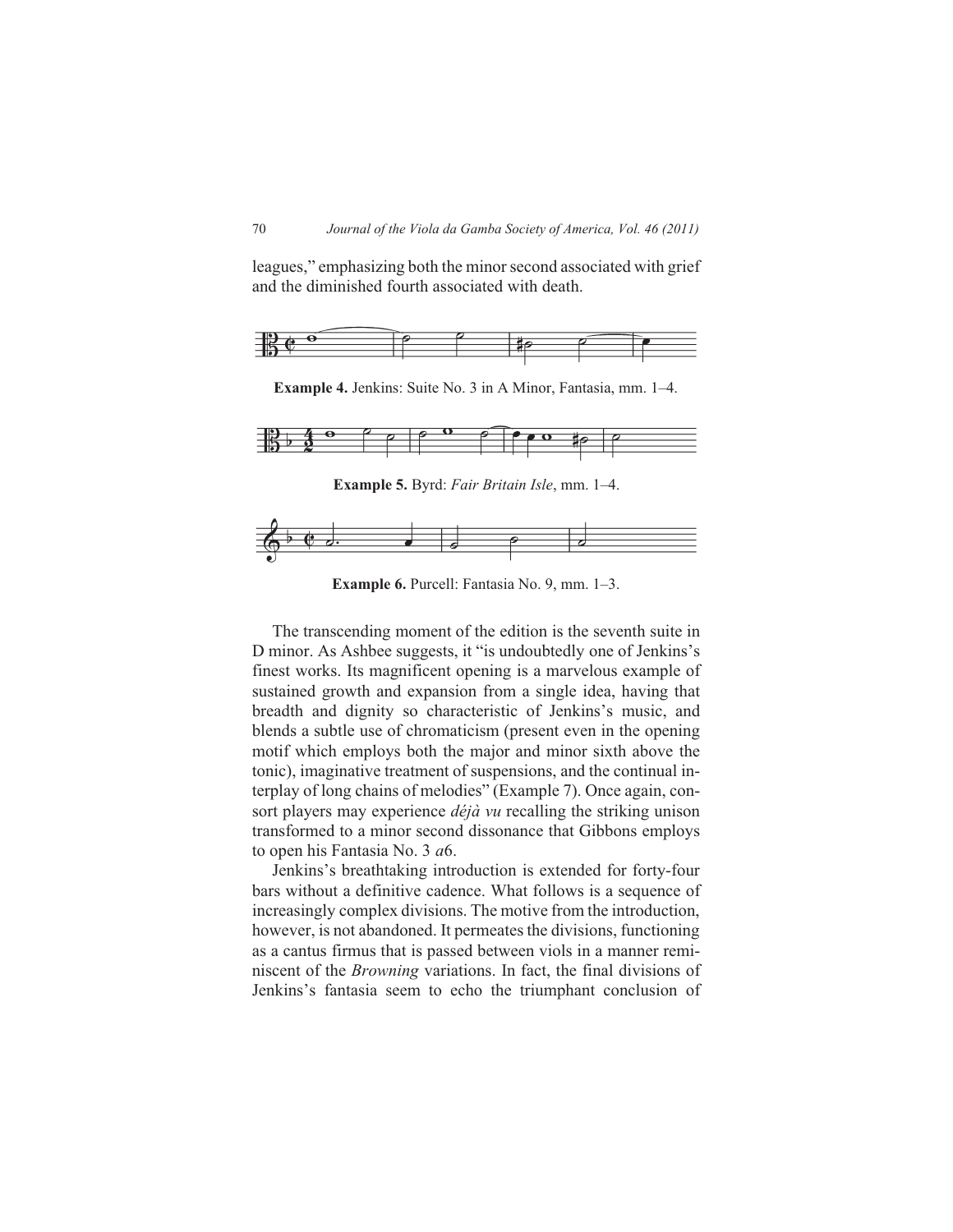leagues," emphasizing both the minor second associated with grief and the diminished fourth associated with death.

**Example 4.** Jenkins: Suite No. 3 in A Minor, Fantasia, mm. 1–4.

**Example 5.** Byrd: *Fair Britain Isle*, mm. 1–4.

**Example 6.** Purcell: Fantasia No. 9, mm. 1–3.

The transcending moment of the edition is the seventh suite in D minor. As Ashbee suggests, it "is undoubtedly one of Jenkins's finest works. Its magnificent opening is a marvelous example of sustained growth and expansion from a single idea, having that breadth and dignity so characteristic of Jenkins's music, and blends a subtle use of chromaticism (present even in the opening motif which employs both the major and minor sixth above the tonic), imaginative treatment of suspensions, and the continual interplay of long chains of melodies" (Example 7). Once again, consort players may experience *déjà vu* recalling the striking unison transformed to a minor second dissonance that Gibbons employs to open his Fantasia No. 3 *a*6.

Jenkins's breathtaking introduction is extended for forty-four bars without a definitive cadence. What follows is a sequence of increasingly complex divisions. The motive from the introduction, however, is not abandoned. It permeates the divisions, functioning as a cantus firmus that is passed between viols in a manner reminiscent of the *Browning* variations. In fact, the final divisions of Jenkins's fantasia seem to echo the triumphant conclusion of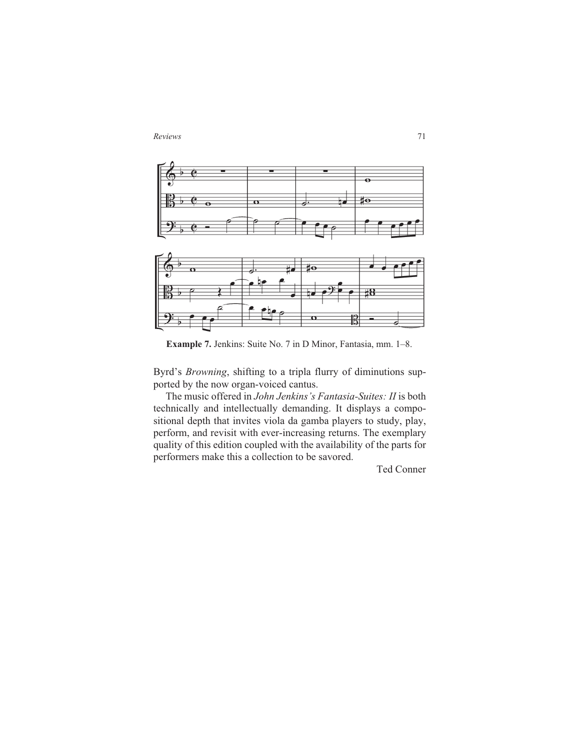**Example 7.** Jenkins: Suite No. 7 in D Minor, Fantasia, mm. 1–8.

Byrd's *Browning*, shifting to a tripla flurry of diminutions supported by the now organ-voiced cantus.

The music offered in *John Jenkins's Fantasia-Suites: II* is both technically and intellectually demanding. It displays a compositional depth that invites viola da gamba players to study, play, perform, and revisit with ever-increasing returns. The exemplary quality of this edition coupled with the availability of the parts for performers make this a collection to be savored.

Ted Conner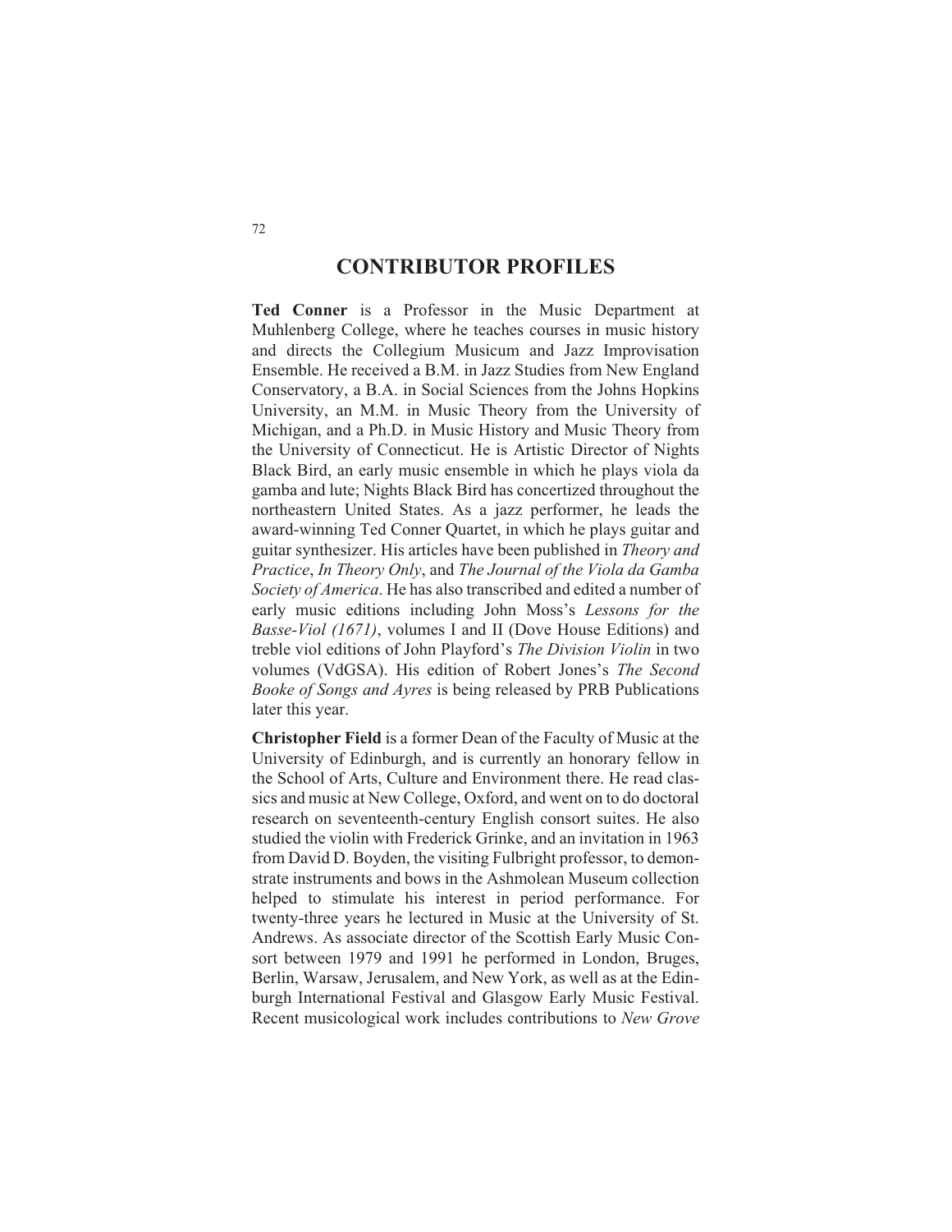# CONTRIBUTOR PROFILES

**Ted Conner** is a Professor in the Music Department at Muhlenberg College, where he teaches courses in music history and directs the Collegium Musicum and Jazz Improvisation Ensemble. He received a B.M. in Jazz Studies from New England Conservatory, a B.A. in Social Sciences from the Johns Hopkins University, an M.M. in Music Theory from the University of Michigan, and a Ph.D. in Music History and Music Theory from the University of Connecticut. He is Artistic Director of Nights Black Bird, an early music ensemble in which he plays viola da gamba and lute; Nights Black Bird has concertized throughout the northeastern United States. As a jazz performer, he leads the award-winning Ted Conner Quartet, in which he plays guitar and guitar synthesizer. His articles have been published in *Theory and Practice*, *In Theory Only*, and *The Journal of the Viola da Gamba Society of America*. He has also transcribed and edited a number of early music editions including John Moss's *Lessons for the Basse-Viol (1671)*, volumes I and II (Dove House Editions) and treble viol editions of John Playford's *The Division Violin* in two volumes (VdGSA). His edition of Robert Jones's *The Second Booke of Songs and Ayres* is being released by PRB Publications later this year.

**Christopher Field** is a former Dean of the Faculty of Music at the University of Edinburgh, and is currently an honorary fellow in the School of Arts, Culture and Environment there. He read classics and music at New College, Oxford, and went on to do doctoral research on seventeenth-century English consort suites. He also studied the violin with Frederick Grinke, and an invitation in 1963 from David D. Boyden, the visiting Fulbright professor, to demonstrate instruments and bows in the Ashmolean Museum collection helped to stimulate his interest in period performance. For twenty-three years he lectured in Music at the University of St. Andrews. As associate director of the Scottish Early Music Consort between 1979 and 1991 he performed in London, Bruges, Berlin, Warsaw, Jerusalem, and New York, as well as at the Edinburgh International Festival and Glasgow Early Music Festival. Recent musicological work includes contributions to *New Grove*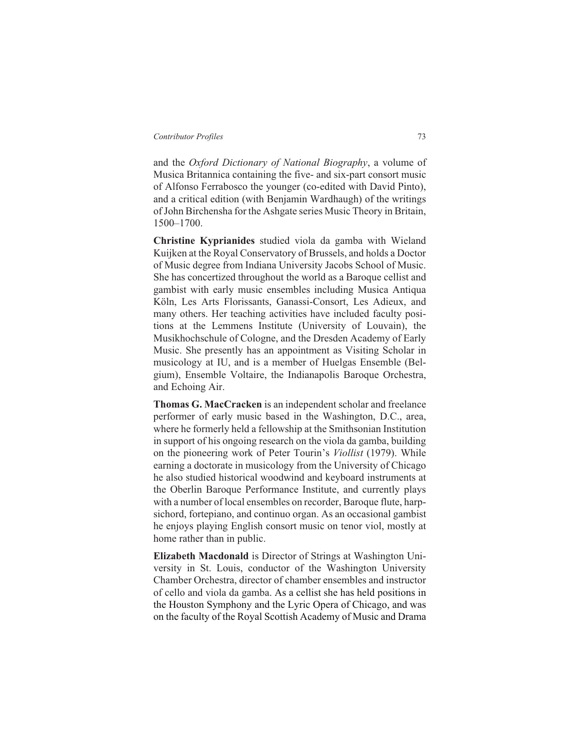and the *Oxford Dictionary of National Biography*, a volume of Musica Britannica containing the five- and six-part consort music of Alfonso Ferrabosco the younger (co-edited with David Pinto), and a critical edition (with Benjamin Wardhaugh) of the writings of John Birchensha for the Ashgate series Music Theory in Britain, 1500–1700.

**Christine Kyprianides** studied viola da gamba with Wieland Kuijken at the Royal Conservatory of Brussels, and holds a Doctor of Music degree from Indiana University Jacobs School of Music. She has concertized throughout the world as a Baroque cellist and gambist with early music ensembles including Musica Antiqua Köln, Les Arts Florissants, Ganassi-Consort, Les Adieux, and many others. Her teaching activities have included faculty positions at the Lemmens Institute (University of Louvain), the Musikhochschule of Cologne, and the Dresden Academy of Early Music. She presently has an appointment as Visiting Scholar in musicology at IU, and is a member of Huelgas Ensemble (Belgium), Ensemble Voltaire, the Indianapolis Baroque Orchestra, and Echoing Air.

**Thomas G. MacCracken** is an independent scholar and freelance performer of early music based in the Washington, D.C., area, where he formerly held a fellowship at the Smithsonian Institution in support of his ongoing research on the viola da gamba, building on the pioneering work of Peter Tourin's *Viollist* (1979). While earning a doctorate in musicology from the University of Chicago he also studied historical woodwind and keyboard instruments at the Oberlin Baroque Performance Institute, and currently plays with a number of local ensembles on recorder, Baroque flute, harpsichord, fortepiano, and continuo organ. As an occasional gambist he enjoys playing English consort music on tenor viol, mostly at home rather than in public.

**Elizabeth Macdonald** is Director of Strings at Washington University in St. Louis, conductor of the Washington University Chamber Orchestra, director of chamber ensembles and instructor of cello and viola da gamba. As a cellist she has held positions in the Houston Symphony and the Lyric Opera of Chicago, and was on the faculty of the Royal Scottish Academy of Music and Drama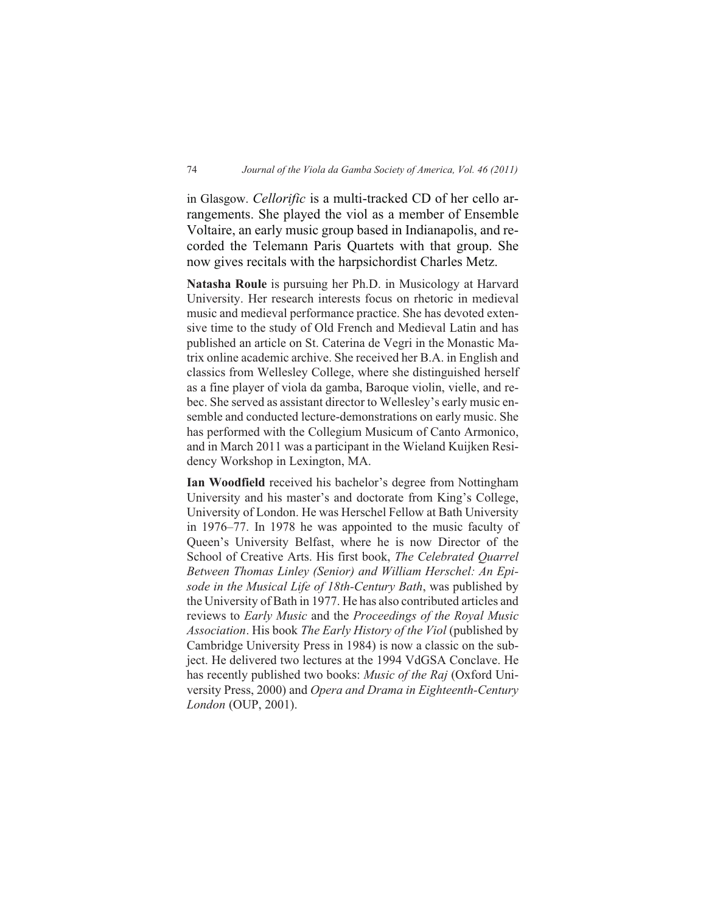in Glasgow. *Cellorific* is a multi-tracked CD of her cello arrangements. She played the viol as a member of Ensemble Voltaire, an early music group based in Indianapolis, and recorded the Telemann Paris Quartets with that group. She now gives recitals with the harpsichordist Charles Metz.

**Natasha Roule** is pursuing her Ph.D. in Musicology at Harvard University. Her research interests focus on rhetoric in medieval music and medieval performance practice. She has devoted extensive time to the study of Old French and Medieval Latin and has published an article on St. Caterina de Vegri in the Monastic Matrix online academic archive. She received her B.A. in English and classics from Wellesley College, where she distinguished herself as a fine player of viola da gamba, Baroque violin, vielle, and rebec. She served as assistant director to Wellesley's early music ensemble and conducted lecture-demonstrations on early music. She has performed with the Collegium Musicum of Canto Armonico, and in March 2011 was a participant in the Wieland Kuijken Residency Workshop in Lexington, MA.

**Ian Woodfield** received his bachelor's degree from Nottingham University and his master's and doctorate from King's College, University of London. He was Herschel Fellow at Bath University in 1976–77. In 1978 he was appointed to the music faculty of Queen's University Belfast, where he is now Director of the School of Creative Arts. His first book, *The Celebrated Quarrel Between Thomas Linley (Senior) and William Herschel: An Episode in the Musical Life of 18th-Century Bath*, was published by the University of Bath in 1977. He has also contributed articles and reviews to *Early Music* and the *Proceedings of the Royal Music Association*. His book *The Early History of the Viol* (published by Cambridge University Press in 1984) is now a classic on the subject. He delivered two lectures at the 1994 VdGSA Conclave. He has recently published two books: *Music of the Raj* (Oxford University Press, 2000) and *Opera and Drama in Eighteenth-Century London* (OUP, 2001).